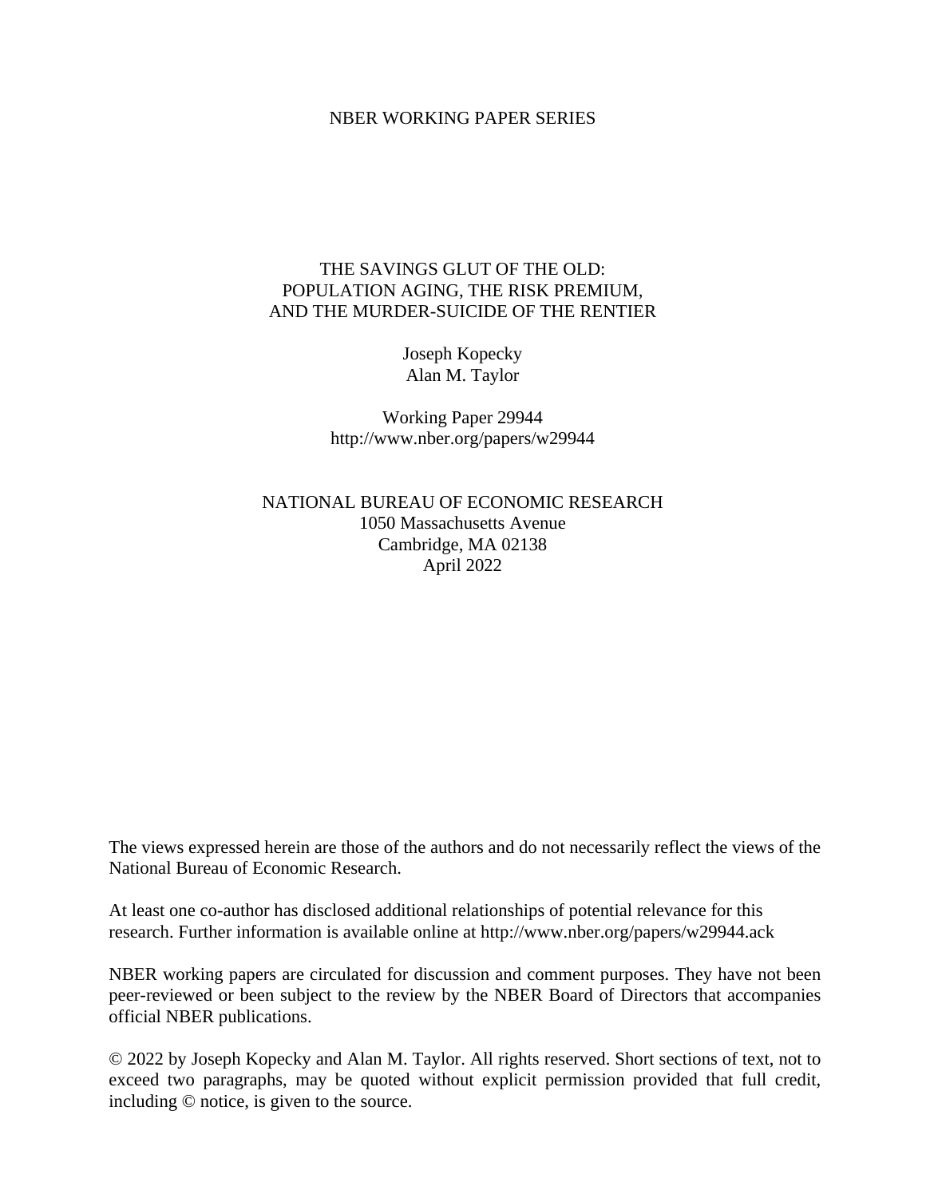NBER WORKING PAPER SERIES

# THE SAVINGS GLUT OF THE OLD: POPULATION AGING, THE RISK PREMIUM, AND THE MURDER-SUICIDE OF THE RENTIER

Joseph Kopecky
Alan M. Taylor

Working Paper 29944
http://www.nber.org/papers/w29944

NATIONAL BUREAU OF ECONOMIC RESEARCH
1050 Massachusetts Avenue
Cambridge, MA 02138
April 2022

The views expressed herein are those of the authors and do not necessarily reflect the views of the National Bureau of Economic Research.

At least one co-author has disclosed additional relationships of potential relevance for this research. Further information is available online at http://www.nber.org/papers/w29944.ack

NBER working papers are circulated for discussion and comment purposes. They have not been peer-reviewed or been subject to the review by the NBER Board of Directors that accompanies official NBER publications.

© 2022 by Joseph Kopecky and Alan M. Taylor. All rights reserved. Short sections of text, not to exceed two paragraphs, may be quoted without explicit permission provided that full credit, including © notice, is given to the source.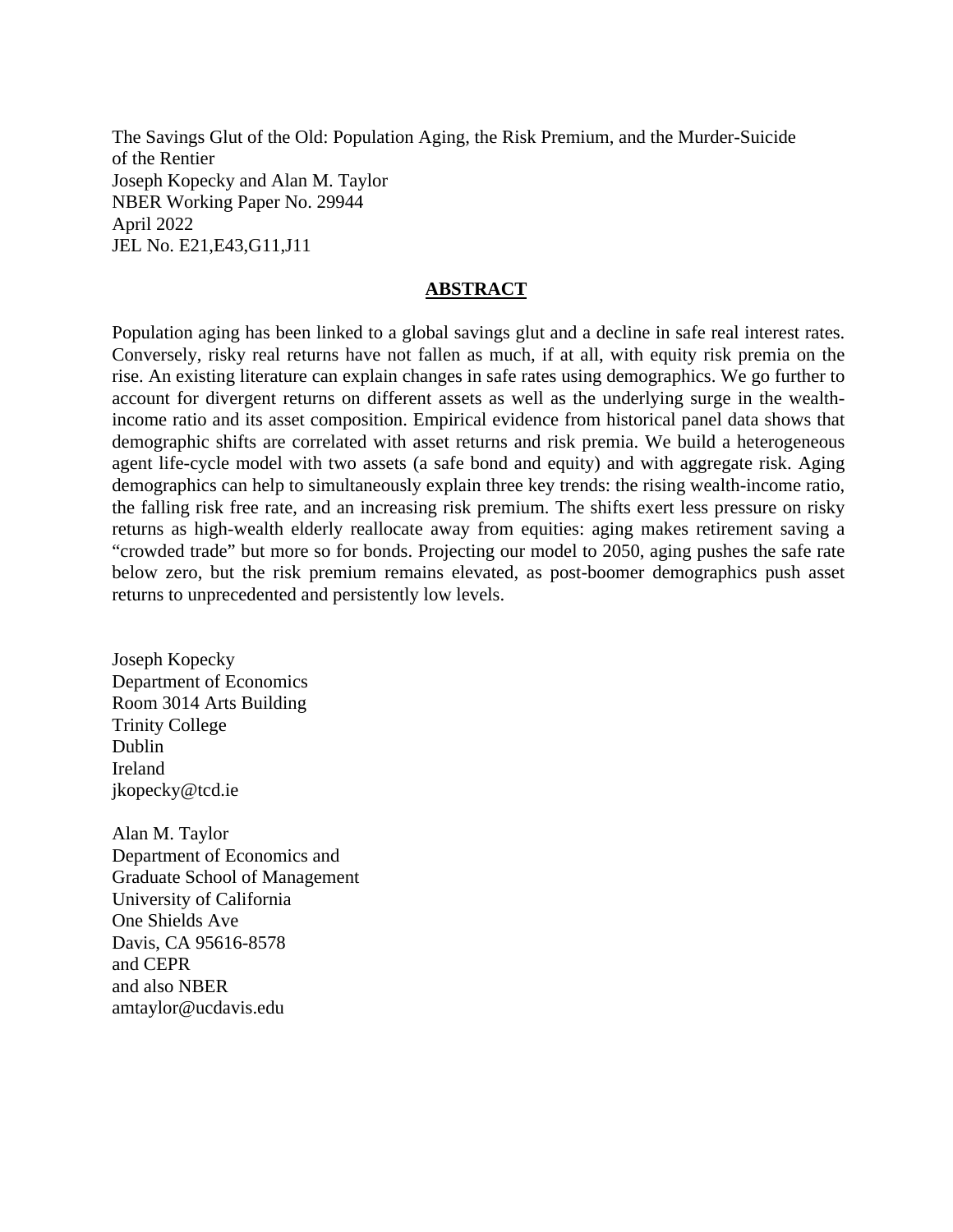The Savings Glut of the Old: Population Aging, the Risk Premium, and the Murder-Suicide of the Rentier
Joseph Kopecky and Alan M. Taylor
NBER Working Paper No. 29944
April 2022
JEL No. E21,E43,G11,J11

## ABSTRACT

Population aging has been linked to a global savings glut and a decline in safe real interest rates. Conversely, risky real returns have not fallen as much, if at all, with equity risk premia on the rise. An existing literature can explain changes in safe rates using demographics. We go further to account for divergent returns on different assets as well as the underlying surge in the wealth-income ratio and its asset composition. Empirical evidence from historical panel data shows that demographic shifts are correlated with asset returns and risk premia. We build a heterogeneous agent life-cycle model with two assets (a safe bond and equity) and with aggregate risk. Aging demographics can help to simultaneously explain three key trends: the rising wealth-income ratio, the falling risk free rate, and an increasing risk premium. The shifts exert less pressure on risky returns as high-wealth elderly reallocate away from equities: aging makes retirement saving a "crowded trade" but more so for bonds. Projecting our model to 2050, aging pushes the safe rate below zero, but the risk premium remains elevated, as post-boomer demographics push asset returns to unprecedented and persistently low levels.

Joseph Kopecky
Department of Economics
Room 3014 Arts Building
Trinity College
Dublin
Ireland
jkopecky@tcd.ie

Alan M. Taylor
Department of Economics and
Graduate School of Management
University of California
One Shields Ave
Davis, CA 95616-8578
and CEPR
and also NBER
amtaylor@ucdavis.edu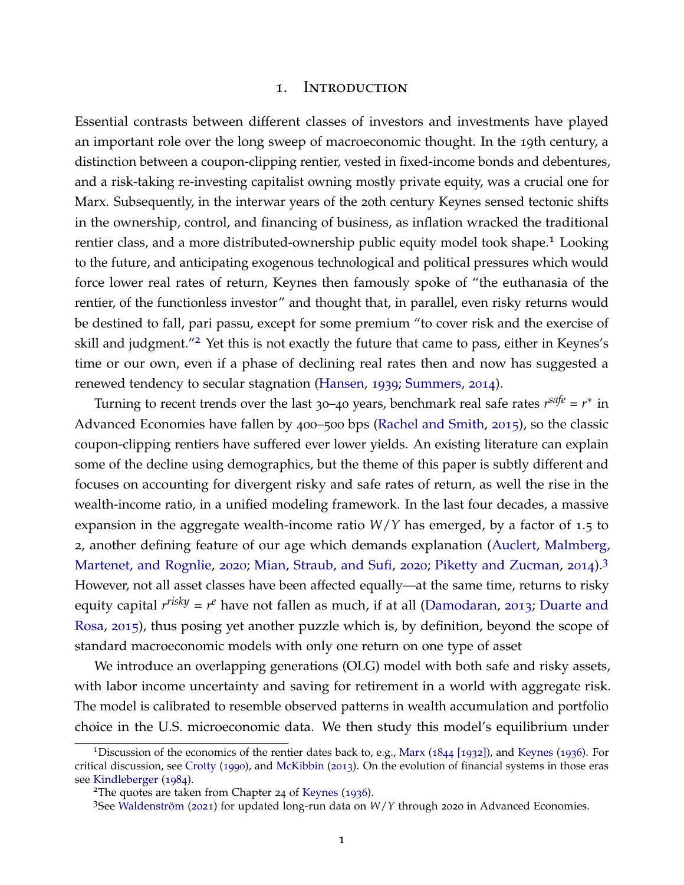# 1. Introduction

Essential contrasts between different classes of investors and investments have played an important role over the long sweep of macroeconomic thought. In the 19th century, a distinction between a coupon-clipping rentier, vested in fixed-income bonds and debentures, and a risk-taking re-investing capitalist owning mostly private equity, was a crucial one for Marx. Subsequently, in the interwar years of the 20th century Keynes sensed tectonic shifts in the ownership, control, and financing of business, as inflation wracked the traditional rentier class, and a more distributed-ownership public equity model took shape.[1] Looking to the future, and anticipating exogenous technological and political pressures which would force lower real rates of return, Keynes then famously spoke of "the euthanasia of the rentier, of the functionless investor" and thought that, in parallel, even risky returns would be destined to fall, pari passu, except for some premium "to cover risk and the exercise of skill and judgment."[2] Yet this is not exactly the future that came to pass, either in Keynes's time or our own, even if a phase of declining real rates then and now has suggested a renewed tendency to secular stagnation (Hansen, 1939; Summers, 2014).

Turning to recent trends over the last 30–40 years, benchmark real safe rates $r^{safe} = r^{*}$ in Advanced Economies have fallen by 400–500 bps (Rachel and Smith, 2015), so the classic coupon-clipping rentiers have suffered ever lower yields. An existing literature can explain some of the decline using demographics, but the theme of this paper is subtly different and focuses on accounting for divergent risky and safe rates of return, as well the rise in the wealth-income ratio, in a unified modeling framework. In the last four decades, a massive expansion in the aggregate wealth-income ratio $W/Y$ has emerged, by a factor of 1.5 to 2, another defining feature of our age which demands explanation (Auclert, Malmberg, Martenet, and Rognlie, 2020; Mian, Straub, and Sufi, 2020; Piketty and Zucman, 2014).[3] However, not all asset classes have been affected equally—at the same time, returns to risky equity capital $r^{risky} = r^{e}$ have not fallen as much, if at all (Damodaran, 2013; Duarte and Rosa, 2015), thus posing yet another puzzle which is, by definition, beyond the scope of standard macroeconomic models with only one return on one type of asset

We introduce an overlapping generations (OLG) model with both safe and risky assets, with labor income uncertainty and saving for retirement in a world with aggregate risk. The model is calibrated to resemble observed patterns in wealth accumulation and portfolio choice in the U.S. microeconomic data. We then study this model's equilibrium under

[1] Discussion of the economics of the rentier dates back to, e.g., Marx (1844 [1932]), and Keynes (1936). For critical discussion, see Crotty (1990), and McKibbin (2013). On the evolution of financial systems in those eras see Kindleberger (1984).

[2] The quotes are taken from Chapter 24 of Keynes (1936).

[3] See Waldenström (2021) for updated long-run data on $W/Y$ through 2020 in Advanced Economies.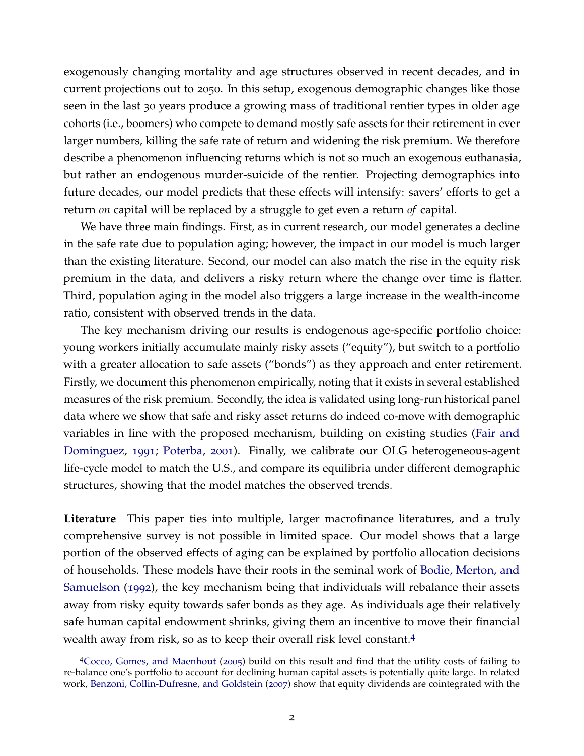exogenously changing mortality and age structures observed in recent decades, and in current projections out to 2050. In this setup, exogenous demographic changes like those seen in the last 30 years produce a growing mass of traditional rentier types in older age cohorts (i.e., boomers) who compete to demand mostly safe assets for their retirement in ever larger numbers, killing the safe rate of return and widening the risk premium. We therefore describe a phenomenon influencing returns which is not so much an exogenous euthanasia, but rather an endogenous murder-suicide of the rentier. Projecting demographics into future decades, our model predicts that these effects will intensify: savers' efforts to get a return *on* capital will be replaced by a struggle to get even a return *of* capital.

We have three main findings. First, as in current research, our model generates a decline in the safe rate due to population aging; however, the impact in our model is much larger than the existing literature. Second, our model can also match the rise in the equity risk premium in the data, and delivers a risky return where the change over time is flatter. Third, population aging in the model also triggers a large increase in the wealth-income ratio, consistent with observed trends in the data.

The key mechanism driving our results is endogenous age-specific portfolio choice: young workers initially accumulate mainly risky assets ("equity"), but switch to a portfolio with a greater allocation to safe assets ("bonds") as they approach and enter retirement. Firstly, we document this phenomenon empirically, noting that it exists in several established measures of the risk premium. Secondly, the idea is validated using long-run historical panel data where we show that safe and risky asset returns do indeed co-move with demographic variables in line with the proposed mechanism, building on existing studies (Fair and Dominguez, 1991; Poterba, 2001). Finally, we calibrate our OLG heterogeneous-agent life-cycle model to match the U.S., and compare its equilibria under different demographic structures, showing that the model matches the observed trends.

**Literature** This paper ties into multiple, larger macrofinance literatures, and a truly comprehensive survey is not possible in limited space. Our model shows that a large portion of the observed effects of aging can be explained by portfolio allocation decisions of households. These models have their roots in the seminal work of Bodie, Merton, and Samuelson (1992), the key mechanism being that individuals will rebalance their assets away from risky equity towards safer bonds as they age. As individuals age their relatively safe human capital endowment shrinks, giving them an incentive to move their financial wealth away from risk, so as to keep their overall risk level constant.[4]

[4] Cocco, Gomes, and Maenhout (2005) build on this result and find that the utility costs of failing to re-balance one's portfolio to account for declining human capital assets is potentially quite large. In related work, Benzoni, Collin-Dufresne, and Goldstein (2007) show that equity dividends are cointegrated with the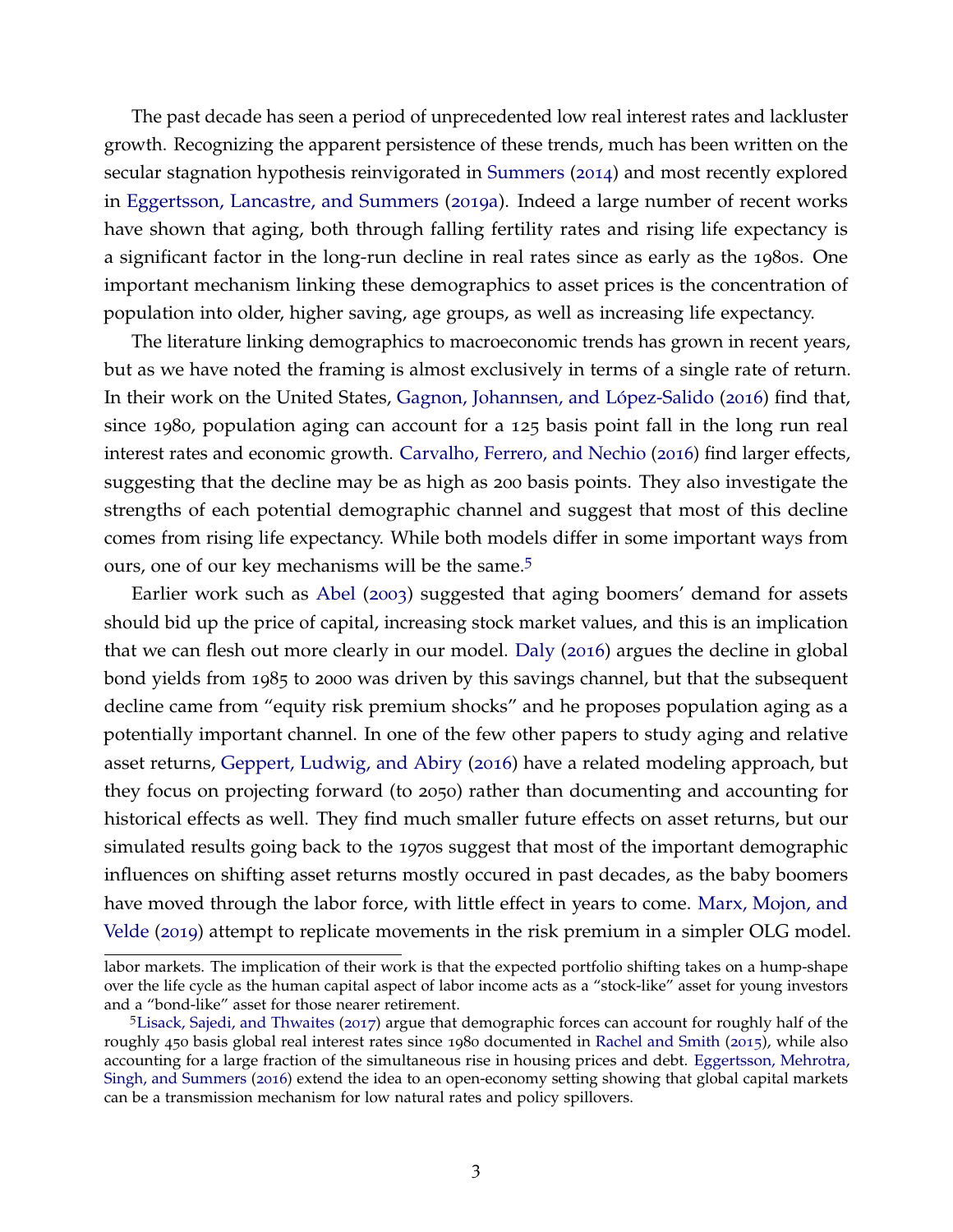The past decade has seen a period of unprecedented low real interest rates and lackluster growth. Recognizing the apparent persistence of these trends, much has been written on the secular stagnation hypothesis reinvigorated in Summers (2014) and most recently explored in Eggertsson, Lancastre, and Summers (2019a). Indeed a large number of recent works have shown that aging, both through falling fertility rates and rising life expectancy is a significant factor in the long-run decline in real rates since as early as the 1980s. One important mechanism linking these demographics to asset prices is the concentration of population into older, higher saving, age groups, as well as increasing life expectancy.

The literature linking demographics to macroeconomic trends has grown in recent years, but as we have noted the framing is almost exclusively in terms of a single rate of return. In their work on the United States, Gagnon, Johannsen, and López-Salido (2016) find that, since 1980, population aging can account for a 125 basis point fall in the long run real interest rates and economic growth. Carvalho, Ferrero, and Nechio (2016) find larger effects, suggesting that the decline may be as high as 200 basis points. They also investigate the strengths of each potential demographic channel and suggest that most of this decline comes from rising life expectancy. While both models differ in some important ways from ours, one of our key mechanisms will be the same.[5]

Earlier work such as Abel (2003) suggested that aging boomers' demand for assets should bid up the price of capital, increasing stock market values, and this is an implication that we can flesh out more clearly in our model. Daly (2016) argues the decline in global bond yields from 1985 to 2000 was driven by this savings channel, but that the subsequent decline came from "equity risk premium shocks" and he proposes population aging as a potentially important channel. In one of the few other papers to study aging and relative asset returns, Geppert, Ludwig, and Abiry (2016) have a related modeling approach, but they focus on projecting forward (to 2050) rather than documenting and accounting for historical effects as well. They find much smaller future effects on asset returns, but our simulated results going back to the 1970s suggest that most of the important demographic influences on shifting asset returns mostly occured in past decades, as the baby boomers have moved through the labor force, with little effect in years to come. Marx, Mojon, and Velde (2019) attempt to replicate movements in the risk premium in a simpler OLG model.

---

labor markets. The implication of their work is that the expected portfolio shifting takes on a hump-shape over the life cycle as the human capital aspect of labor income acts as a "stock-like" asset for young investors and a "bond-like" asset for those nearer retirement.

[5] Lisack, Sajedi, and Thwaites (2017) argue that demographic forces can account for roughly half of the roughly 450 basis global real interest rates since 1980 documented in Rachel and Smith (2015), while also accounting for a large fraction of the simultaneous rise in housing prices and debt. Eggertsson, Mehrotra, Singh, and Summers (2016) extend the idea to an open-economy setting showing that global capital markets can be a transmission mechanism for low natural rates and policy spillovers.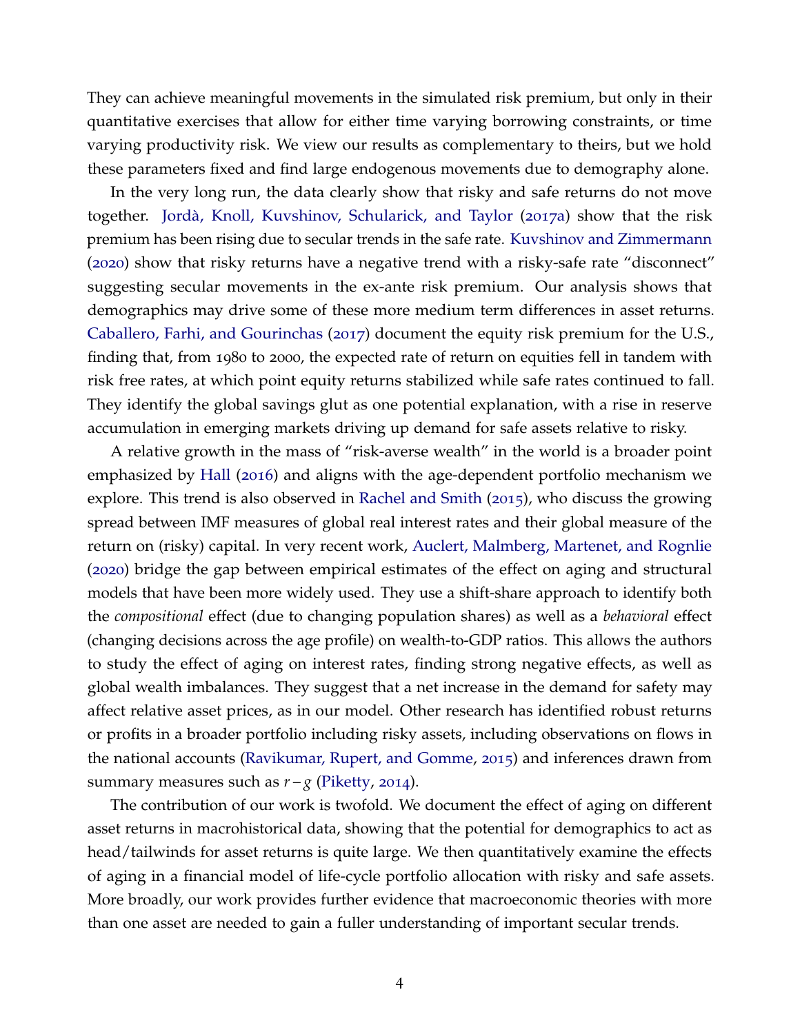They can achieve meaningful movements in the simulated risk premium, but only in their quantitative exercises that allow for either time varying borrowing constraints, or time varying productivity risk. We view our results as complementary to theirs, but we hold these parameters fixed and find large endogenous movements due to demography alone.

In the very long run, the data clearly show that risky and safe returns do not move together. Jordà, Knoll, Kuvshinov, Schularick, and Taylor (2017a) show that the risk premium has been rising due to secular trends in the safe rate. Kuvshinov and Zimmermann (2020) show that risky returns have a negative trend with a risky-safe rate "disconnect" suggesting secular movements in the ex-ante risk premium. Our analysis shows that demographics may drive some of these more medium term differences in asset returns. Caballero, Farhi, and Gourinchas (2017) document the equity risk premium for the U.S., finding that, from 1980 to 2000, the expected rate of return on equities fell in tandem with risk free rates, at which point equity returns stabilized while safe rates continued to fall. They identify the global savings glut as one potential explanation, with a rise in reserve accumulation in emerging markets driving up demand for safe assets relative to risky.

A relative growth in the mass of "risk-averse wealth" in the world is a broader point emphasized by Hall (2016) and aligns with the age-dependent portfolio mechanism we explore. This trend is also observed in Rachel and Smith (2015), who discuss the growing spread between IMF measures of global real interest rates and their global measure of the return on (risky) capital. In very recent work, Auclert, Malmberg, Martenet, and Rognlie (2020) bridge the gap between empirical estimates of the effect on aging and structural models that have been more widely used. They use a shift-share approach to identify both the *compositional* effect (due to changing population shares) as well as a *behavioral* effect (changing decisions across the age profile) on wealth-to-GDP ratios. This allows the authors to study the effect of aging on interest rates, finding strong negative effects, as well as global wealth imbalances. They suggest that a net increase in the demand for safety may affect relative asset prices, as in our model. Other research has identified robust returns or profits in a broader portfolio including risky assets, including observations on flows in the national accounts (Ravikumar, Rupert, and Gomme, 2015) and inferences drawn from summary measures such as $r - g$ (Piketty, 2014).

The contribution of our work is twofold. We document the effect of aging on different asset returns in macrohistorical data, showing that the potential for demographics to act as head/tailwinds for asset returns is quite large. We then quantitatively examine the effects of aging in a financial model of life-cycle portfolio allocation with risky and safe assets. More broadly, our work provides further evidence that macroeconomic theories with more than one asset are needed to gain a fuller understanding of important secular trends.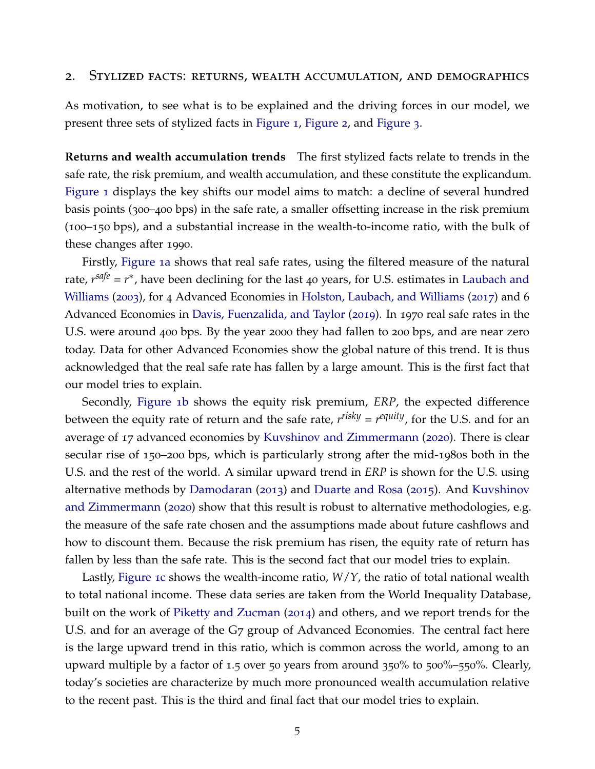## 2. Stylized facts: returns, wealth accumulation, and demographics

As motivation, to see what is to be explained and the driving forces in our model, we present three sets of stylized facts in Figure 1, Figure 2, and Figure 3.

**Returns and wealth accumulation trends** The first stylized facts relate to trends in the safe rate, the risk premium, and wealth accumulation, and these constitute the explicandum. Figure 1 displays the key shifts our model aims to match: a decline of several hundred basis points (300–400 bps) in the safe rate, a smaller offsetting increase in the risk premium (100–150 bps), and a substantial increase in the wealth-to-income ratio, with the bulk of these changes after 1990.

Firstly, Figure 1a shows that real safe rates, using the filtered measure of the natural rate, $r^{safe} = r^{*}$, have been declining for the last 40 years, for U.S. estimates in Laubach and Williams (2003), for 4 Advanced Economies in Holston, Laubach, and Williams (2017) and 6 Advanced Economies in Davis, Fuenzalida, and Taylor (2019). In 1970 real safe rates in the U.S. were around 400 bps. By the year 2000 they had fallen to 200 bps, and are near zero today. Data for other Advanced Economies show the global nature of this trend. It is thus acknowledged that the real safe rate has fallen by a large amount. This is the first fact that our model tries to explain.

Secondly, Figure 1b shows the equity risk premium, *ERP*, the expected difference between the equity rate of return and the safe rate, $r^{risky} = r^{equity}$, for the U.S. and for an average of 17 advanced economies by Kuvshinov and Zimmermann (2020). There is clear secular rise of 150–200 bps, which is particularly strong after the mid-1980s both in the U.S. and the rest of the world. A similar upward trend in *ERP* is shown for the U.S. using alternative methods by Damodaran (2013) and Duarte and Rosa (2015). And Kuvshinov and Zimmermann (2020) show that this result is robust to alternative methodologies, e.g. the measure of the safe rate chosen and the assumptions made about future cashflows and how to discount them. Because the risk premium has risen, the equity rate of return has fallen by less than the safe rate. This is the second fact that our model tries to explain.

Lastly, Figure 1c shows the wealth-income ratio, $W/Y$, the ratio of total national wealth to total national income. These data series are taken from the World Inequality Database, built on the work of Piketty and Zucman (2014) and others, and we report trends for the U.S. and for an average of the G7 group of Advanced Economies. The central fact here is the large upward trend in this ratio, which is common across the world, among to an upward multiple by a factor of 1.5 over 50 years from around 350% to 500%–550%. Clearly, today's societies are characterize by much more pronounced wealth accumulation relative to the recent past. This is the third and final fact that our model tries to explain.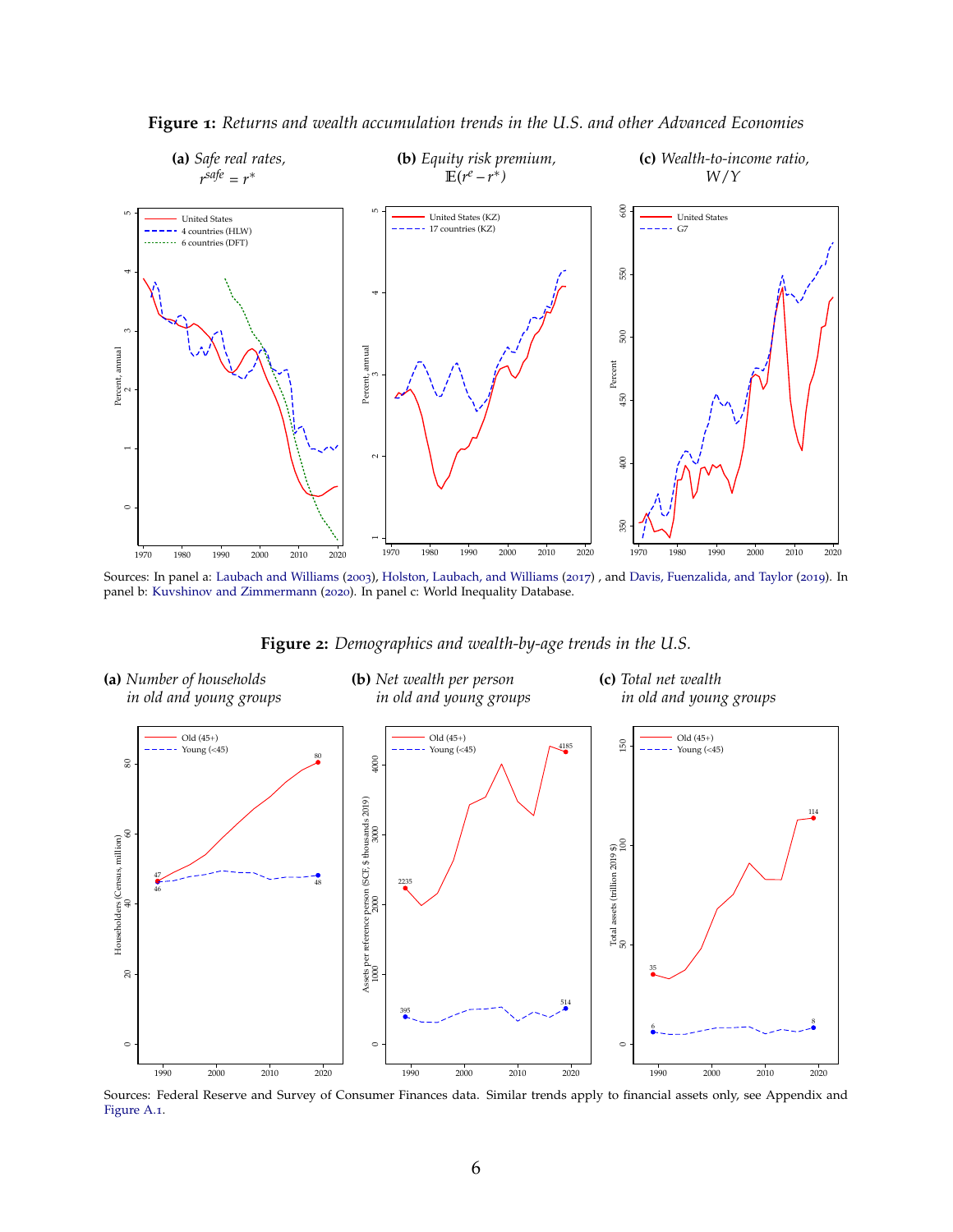**Figure 1:** *Returns and wealth accumulation trends in the U.S. and other Advanced Economies*

**(a)** *Safe real rates, $r^{safe} = r^*$*

**(b)** *Equity risk premium, $\mathbb{E}(r^e - r^*)$*

**(c)** *Wealth-to-income ratio, $W/Y$*

Sources: In panel a: Laubach and Williams (2003), Holston, Laubach, and Williams (2017) , and Davis, Fuenzalida, and Taylor (2019). In panel b: Kuvshinov and Zimmermann (2020). In panel c: World Inequality Database.

**Figure 2:** *Demographics and wealth-by-age trends in the U.S.*

**(a)** *Number of households in old and young groups*

**(b)** *Net wealth per person in old and young groups*

**(c)** *Total net wealth in old and young groups*

Sources: Federal Reserve and Survey of Consumer Finances data. Similar trends apply to financial assets only, see Appendix and Figure A.1.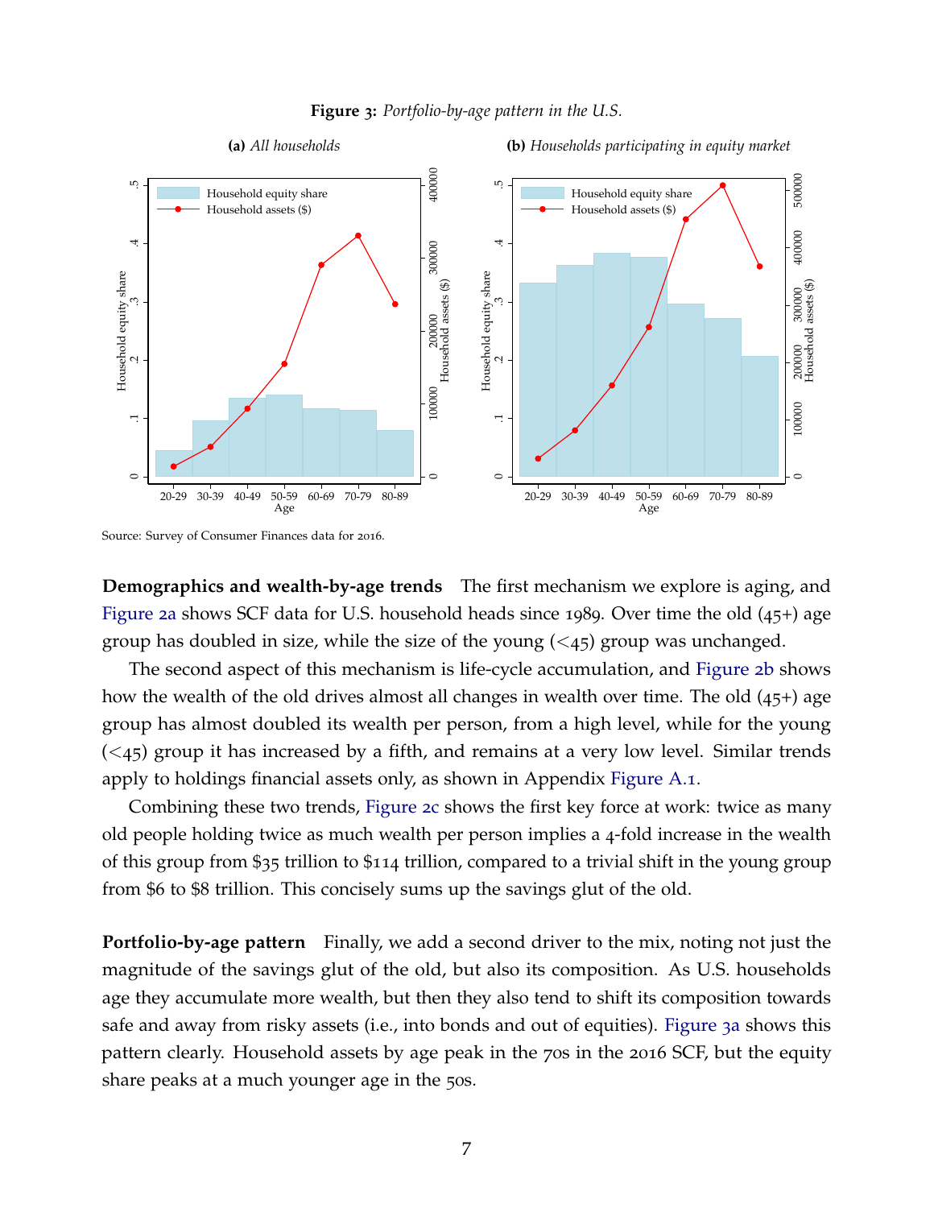**Figure 3:** *Portfolio-by-age pattern in the U.S.*

**(a)** *All households*

**(b)** *Households participating in equity market*

Source: Survey of Consumer Finances data for 2016.

**Demographics and wealth-by-age trends** The first mechanism we explore is aging, and Figure 2a shows SCF data for U.S. household heads since 1989. Over time the old (45+) age group has doubled in size, while the size of the young (<45) group was unchanged.

The second aspect of this mechanism is life-cycle accumulation, and Figure 2b shows how the wealth of the old drives almost all changes in wealth over time. The old (45+) age group has almost doubled its wealth per person, from a high level, while for the young (<45) group it has increased by a fifth, and remains at a very low level. Similar trends apply to holdings financial assets only, as shown in Appendix Figure A.1.

Combining these two trends, Figure 2c shows the first key force at work: twice as many old people holding twice as much wealth per person implies a 4-fold increase in the wealth of this group from $35 trillion to $114 trillion, compared to a trivial shift in the young group from $6 to $8 trillion. This concisely sums up the savings glut of the old.

**Portfolio-by-age pattern** Finally, we add a second driver to the mix, noting not just the magnitude of the savings glut of the old, but also its composition. As U.S. households age they accumulate more wealth, but then they also tend to shift its composition towards safe and away from risky assets (i.e., into bonds and out of equities). Figure 3a shows this pattern clearly. Household assets by age peak in the 70s in the 2016 SCF, but the equity share peaks at a much younger age in the 50s.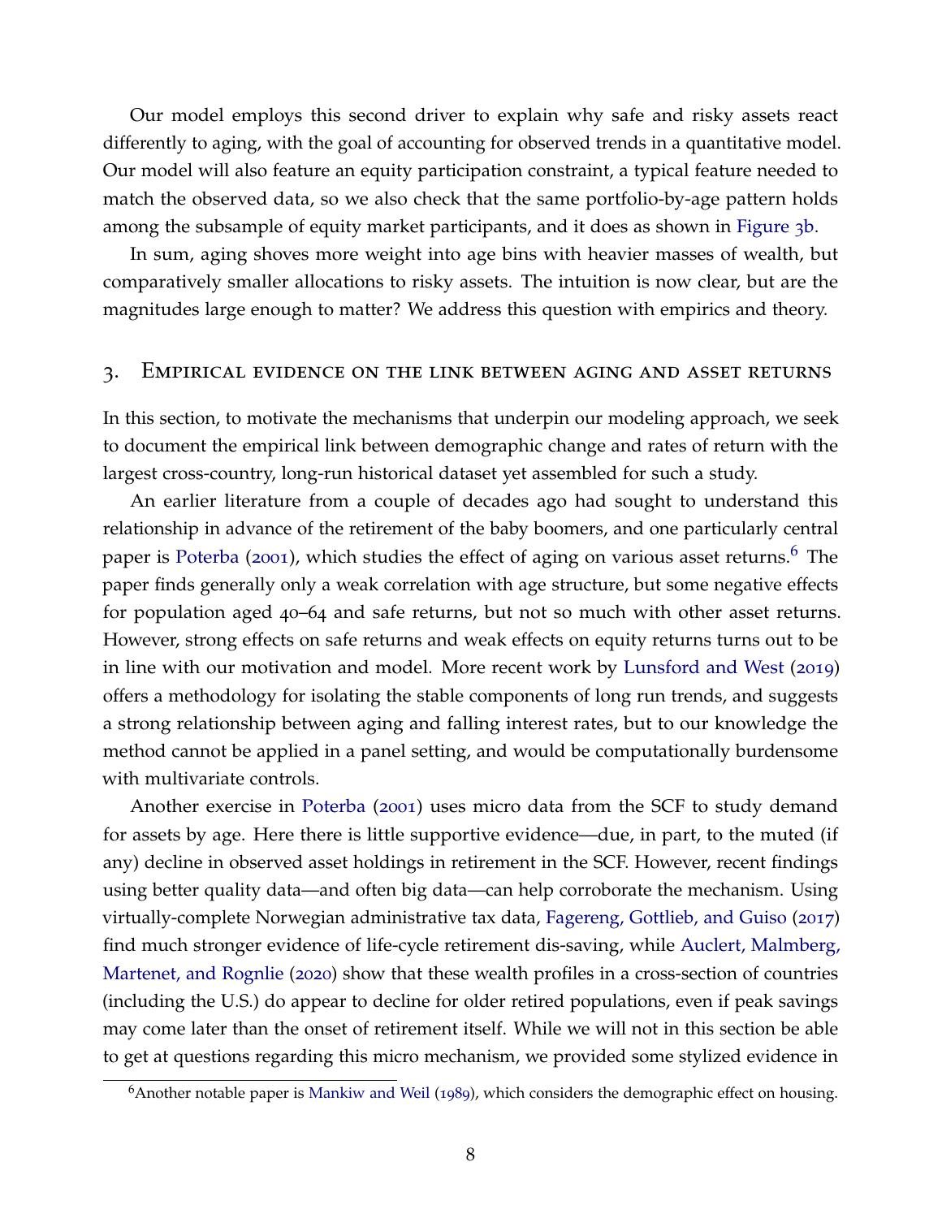Our model employs this second driver to explain why safe and risky assets react differently to aging, with the goal of accounting for observed trends in a quantitative model. Our model will also feature an equity participation constraint, a typical feature needed to match the observed data, so we also check that the same portfolio-by-age pattern holds among the subsample of equity market participants, and it does as shown in Figure 3b.

In sum, aging shoves more weight into age bins with heavier masses of wealth, but comparatively smaller allocations to risky assets. The intuition is now clear, but are the magnitudes large enough to matter? We address this question with empirics and theory.

## 3. Empirical evidence on the link between aging and asset returns

In this section, to motivate the mechanisms that underpin our modeling approach, we seek to document the empirical link between demographic change and rates of return with the largest cross-country, long-run historical dataset yet assembled for such a study.

An earlier literature from a couple of decades ago had sought to understand this relationship in advance of the retirement of the baby boomers, and one particularly central paper is Poterba (2001), which studies the effect of aging on various asset returns.[6] The paper finds generally only a weak correlation with age structure, but some negative effects for population aged 40–64 and safe returns, but not so much with other asset returns. However, strong effects on safe returns and weak effects on equity returns turns out to be in line with our motivation and model. More recent work by Lunsford and West (2019) offers a methodology for isolating the stable components of long run trends, and suggests a strong relationship between aging and falling interest rates, but to our knowledge the method cannot be applied in a panel setting, and would be computationally burdensome with multivariate controls.

Another exercise in Poterba (2001) uses micro data from the SCF to study demand for assets by age. Here there is little supportive evidence—due, in part, to the muted (if any) decline in observed asset holdings in retirement in the SCF. However, recent findings using better quality data—and often big data—can help corroborate the mechanism. Using virtually-complete Norwegian administrative tax data, Fagereng, Gottlieb, and Guiso (2017) find much stronger evidence of life-cycle retirement dis-saving, while Auclert, Malmberg, Martenet, and Rognlie (2020) show that these wealth profiles in a cross-section of countries (including the U.S.) do appear to decline for older retired populations, even if peak savings may come later than the onset of retirement itself. While we will not in this section be able to get at questions regarding this micro mechanism, we provided some stylized evidence in

[6] Another notable paper is Mankiw and Weil (1989), which considers the demographic effect on housing.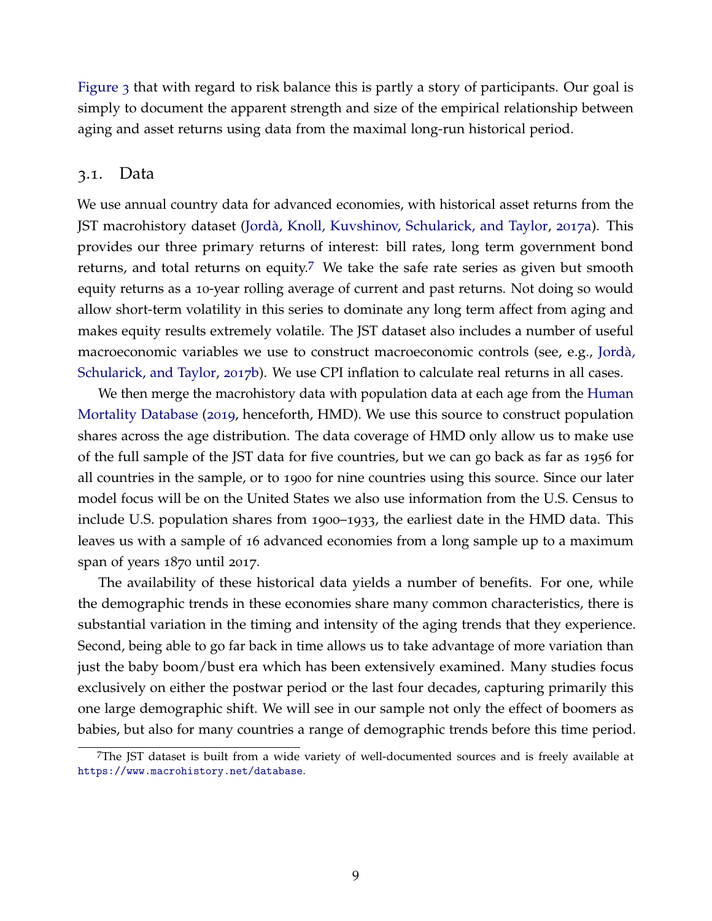Figure 3 that with regard to risk balance this is partly a story of participants. Our goal is simply to document the apparent strength and size of the empirical relationship between aging and asset returns using data from the maximal long-run historical period.

## 3.1. Data

We use annual country data for advanced economies, with historical asset returns from the JST macrohistory dataset (Jordà, Knoll, Kuvshinov, Schularick, and Taylor, 2017a). This provides our three primary returns of interest: bill rates, long term government bond returns, and total returns on equity.[7] We take the safe rate series as given but smooth equity returns as a 10-year rolling average of current and past returns. Not doing so would allow short-term volatility in this series to dominate any long term affect from aging and makes equity results extremely volatile. The JST dataset also includes a number of useful macroeconomic variables we use to construct macroeconomic controls (see, e.g., Jordà, Schularick, and Taylor, 2017b). We use CPI inflation to calculate real returns in all cases.

We then merge the macrohistory data with population data at each age from the Human Mortality Database (2019, henceforth, HMD). We use this source to construct population shares across the age distribution. The data coverage of HMD only allow us to make use of the full sample of the JST data for five countries, but we can go back as far as 1956 for all countries in the sample, or to 1900 for nine countries using this source. Since our later model focus will be on the United States we also use information from the U.S. Census to include U.S. population shares from 1900–1933, the earliest date in the HMD data. This leaves us with a sample of 16 advanced economies from a long sample up to a maximum span of years 1870 until 2017.

The availability of these historical data yields a number of benefits. For one, while the demographic trends in these economies share many common characteristics, there is substantial variation in the timing and intensity of the aging trends that they experience. Second, being able to go far back in time allows us to take advantage of more variation than just the baby boom/bust era which has been extensively examined. Many studies focus exclusively on either the postwar period or the last four decades, capturing primarily this one large demographic shift. We will see in our sample not only the effect of boomers as babies, but also for many countries a range of demographic trends before this time period.

[7] The JST dataset is built from a wide variety of well-documented sources and is freely available at https://www.macrohistory.net/database.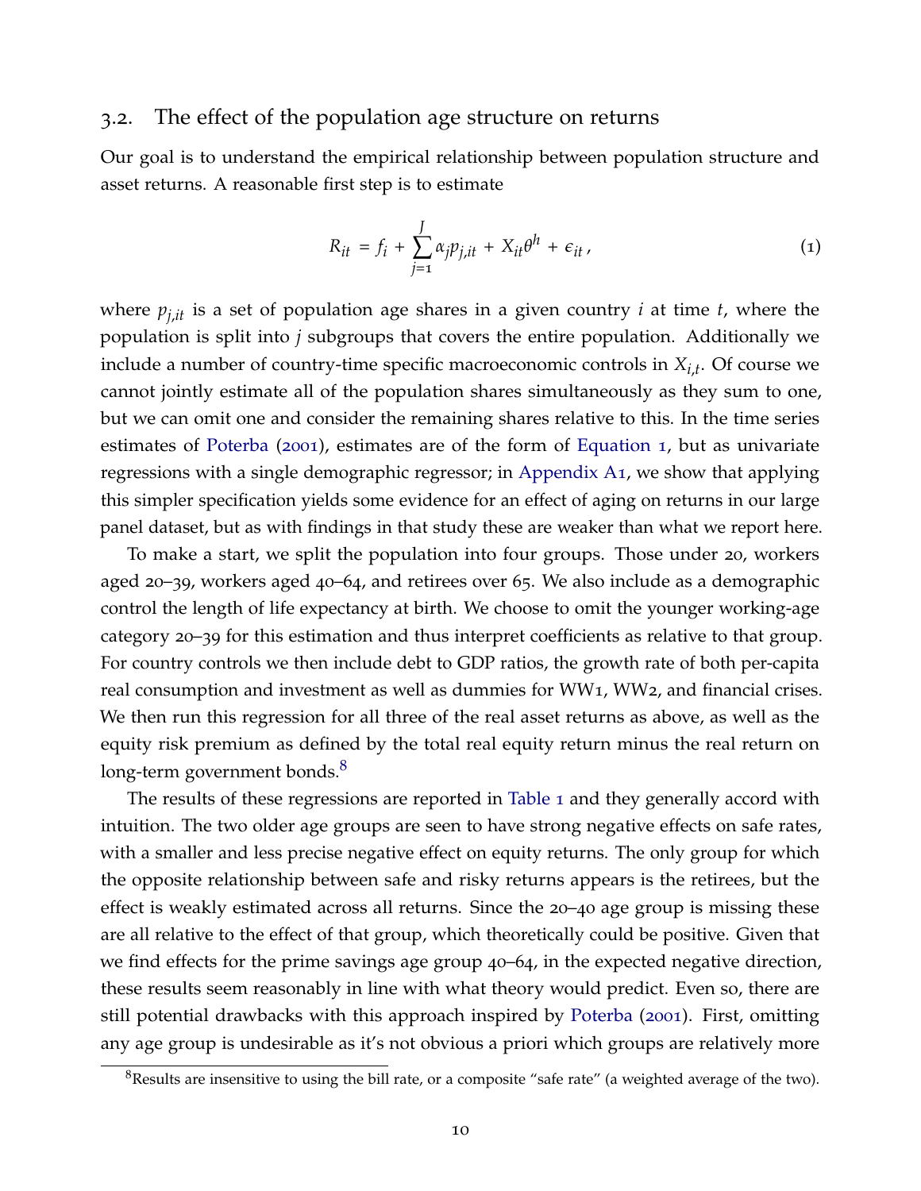## 3.2. The effect of the population age structure on returns

Our goal is to understand the empirical relationship between population structure and asset returns. A reasonable first step is to estimate

$$R_{it} = f_i + \sum_{j=1}^{J} \alpha_j p_{j,it} + X_{it}\theta^h + \epsilon_{it}, \tag{1}$$

where $p_{j,it}$ is a set of population age shares in a given country $i$ at time $t$, where the population is split into $j$ subgroups that covers the entire population. Additionally we include a number of country-time specific macroeconomic controls in $X_{i,t}$. Of course we cannot jointly estimate all of the population shares simultaneously as they sum to one, but we can omit one and consider the remaining shares relative to this. In the time series estimates of Poterba (2001), estimates are of the form of Equation 1, but as univariate regressions with a single demographic regressor; in Appendix A1, we show that applying this simpler specification yields some evidence for an effect of aging on returns in our large panel dataset, but as with findings in that study these are weaker than what we report here.

To make a start, we split the population into four groups. Those under 20, workers aged 20–39, workers aged 40–64, and retirees over 65. We also include as a demographic control the length of life expectancy at birth. We choose to omit the younger working-age category 20–39 for this estimation and thus interpret coefficients as relative to that group. For country controls we then include debt to GDP ratios, the growth rate of both per-capita real consumption and investment as well as dummies for WW1, WW2, and financial crises. We then run this regression for all three of the real asset returns as above, as well as the equity risk premium as defined by the total real equity return minus the real return on long-term government bonds.[8]

The results of these regressions are reported in Table 1 and they generally accord with intuition. The two older age groups are seen to have strong negative effects on safe rates, with a smaller and less precise negative effect on equity returns. The only group for which the opposite relationship between safe and risky returns appears is the retirees, but the effect is weakly estimated across all returns. Since the 20–40 age group is missing these are all relative to the effect of that group, which theoretically could be positive. Given that we find effects for the prime savings age group 40–64, in the expected negative direction, these results seem reasonably in line with what theory would predict. Even so, there are still potential drawbacks with this approach inspired by Poterba (2001). First, omitting any age group is undesirable as it's not obvious a priori which groups are relatively more

[8] Results are insensitive to using the bill rate, or a composite "safe rate" (a weighted average of the two).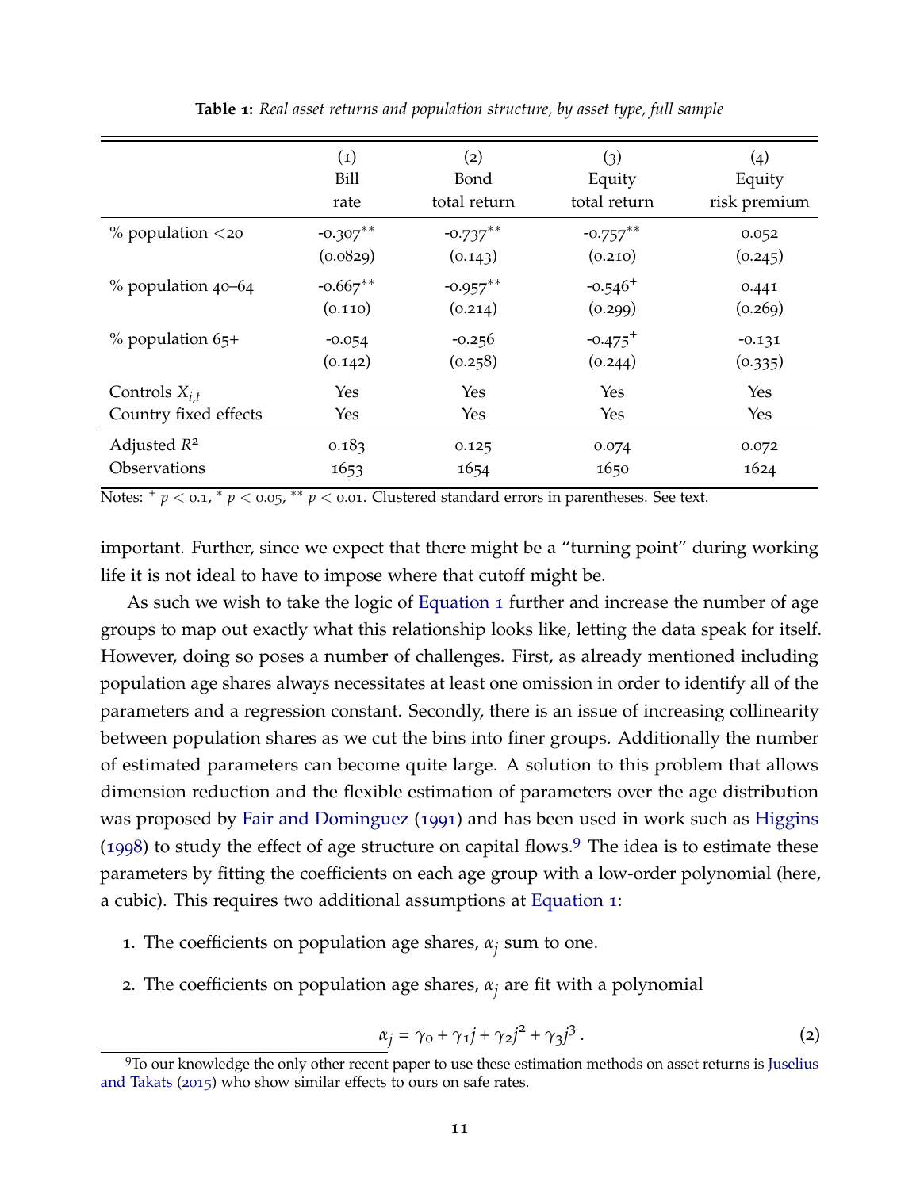**Table 1:** *Real asset returns and population structure, by asset type, full sample*

| | (1) Bill rate | (2) Bond total return | (3) Equity total return | (4) Equity risk premium |
|---|---|---|---|---|
| % population <20 | -0.307** | -0.737** | -0.757** | 0.052 |
| | (0.0829) | (0.143) | (0.210) | (0.245) |
| % population 40–64 | -0.667** | -0.957** | -0.546+ | 0.441 |
| | (0.110) | (0.214) | (0.299) | (0.269) |
| % population 65+ | -0.054 | -0.256 | -0.475+ | -0.131 |
| | (0.142) | (0.258) | (0.244) | (0.335) |
| Controls $X_{i,t}$ | Yes | Yes | Yes | Yes |
| Country fixed effects | Yes | Yes | Yes | Yes |
| Adjusted $R^2$ | 0.183 | 0.125 | 0.074 | 0.072 |
| Observations | 1653 | 1654 | 1650 | 1624 |

Notes: $^{+}$ $p < 0.1$, $^{*}$ $p < 0.05$, $^{**}$ $p < 0.01$. Clustered standard errors in parentheses. See text.

important. Further, since we expect that there might be a "turning point" during working life it is not ideal to have to impose where that cutoff might be.

As such we wish to take the logic of Equation 1 further and increase the number of age groups to map out exactly what this relationship looks like, letting the data speak for itself. However, doing so poses a number of challenges. First, as already mentioned including population age shares always necessitates at least one omission in order to identify all of the parameters and a regression constant. Secondly, there is an issue of increasing collinearity between population shares as we cut the bins into finer groups. Additionally the number of estimated parameters can become quite large. A solution to this problem that allows dimension reduction and the flexible estimation of parameters over the age distribution was proposed by Fair and Dominguez (1991) and has been used in work such as Higgins (1998) to study the effect of age structure on capital flows.[9] The idea is to estimate these parameters by fitting the coefficients on each age group with a low-order polynomial (here, a cubic). This requires two additional assumptions at Equation 1:

1. The coefficients on population age shares, $\alpha_j$ sum to one.
2. The coefficients on population age shares, $\alpha_j$ are fit with a polynomial

$$\alpha_j = \gamma_0 + \gamma_1 j + \gamma_2 j^2 + \gamma_3 j^3 \,. \tag{2}$$

[9] To our knowledge the only other recent paper to use these estimation methods on asset returns is Juselius and Takats (2015) who show similar effects to ours on safe rates.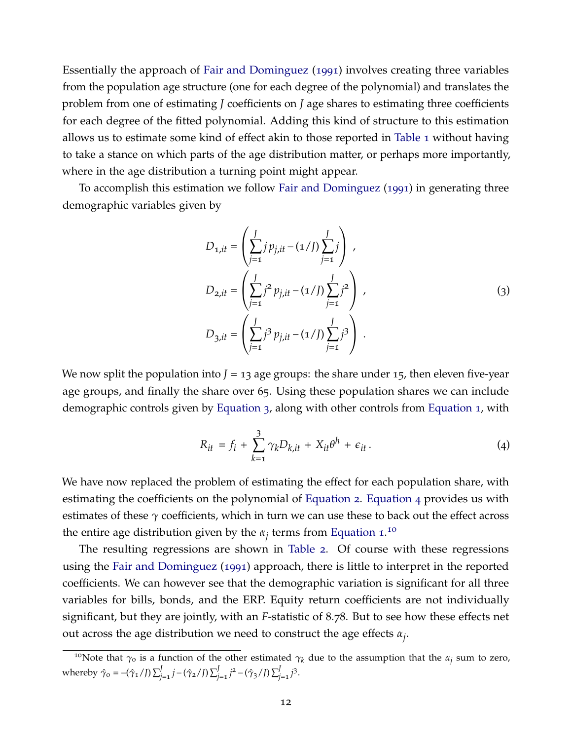Essentially the approach of Fair and Dominguez (1991) involves creating three variables from the population age structure (one for each degree of the polynomial) and translates the problem from one of estimating $J$ coefficients on $J$ age shares to estimating three coefficients for each degree of the fitted polynomial. Adding this kind of structure to this estimation allows us to estimate some kind of effect akin to those reported in Table 1 without having to take a stance on which parts of the age distribution matter, or perhaps more importantly, where in the age distribution a turning point might appear.

To accomplish this estimation we follow Fair and Dominguez (1991) in generating three demographic variables given by

$$
\begin{aligned}
D_{1,it} &= \left( \sum_{j=1}^{J} j\, p_{j,it} - (1/J) \sum_{j=1}^{J} j \right) , \\
D_{2,it} &= \left( \sum_{j=1}^{J} j^2\, p_{j,it} - (1/J) \sum_{j=1}^{J} j^2 \right) , \\
D_{3,it} &= \left( \sum_{j=1}^{J} j^3\, p_{j,it} - (1/J) \sum_{j=1}^{J} j^3 \right) .
\end{aligned}
\tag{3}
$$

We now split the population into $J = 13$ age groups: the share under 15, then eleven five-year age groups, and finally the share over 65. Using these population shares we can include demographic controls given by Equation 3, along with other controls from Equation 1, with

$$
R_{it} = f_i + \sum_{k=1}^{3} \gamma_k D_{k,it} + X_{it}\theta^h + \epsilon_{it} . \tag{4}
$$

We have now replaced the problem of estimating the effect for each population share, with estimating the coefficients on the polynomial of Equation 2. Equation 4 provides us with estimates of these $\gamma$ coefficients, which in turn we can use these to back out the effect across the entire age distribution given by the $\alpha_j$ terms from Equation 1.[10]

The resulting regressions are shown in Table 2. Of course with these regressions using the Fair and Dominguez (1991) approach, there is little to interpret in the reported coefficients. We can however see that the demographic variation is significant for all three variables for bills, bonds, and the ERP. Equity return coefficients are not individually significant, but they are jointly, with an $F$-statistic of 8.78. But to see how these effects net out across the age distribution we need to construct the age effects $\alpha_j$.

---

[10] Note that $\gamma_0$ is a function of the other estimated $\gamma_k$ due to the assumption that the $\alpha_j$ sum to zero, whereby $\hat{\gamma}_0 = -(\hat{\gamma}_1/J)\sum_{j=1}^{J} j - (\hat{\gamma}_2/J)\sum_{j=1}^{J} j^2 - (\hat{\gamma}_3/J)\sum_{j=1}^{J} j^3$.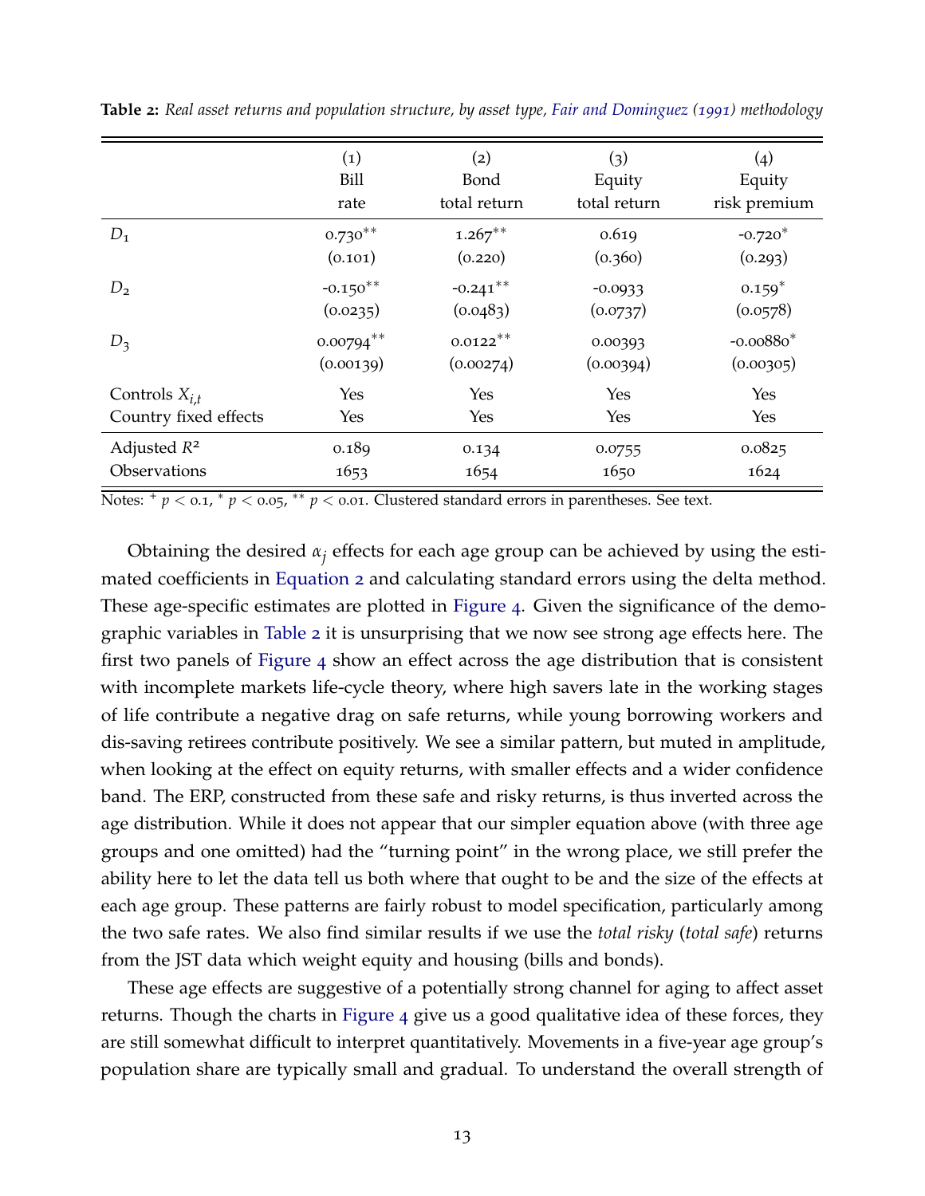**Table 2:** *Real asset returns and population structure, by asset type, Fair and Dominguez (1991) methodology*

| | (1) Bill rate | (2) Bond total return | (3) Equity total return | (4) Equity risk premium |
|---|---|---|---|---|
| $D_1$ | 0.730** | 1.267** | 0.619 | -0.720* |
| | (0.101) | (0.220) | (0.360) | (0.293) |
| $D_2$ | -0.150** | -0.241** | -0.0933 | 0.159* |
| | (0.0235) | (0.0483) | (0.0737) | (0.0578) |
| $D_3$ | 0.00794** | 0.0122** | 0.00393 | -0.00880* |
| | (0.00139) | (0.00274) | (0.00394) | (0.00305) |
| Controls $X_{i,t}$ | Yes | Yes | Yes | Yes |
| Country fixed effects | Yes | Yes | Yes | Yes |
| Adjusted $R^2$ | 0.189 | 0.134 | 0.0755 | 0.0825 |
| Observations | 1653 | 1654 | 1650 | 1624 |

Notes: $^+$ $p < 0.1$, $^*$ $p < 0.05$, $^{**}$ $p < 0.01$. Clustered standard errors in parentheses. See text.

Obtaining the desired $\alpha_j$ effects for each age group can be achieved by using the estimated coefficients in Equation 2 and calculating standard errors using the delta method. These age-specific estimates are plotted in Figure 4. Given the significance of the demographic variables in Table 2 it is unsurprising that we now see strong age effects here. The first two panels of Figure 4 show an effect across the age distribution that is consistent with incomplete markets life-cycle theory, where high savers late in the working stages of life contribute a negative drag on safe returns, while young borrowing workers and dis-saving retirees contribute positively. We see a similar pattern, but muted in amplitude, when looking at the effect on equity returns, with smaller effects and a wider confidence band. The ERP, constructed from these safe and risky returns, is thus inverted across the age distribution. While it does not appear that our simpler equation above (with three age groups and one omitted) had the "turning point" in the wrong place, we still prefer the ability here to let the data tell us both where that ought to be and the size of the effects at each age group. These patterns are fairly robust to model specification, particularly among the two safe rates. We also find similar results if we use the *total risky* (*total safe*) returns from the JST data which weight equity and housing (bills and bonds).

These age effects are suggestive of a potentially strong channel for aging to affect asset returns. Though the charts in Figure 4 give us a good qualitative idea of these forces, they are still somewhat difficult to interpret quantitatively. Movements in a five-year age group's population share are typically small and gradual. To understand the overall strength of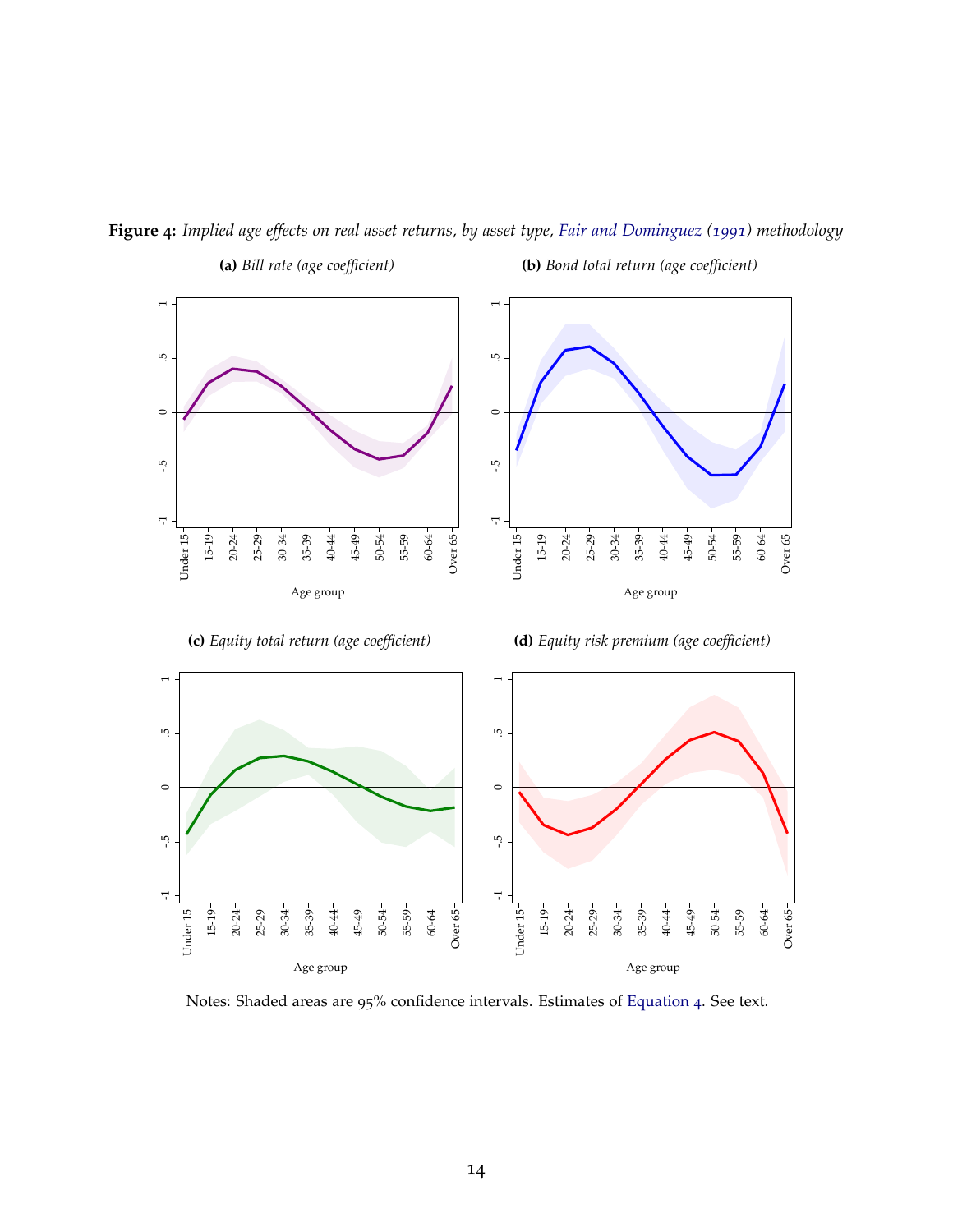**Figure 4:** *Implied age effects on real asset returns, by asset type, Fair and Dominguez (1991) methodology*

**(a)** *Bill rate (age coefficient)*

**(b)** *Bond total return (age coefficient)*

**(c)** *Equity total return (age coefficient)*

**(d)** *Equity risk premium (age coefficient)*

Notes: Shaded areas are 95% confidence intervals. Estimates of Equation 4. See text.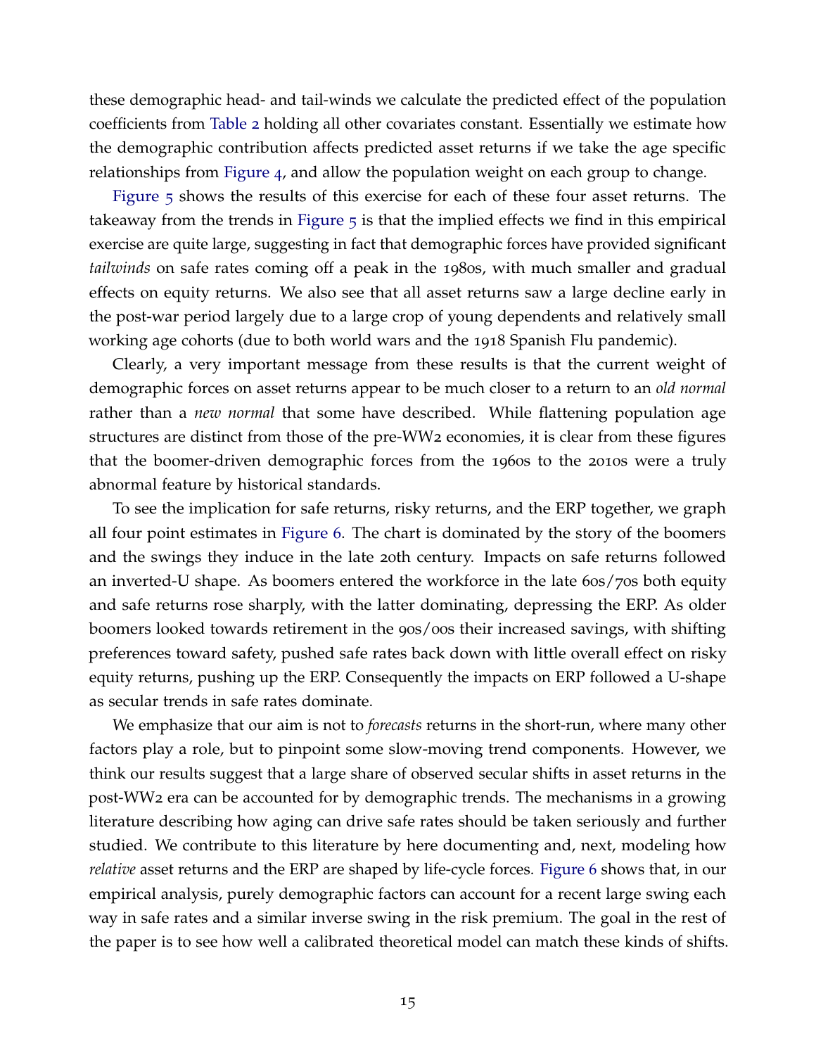these demographic head- and tail-winds we calculate the predicted effect of the population coefficients from Table 2 holding all other covariates constant. Essentially we estimate how the demographic contribution affects predicted asset returns if we take the age specific relationships from Figure 4, and allow the population weight on each group to change.

Figure 5 shows the results of this exercise for each of these four asset returns. The takeaway from the trends in Figure 5 is that the implied effects we find in this empirical exercise are quite large, suggesting in fact that demographic forces have provided significant *tailwinds* on safe rates coming off a peak in the 1980s, with much smaller and gradual effects on equity returns. We also see that all asset returns saw a large decline early in the post-war period largely due to a large crop of young dependents and relatively small working age cohorts (due to both world wars and the 1918 Spanish Flu pandemic).

Clearly, a very important message from these results is that the current weight of demographic forces on asset returns appear to be much closer to a return to an *old normal* rather than a *new normal* that some have described. While flattening population age structures are distinct from those of the pre-WW2 economies, it is clear from these figures that the boomer-driven demographic forces from the 1960s to the 2010s were a truly abnormal feature by historical standards.

To see the implication for safe returns, risky returns, and the ERP together, we graph all four point estimates in Figure 6. The chart is dominated by the story of the boomers and the swings they induce in the late 20th century. Impacts on safe returns followed an inverted-U shape. As boomers entered the workforce in the late 60s/70s both equity and safe returns rose sharply, with the latter dominating, depressing the ERP. As older boomers looked towards retirement in the 90s/00s their increased savings, with shifting preferences toward safety, pushed safe rates back down with little overall effect on risky equity returns, pushing up the ERP. Consequently the impacts on ERP followed a U-shape as secular trends in safe rates dominate.

We emphasize that our aim is not to *forecasts* returns in the short-run, where many other factors play a role, but to pinpoint some slow-moving trend components. However, we think our results suggest that a large share of observed secular shifts in asset returns in the post-WW2 era can be accounted for by demographic trends. The mechanisms in a growing literature describing how aging can drive safe rates should be taken seriously and further studied. We contribute to this literature by here documenting and, next, modeling how *relative* asset returns and the ERP are shaped by life-cycle forces. Figure 6 shows that, in our empirical analysis, purely demographic factors can account for a recent large swing each way in safe rates and a similar inverse swing in the risk premium. The goal in the rest of the paper is to see how well a calibrated theoretical model can match these kinds of shifts.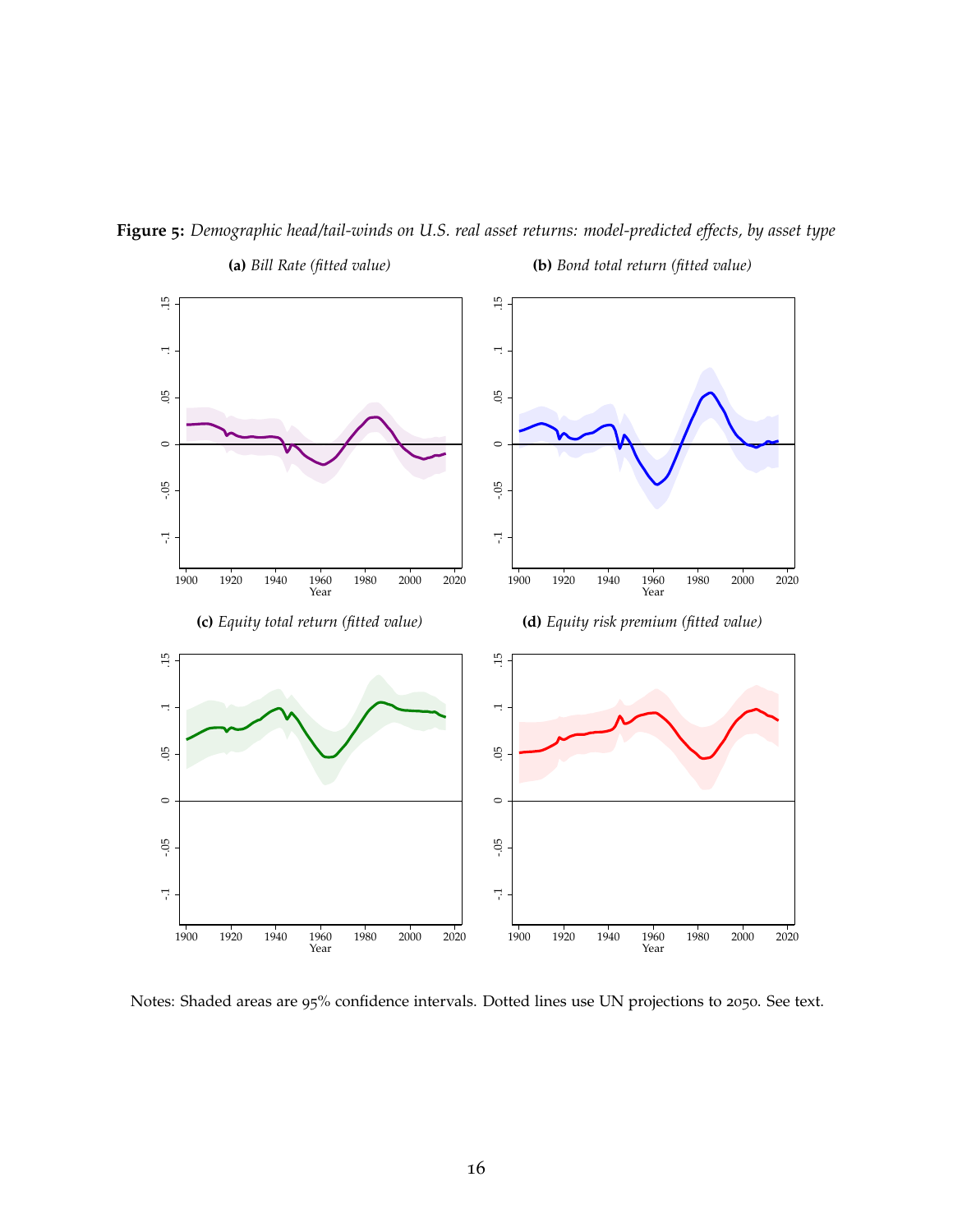**Figure 5:** *Demographic head/tail-winds on U.S. real asset returns: model-predicted effects, by asset type*

**(a)** *Bill Rate (fitted value)*

**(b)** *Bond total return (fitted value)*

**(c)** *Equity total return (fitted value)*

**(d)** *Equity risk premium (fitted value)*

Notes: Shaded areas are 95% confidence intervals. Dotted lines use UN projections to 2050. See text.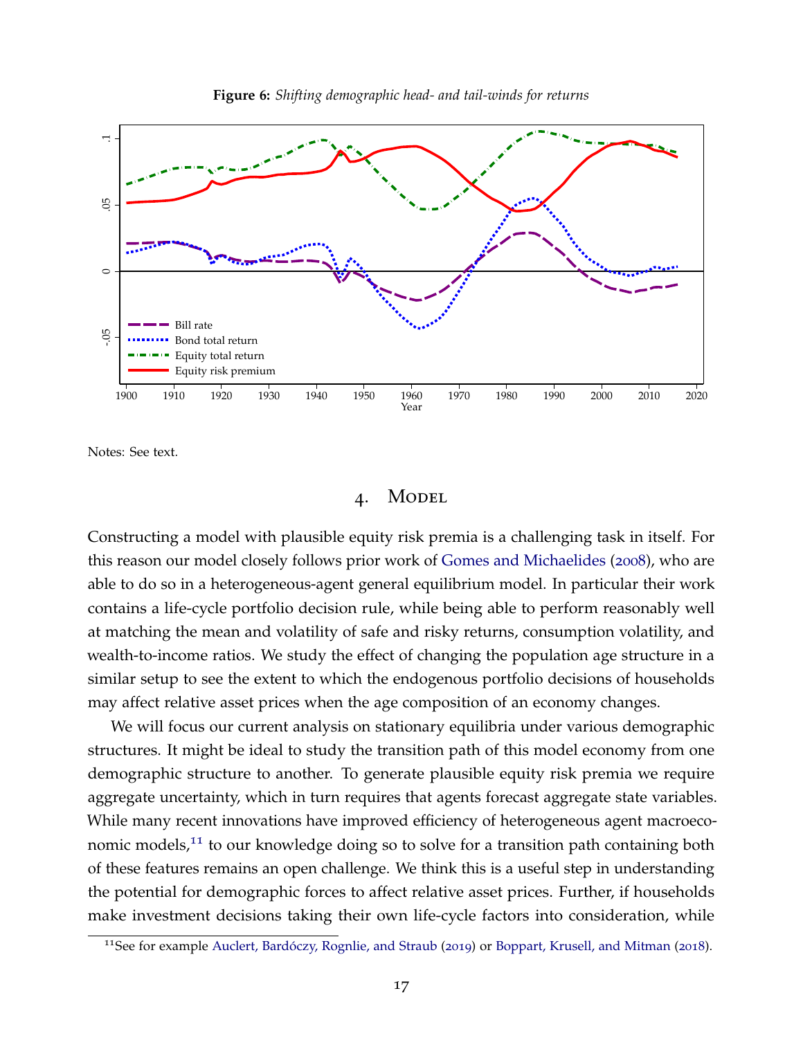**Figure 6:** *Shifting demographic head- and tail-winds for returns*

Notes: See text.

# 4. Model

Constructing a model with plausible equity risk premia is a challenging task in itself. For this reason our model closely follows prior work of Gomes and Michaelides (2008), who are able to do so in a heterogeneous-agent general equilibrium model. In particular their work contains a life-cycle portfolio decision rule, while being able to perform reasonably well at matching the mean and volatility of safe and risky returns, consumption volatility, and wealth-to-income ratios. We study the effect of changing the population age structure in a similar setup to see the extent to which the endogenous portfolio decisions of households may affect relative asset prices when the age composition of an economy changes.

We will focus our current analysis on stationary equilibria under various demographic structures. It might be ideal to study the transition path of this model economy from one demographic structure to another. To generate plausible equity risk premia we require aggregate uncertainty, which in turn requires that agents forecast aggregate state variables. While many recent innovations have improved efficiency of heterogeneous agent macroeconomic models,[11] to our knowledge doing so to solve for a transition path containing both of these features remains an open challenge. We think this is a useful step in understanding the potential for demographic forces to affect relative asset prices. Further, if households make investment decisions taking their own life-cycle factors into consideration, while

[11] See for example Auclert, Bardóczy, Rognlie, and Straub (2019) or Boppart, Krusell, and Mitman (2018).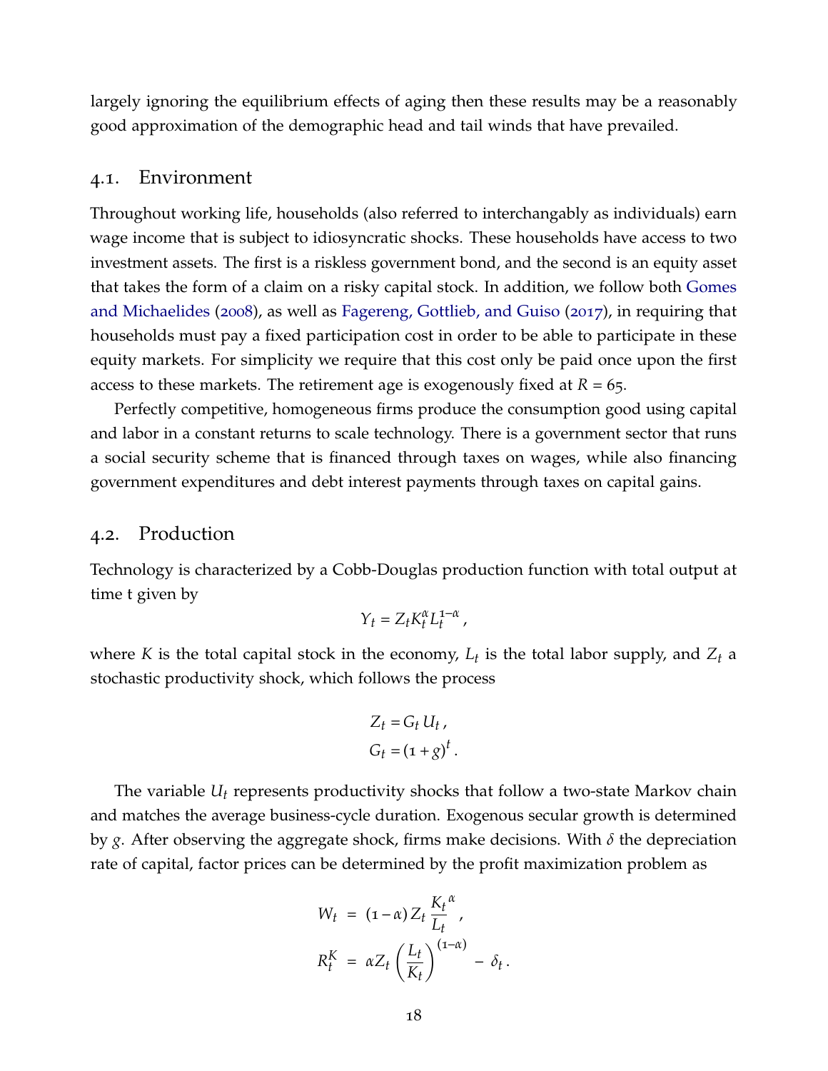largely ignoring the equilibrium effects of aging then these results may be a reasonably good approximation of the demographic head and tail winds that have prevailed.

## 4.1. Environment

Throughout working life, households (also referred to interchangably as individuals) earn wage income that is subject to idiosyncratic shocks. These households have access to two investment assets. The first is a riskless government bond, and the second is an equity asset that takes the form of a claim on a risky capital stock. In addition, we follow both Gomes and Michaelides (2008), as well as Fagereng, Gottlieb, and Guiso (2017), in requiring that households must pay a fixed participation cost in order to be able to participate in these equity markets. For simplicity we require that this cost only be paid once upon the first access to these markets. The retirement age is exogenously fixed at $R = 65$.

Perfectly competitive, homogeneous firms produce the consumption good using capital and labor in a constant returns to scale technology. There is a government sector that runs a social security scheme that is financed through taxes on wages, while also financing government expenditures and debt interest payments through taxes on capital gains.

## 4.2. Production

Technology is characterized by a Cobb-Douglas production function with total output at time t given by

$$Y_t = Z_t K_t^{\alpha} L_t^{1-\alpha} \,,$$

where $K$ is the total capital stock in the economy, $L_t$ is the total labor supply, and $Z_t$ a stochastic productivity shock, which follows the process

$$\begin{aligned} Z_t &= G_t \, U_t \,, \\ G_t &= (1+g)^t \,. \end{aligned}$$

The variable $U_t$ represents productivity shocks that follow a two-state Markov chain and matches the average business-cycle duration. Exogenous secular growth is determined by $g$. After observing the aggregate shock, firms make decisions. With $\delta$ the depreciation rate of capital, factor prices can be determined by the profit maximization problem as

$$\begin{aligned} W_t &= (1-\alpha) \, Z_t \, \frac{K_t}{L_t}^{\alpha} \,, \\ R_t^K &= \alpha Z_t \left( \frac{L_t}{K_t} \right)^{(1-\alpha)} - \delta_t \,. \end{aligned}$$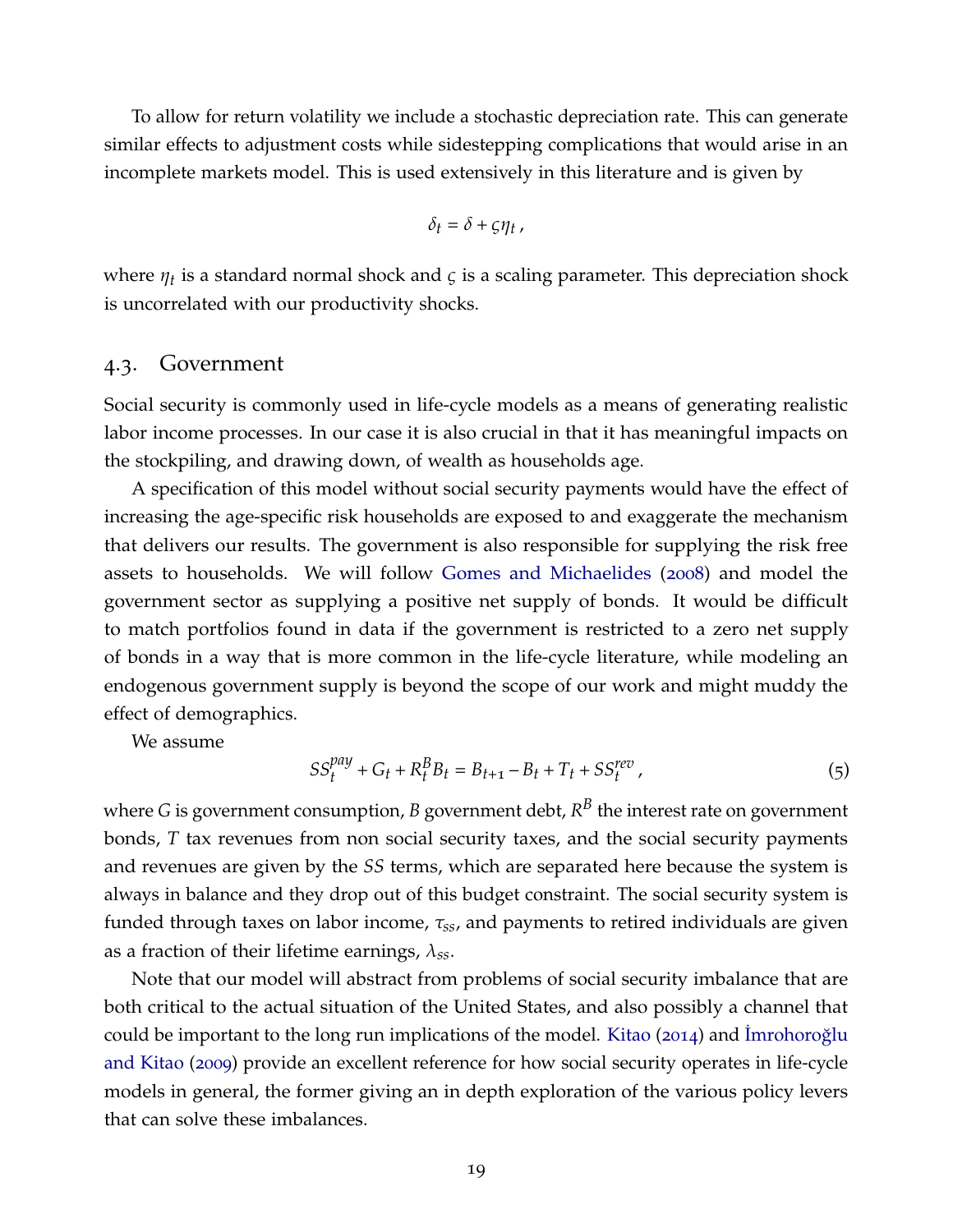To allow for return volatility we include a stochastic depreciation rate. This can generate similar effects to adjustment costs while sidestepping complications that would arise in an incomplete markets model. This is used extensively in this literature and is given by

$$\delta_t = \delta + \varsigma \eta_t \,,$$

where $\eta_t$ is a standard normal shock and $\varsigma$ is a scaling parameter. This depreciation shock is uncorrelated with our productivity shocks.

## 4.3. Government

Social security is commonly used in life-cycle models as a means of generating realistic labor income processes. In our case it is also crucial in that it has meaningful impacts on the stockpiling, and drawing down, of wealth as households age.

A specification of this model without social security payments would have the effect of increasing the age-specific risk households are exposed to and exaggerate the mechanism that delivers our results. The government is also responsible for supplying the risk free assets to households. We will follow Gomes and Michaelides (2008) and model the government sector as supplying a positive net supply of bonds. It would be difficult to match portfolios found in data if the government is restricted to a zero net supply of bonds in a way that is more common in the life-cycle literature, while modeling an endogenous government supply is beyond the scope of our work and might muddy the effect of demographics.

We assume

$$SS_t^{pay} + G_t + R_t^B B_t = B_{t+1} - B_t + T_t + SS_t^{rev} \,, \tag{5}$$

where $G$ is government consumption, $B$ government debt, $R^B$ the interest rate on government bonds, $T$ tax revenues from non social security taxes, and the social security payments and revenues are given by the $SS$ terms, which are separated here because the system is always in balance and they drop out of this budget constraint. The social security system is funded through taxes on labor income, $\tau_{ss}$, and payments to retired individuals are given as a fraction of their lifetime earnings, $\lambda_{ss}$.

Note that our model will abstract from problems of social security imbalance that are both critical to the actual situation of the United States, and also possibly a channel that could be important to the long run implications of the model. Kitao (2014) and İmrohoroğlu and Kitao (2009) provide an excellent reference for how social security operates in life-cycle models in general, the former giving an in depth exploration of the various policy levers that can solve these imbalances.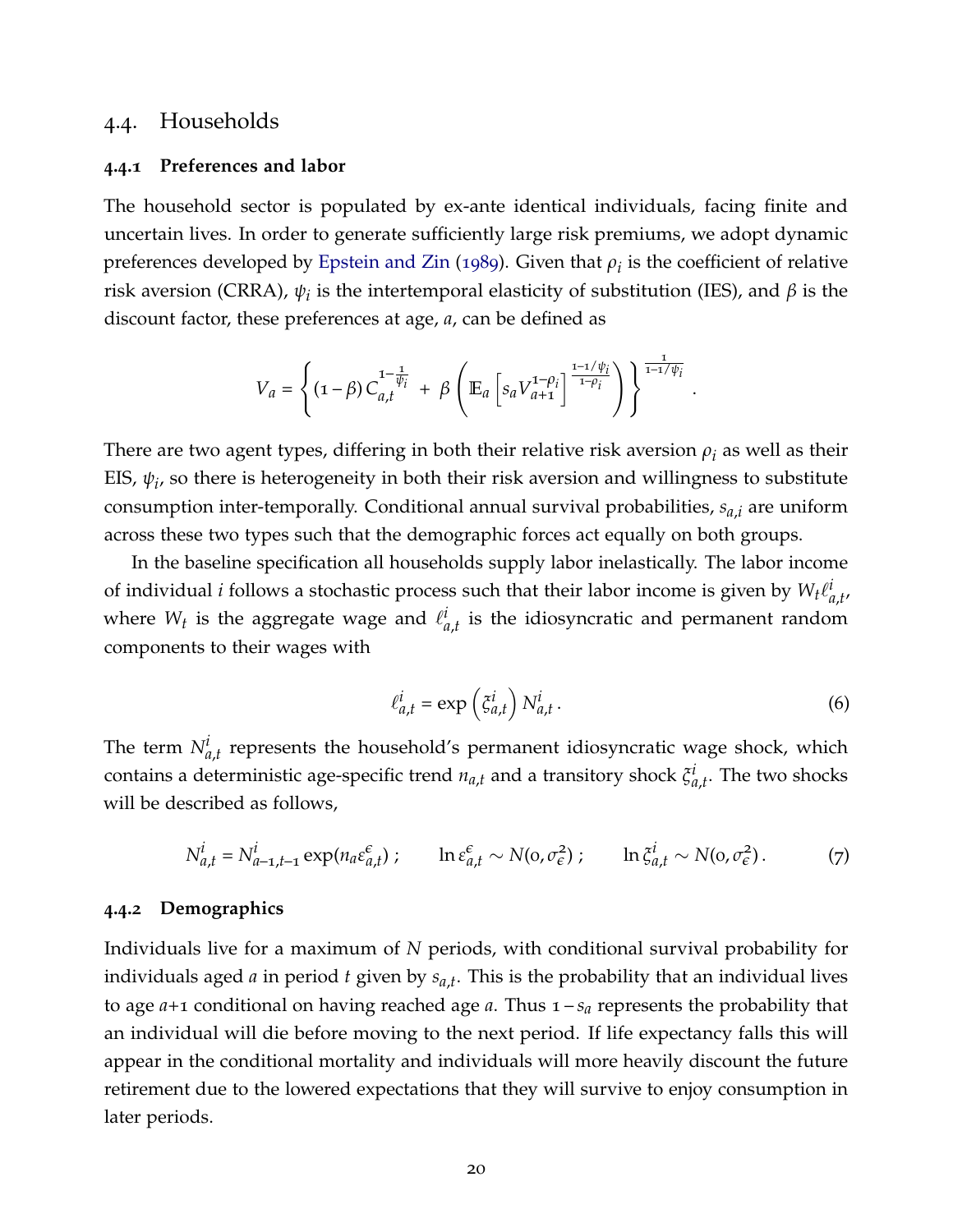## 4.4. Households

### 4.4.1 Preferences and labor

The household sector is populated by ex-ante identical individuals, facing finite and uncertain lives. In order to generate sufficiently large risk premiums, we adopt dynamic preferences developed by Epstein and Zin (1989). Given that $\rho_i$ is the coefficient of relative risk aversion (CRRA), $\psi_i$ is the intertemporal elasticity of substitution (IES), and $\beta$ is the discount factor, these preferences at age, $a$, can be defined as

$$V_a = \left\{ (1-\beta) C_{a,t}^{1-\frac{1}{\psi_i}} + \beta \left( \mathbb{E}_a \left[ s_a V_{a+1}^{1-\rho_i} \right]^{\frac{1-1/\psi_i}{1-\rho_i}} \right) \right\}^{\frac{1}{1-1/\psi_i}} .$$

There are two agent types, differing in both their relative risk aversion $\rho_i$ as well as their EIS, $\psi_i$, so there is heterogeneity in both their risk aversion and willingness to substitute consumption inter-temporally. Conditional annual survival probabilities, $s_{a,i}$ are uniform across these two types such that the demographic forces act equally on both groups.

In the baseline specification all households supply labor inelastically. The labor income of individual $i$ follows a stochastic process such that their labor income is given by $W_t \ell^i_{a,t}$, where $W_t$ is the aggregate wage and $\ell^i_{a,t}$ is the idiosyncratic and permanent random components to their wages with

$$\ell^i_{a,t} = \exp\left(\xi^i_{a,t}\right) N^i_{a,t} . \tag{6}$$

The term $N^i_{a,t}$ represents the household's permanent idiosyncratic wage shock, which contains a deterministic age-specific trend $n_{a,t}$ and a transitory shock $\xi^i_{a,t}$. The two shocks will be described as follows,

$$N^i_{a,t} = N^i_{a-1,t-1} \exp(n_a \varepsilon^{\epsilon}_{a,t}) \, ; \qquad \ln \varepsilon^{\epsilon}_{a,t} \sim N(0, \sigma^2_{\epsilon}) \, ; \qquad \ln \xi^i_{a,t} \sim N(0, \sigma^2_{\epsilon}) \, . \tag{7}$$

### 4.4.2 Demographics

Individuals live for a maximum of $N$ periods, with conditional survival probability for individuals aged $a$ in period $t$ given by $s_{a,t}$. This is the probability that an individual lives to age $a$+1 conditional on having reached age $a$. Thus $1 - s_a$ represents the probability that an individual will die before moving to the next period. If life expectancy falls this will appear in the conditional mortality and individuals will more heavily discount the future retirement due to the lowered expectations that they will survive to enjoy consumption in later periods.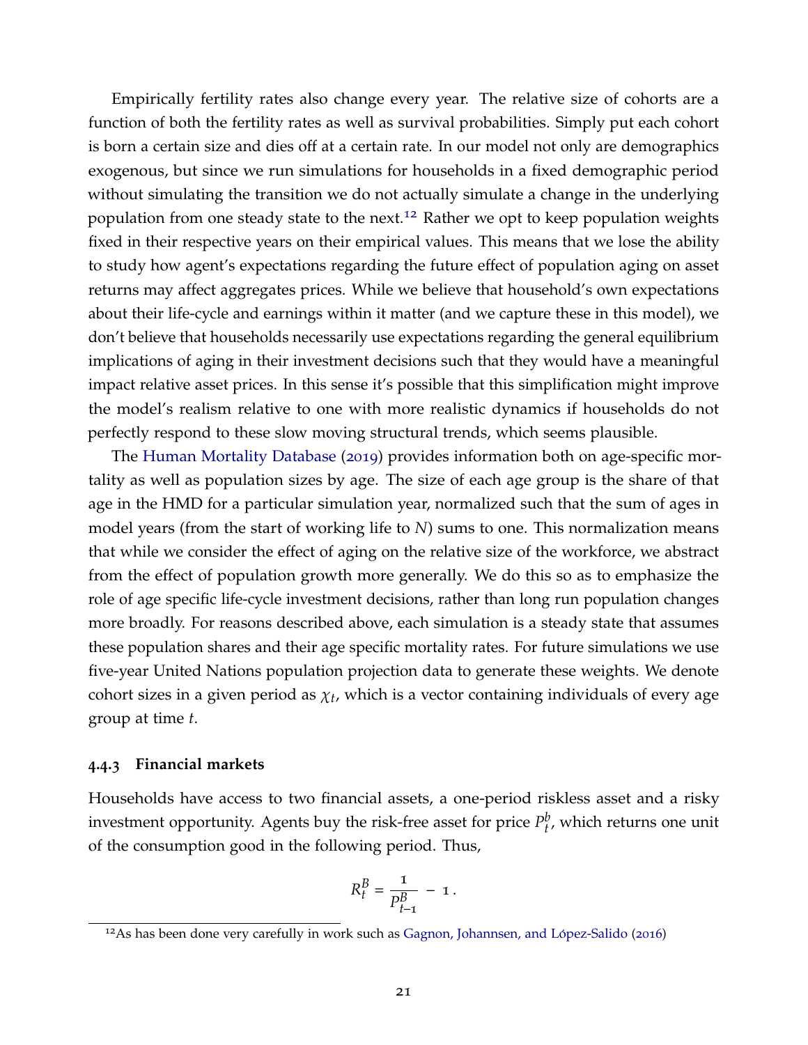Empirically fertility rates also change every year. The relative size of cohorts are a function of both the fertility rates as well as survival probabilities. Simply put each cohort is born a certain size and dies off at a certain rate. In our model not only are demographics exogenous, but since we run simulations for households in a fixed demographic period without simulating the transition we do not actually simulate a change in the underlying population from one steady state to the next.[12] Rather we opt to keep population weights fixed in their respective years on their empirical values. This means that we lose the ability to study how agent's expectations regarding the future effect of population aging on asset returns may affect aggregates prices. While we believe that household's own expectations about their life-cycle and earnings within it matter (and we capture these in this model), we don't believe that households necessarily use expectations regarding the general equilibrium implications of aging in their investment decisions such that they would have a meaningful impact relative asset prices. In this sense it's possible that this simplification might improve the model's realism relative to one with more realistic dynamics if households do not perfectly respond to these slow moving structural trends, which seems plausible.

The Human Mortality Database (2019) provides information both on age-specific mortality as well as population sizes by age. The size of each age group is the share of that age in the HMD for a particular simulation year, normalized such that the sum of ages in model years (from the start of working life to $N$) sums to one. This normalization means that while we consider the effect of aging on the relative size of the workforce, we abstract from the effect of population growth more generally. We do this so as to emphasize the role of age specific life-cycle investment decisions, rather than long run population changes more broadly. For reasons described above, each simulation is a steady state that assumes these population shares and their age specific mortality rates. For future simulations we use five-year United Nations population projection data to generate these weights. We denote cohort sizes in a given period as $\chi_t$, which is a vector containing individuals of every age group at time $t$.

### 4.4.3 Financial markets

Households have access to two financial assets, a one-period riskless asset and a risky investment opportunity. Agents buy the risk-free asset for price $P_t^b$, which returns one unit of the consumption good in the following period. Thus,

$$R_t^B = \frac{1}{P_{t-1}^B} - 1 .$$

[12] As has been done very carefully in work such as Gagnon, Johannsen, and López-Salido (2016)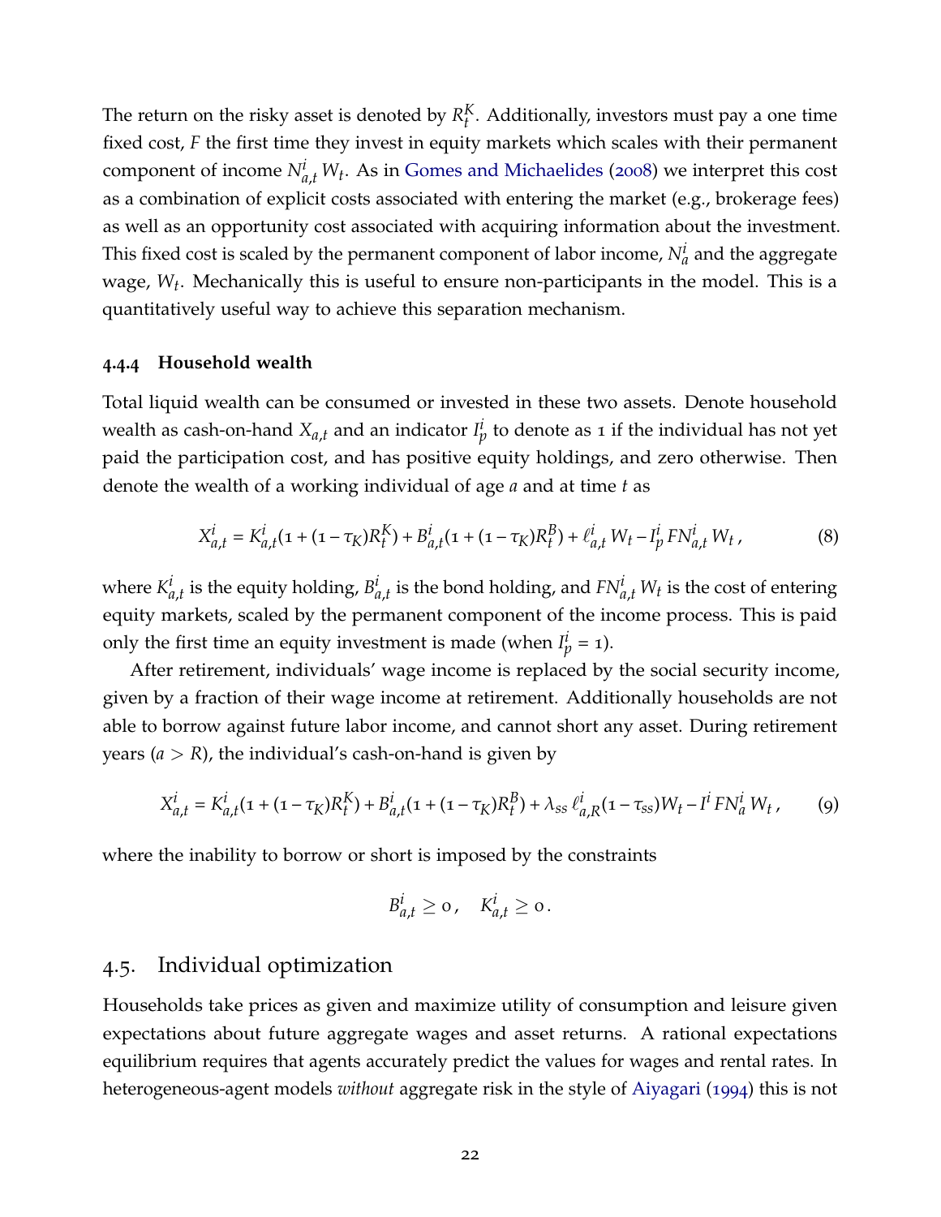The return on the risky asset is denoted by $R^K_t$. Additionally, investors must pay a one time fixed cost, $F$ the first time they invest in equity markets which scales with their permanent component of income $N^i_{a,t} W_t$. As in Gomes and Michaelides (2008) we interpret this cost as a combination of explicit costs associated with entering the market (e.g., brokerage fees) as well as an opportunity cost associated with acquiring information about the investment. This fixed cost is scaled by the permanent component of labor income, $N^i_a$ and the aggregate wage, $W_t$. Mechanically this is useful to ensure non-participants in the model. This is a quantitatively useful way to achieve this separation mechanism.

#### 4.4.4 Household wealth

Total liquid wealth can be consumed or invested in these two assets. Denote household wealth as cash-on-hand $X_{a,t}$ and an indicator $I^i_p$ to denote as 1 if the individual has not yet paid the participation cost, and has positive equity holdings, and zero otherwise. Then denote the wealth of a working individual of age $a$ and at time $t$ as

$$X^i_{a,t} = K^i_{a,t}(1 + (1 - \tau_K)R^K_t) + B^i_{a,t}(1 + (1 - \tau_K)R^B_t) + \ell^i_{a,t} W_t - I^i_p F N^i_{a,t} W_t \,, \tag{8}$$

where $K^i_{a,t}$ is the equity holding, $B^i_{a,t}$ is the bond holding, and $FN^i_{a,t} W_t$ is the cost of entering equity markets, scaled by the permanent component of the income process. This is paid only the first time an equity investment is made (when $I^i_p = 1$).

After retirement, individuals' wage income is replaced by the social security income, given by a fraction of their wage income at retirement. Additionally households are not able to borrow against future labor income, and cannot short any asset. During retirement years ($a > R$), the individual's cash-on-hand is given by

$$X^i_{a,t} = K^i_{a,t}(1 + (1 - \tau_K)R^K_t) + B^i_{a,t}(1 + (1 - \tau_K)R^B_t) + \lambda_{ss}\, \ell^i_{a,R}(1 - \tau_{ss})W_t - I^i F N^i_a W_t \,, \tag{9}$$

where the inability to borrow or short is imposed by the constraints

$$B^i_{a,t} \geq 0 \,, \quad K^i_{a,t} \geq 0 \,.$$

## 4.5. Individual optimization

Households take prices as given and maximize utility of consumption and leisure given expectations about future aggregate wages and asset returns. A rational expectations equilibrium requires that agents accurately predict the values for wages and rental rates. In heterogeneous-agent models *without* aggregate risk in the style of Aiyagari (1994) this is not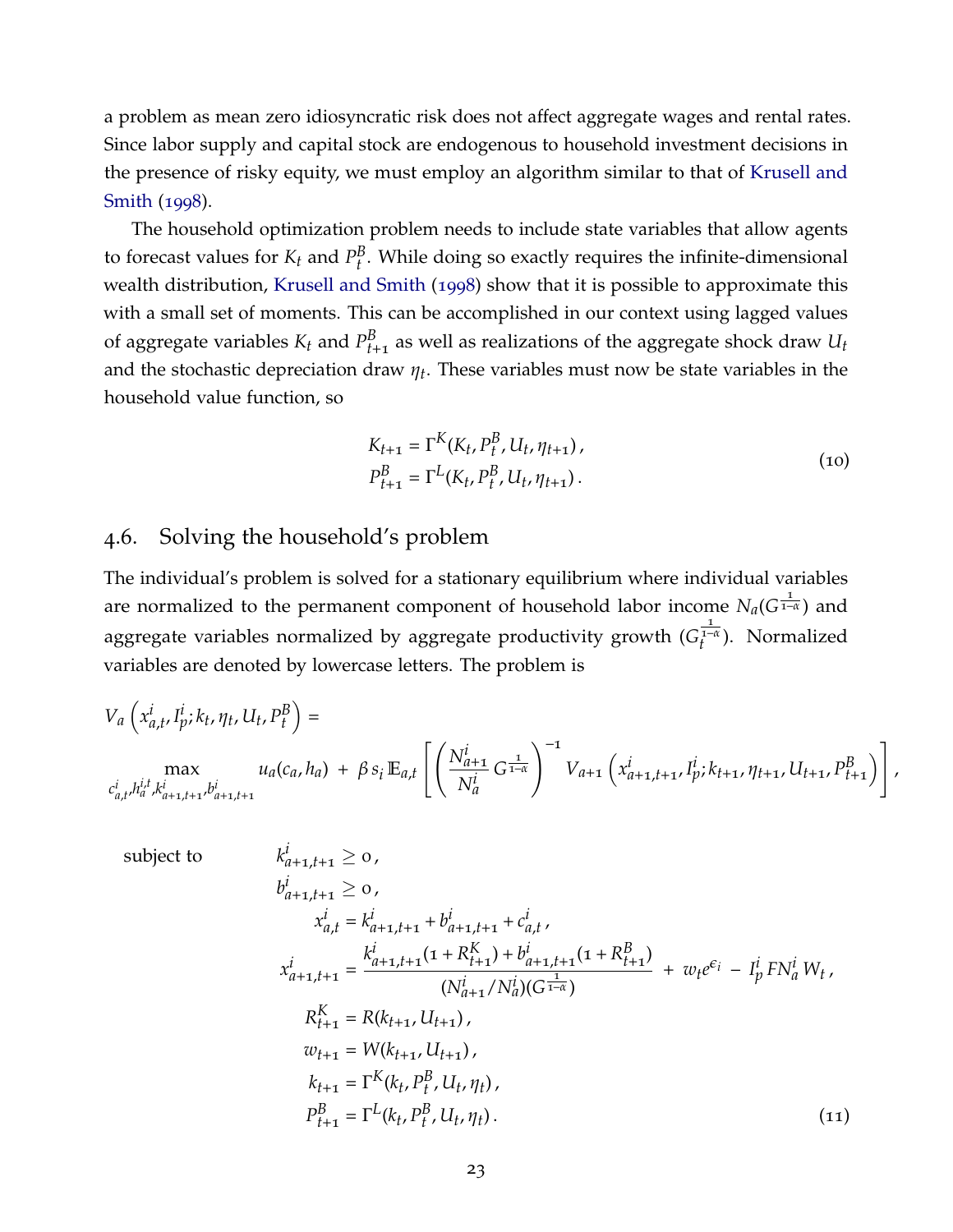a problem as mean zero idiosyncratic risk does not affect aggregate wages and rental rates. Since labor supply and capital stock are endogenous to household investment decisions in the presence of risky equity, we must employ an algorithm similar to that of Krusell and Smith (1998).

The household optimization problem needs to include state variables that allow agents to forecast values for $K_t$ and $P^B_t$. While doing so exactly requires the infinite-dimensional wealth distribution, Krusell and Smith (1998) show that it is possible to approximate this with a small set of moments. This can be accomplished in our context using lagged values of aggregate variables $K_t$ and $P^B_{t+1}$ as well as realizations of the aggregate shock draw $U_t$ and the stochastic depreciation draw $\eta_t$. These variables must now be state variables in the household value function, so

$$
\begin{aligned}
K_{t+1} &= \Gamma^K(K_t, P^B_t, U_t, \eta_{t+1})\,, \\
P^B_{t+1} &= \Gamma^L(K_t, P^B_t, U_t, \eta_{t+1})\,.
\end{aligned}
\tag{10}
$$

## 4.6. Solving the household's problem

The individual's problem is solved for a stationary equilibrium where individual variables are normalized to the permanent component of household labor income $N_a(G^{\frac{1}{1-\alpha}})$ and aggregate variables normalized by aggregate productivity growth $(G_t^{\frac{1}{1-\alpha}})$. Normalized variables are denoted by lowercase letters. The problem is

$$
V_a\left(x^i_{a,t}, I^i_p; k_t, \eta_t, U_t, P^B_t\right) = \max_{c^i_{a,t}, h^{i,t}_a, k^i_{a+1,t+1}, b^i_{a+1,t+1}} u_a(c_a, h_a) + \beta s_i \,\mathbb{E}_{a,t}\left[\left(\frac{N^i_{a+1}}{N^i_a} G^{\frac{1}{1-\alpha}}\right)^{-1} V_{a+1}\left(x^i_{a+1,t+1}, I^i_p; k_{t+1}, \eta_{t+1}, U_{t+1}, P^B_{t+1}\right)\right],
$$

$$
\begin{aligned}
\text{subject to} \qquad k^i_{a+1,t+1} &\geq 0\,, \\
b^i_{a+1,t+1} &\geq 0\,, \\
x^i_{a,t} &= k^i_{a+1,t+1} + b^i_{a+1,t+1} + c^i_{a,t}\,, \\
x^i_{a+1,t+1} &= \frac{k^i_{a+1,t+1}(1 + R^K_{t+1}) + b^i_{a+1,t+1}(1 + R^B_{t+1})}{(N^i_{a+1}/N^i_a)(G^{\frac{1}{1-\alpha}})} + w_t e^{\epsilon_i} - I^i_p F N^i_a W_t\,, \\
R^K_{t+1} &= R(k_{t+1}, U_{t+1})\,, \\
w_{t+1} &= W(k_{t+1}, U_{t+1})\,, \\
k_{t+1} &= \Gamma^K(k_t, P^B_t, U_t, \eta_t)\,, \\
P^B_{t+1} &= \Gamma^L(k_t, P^B_t, U_t, \eta_t)\,.
\end{aligned}
\tag{11}
$$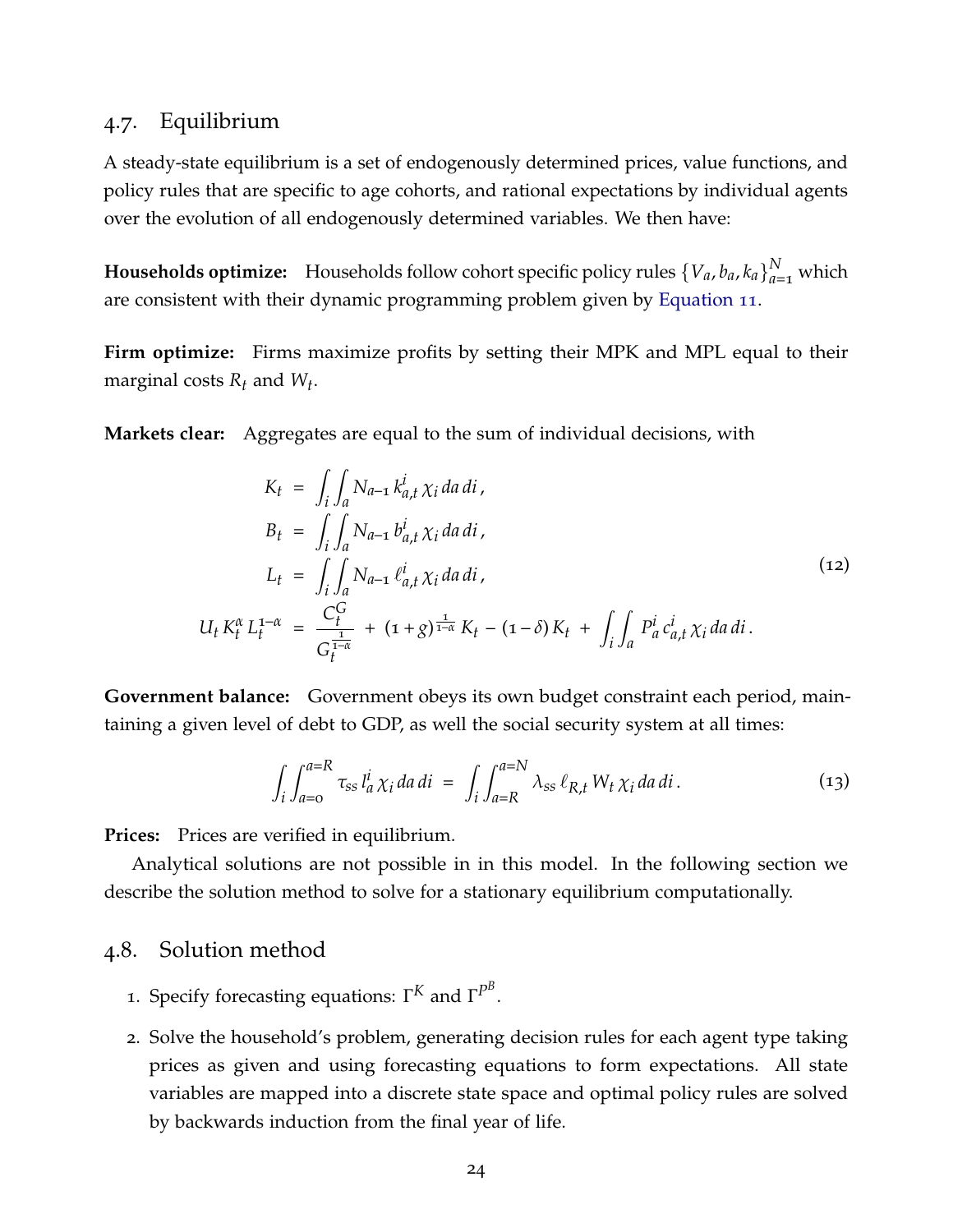## 4.7. Equilibrium

A steady-state equilibrium is a set of endogenously determined prices, value functions, and policy rules that are specific to age cohorts, and rational expectations by individual agents over the evolution of all endogenously determined variables. We then have:

**Households optimize:** Households follow cohort specific policy rules $\{V_a, b_a, k_a\}_{a=1}^{N}$ which are consistent with their dynamic programming problem given by Equation 11.

**Firm optimize:** Firms maximize profits by setting their MPK and MPL equal to their marginal costs $R_t$ and $W_t$.

**Markets clear:** Aggregates are equal to the sum of individual decisions, with

$$
\begin{aligned}
K_t &= \int_i \int_a N_{a-1}\, k^i_{a,t}\, \chi_i \, da\, di\,, \\
B_t &= \int_i \int_a N_{a-1}\, b^i_{a,t}\, \chi_i \, da\, di\,, \\
L_t &= \int_i \int_a N_{a-1}\, \ell^i_{a,t}\, \chi_i \, da\, di\,, \\
U_t\, K_t^{\alpha}\, L_t^{1-\alpha} &= \frac{C_t^G}{G_t^{\frac{1}{1-\alpha}}} + (1+g)^{\frac{1}{1-\alpha}} K_t - (1-\delta) K_t + \int_i \int_a P^i_a\, c^i_{a,t}\, \chi_i \, da\, di\,.
\end{aligned}
\tag{12}
$$

**Government balance:** Government obeys its own budget constraint each period, maintaining a given level of debt to GDP, as well the social security system at all times:

$$
\int_i \int_{a=0}^{a=R} \tau_{ss}\, l^i_a\, \chi_i \, da\, di \;=\; \int_i \int_{a=R}^{a=N} \lambda_{ss}\, \ell_{R,t}\, W_t\, \chi_i \, da\, di\,.
\tag{13}
$$

**Prices:** Prices are verified in equilibrium.

Analytical solutions are not possible in in this model. In the following section we describe the solution method to solve for a stationary equilibrium computationally.

## 4.8. Solution method

1. Specify forecasting equations: $\Gamma^K$ and $\Gamma^{P^B}$.
2. Solve the household's problem, generating decision rules for each agent type taking prices as given and using forecasting equations to form expectations. All state variables are mapped into a discrete state space and optimal policy rules are solved by backwards induction from the final year of life.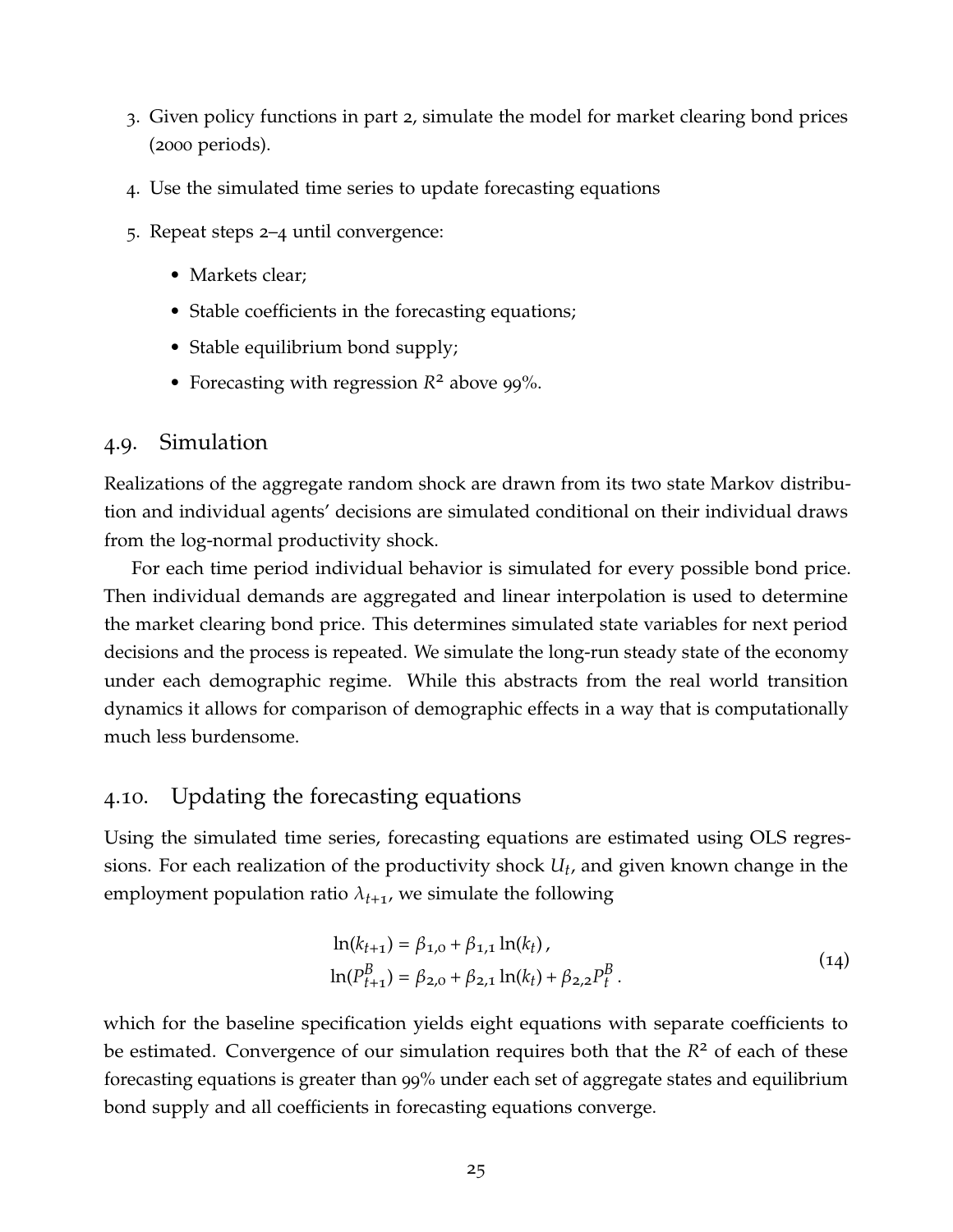3. Given policy functions in part 2, simulate the model for market clearing bond prices (2000 periods).
4. Use the simulated time series to update forecasting equations
5. Repeat steps 2–4 until convergence:
   - Markets clear;
   - Stable coefficients in the forecasting equations;
   - Stable equilibrium bond supply;
   - Forecasting with regression $R^2$ above 99%.

## 4.9. Simulation

Realizations of the aggregate random shock are drawn from its two state Markov distribution and individual agents' decisions are simulated conditional on their individual draws from the log-normal productivity shock.

For each time period individual behavior is simulated for every possible bond price. Then individual demands are aggregated and linear interpolation is used to determine the market clearing bond price. This determines simulated state variables for next period decisions and the process is repeated. We simulate the long-run steady state of the economy under each demographic regime. While this abstracts from the real world transition dynamics it allows for comparison of demographic effects in a way that is computationally much less burdensome.

## 4.10. Updating the forecasting equations

Using the simulated time series, forecasting equations are estimated using OLS regressions. For each realization of the productivity shock $U_t$, and given known change in the employment population ratio $\lambda_{t+1}$, we simulate the following

$$
\begin{aligned}
\ln(k_{t+1}) &= \beta_{1,0} + \beta_{1,1}\ln(k_t)\,, \\
\ln(P^B_{t+1}) &= \beta_{2,0} + \beta_{2,1}\ln(k_t) + \beta_{2,2}P^B_t\,.
\end{aligned}
\tag{14}
$$

which for the baseline specification yields eight equations with separate coefficients to be estimated. Convergence of our simulation requires both that the $R^2$ of each of these forecasting equations is greater than 99% under each set of aggregate states and equilibrium bond supply and all coefficients in forecasting equations converge.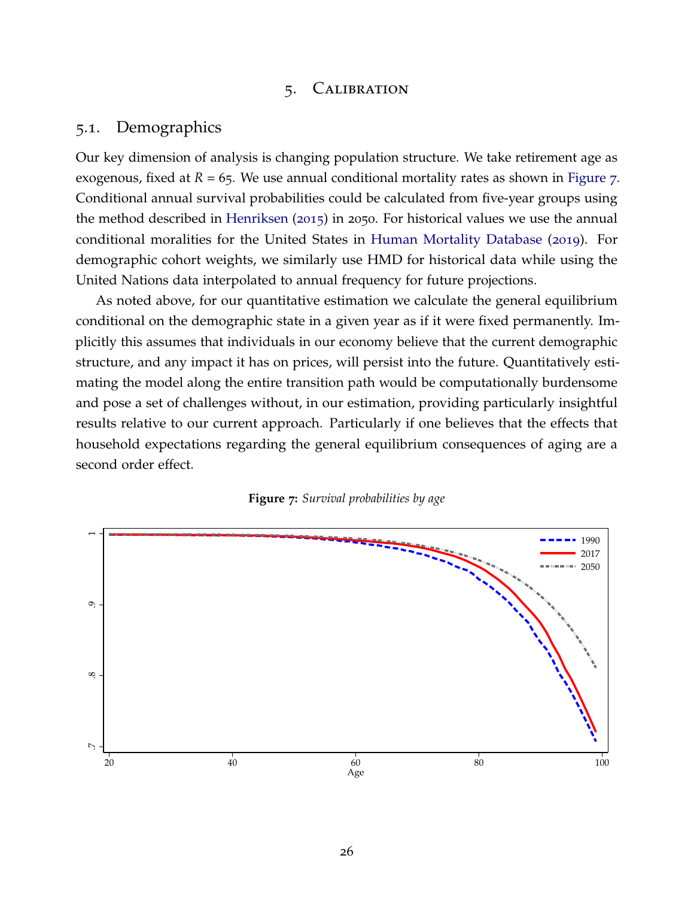# 5. Calibration

## 5.1. Demographics

Our key dimension of analysis is changing population structure. We take retirement age as exogenous, fixed at $R = 65$. We use annual conditional mortality rates as shown in Figure 7. Conditional annual survival probabilities could be calculated from five-year groups using the method described in Henriksen (2015) in 2050. For historical values we use the annual conditional moralities for the United States in Human Mortality Database (2019). For demographic cohort weights, we similarly use HMD for historical data while using the United Nations data interpolated to annual frequency for future projections.

As noted above, for our quantitative estimation we calculate the general equilibrium conditional on the demographic state in a given year as if it were fixed permanently. Implicitly this assumes that individuals in our economy believe that the current demographic structure, and any impact it has on prices, will persist into the future. Quantitatively estimating the model along the entire transition path would be computationally burdensome and pose a set of challenges without, in our estimation, providing particularly insightful results relative to our current approach. Particularly if one believes that the effects that household expectations regarding the general equilibrium consequences of aging are a second order effect.

**Figure 7:** *Survival probabilities by age*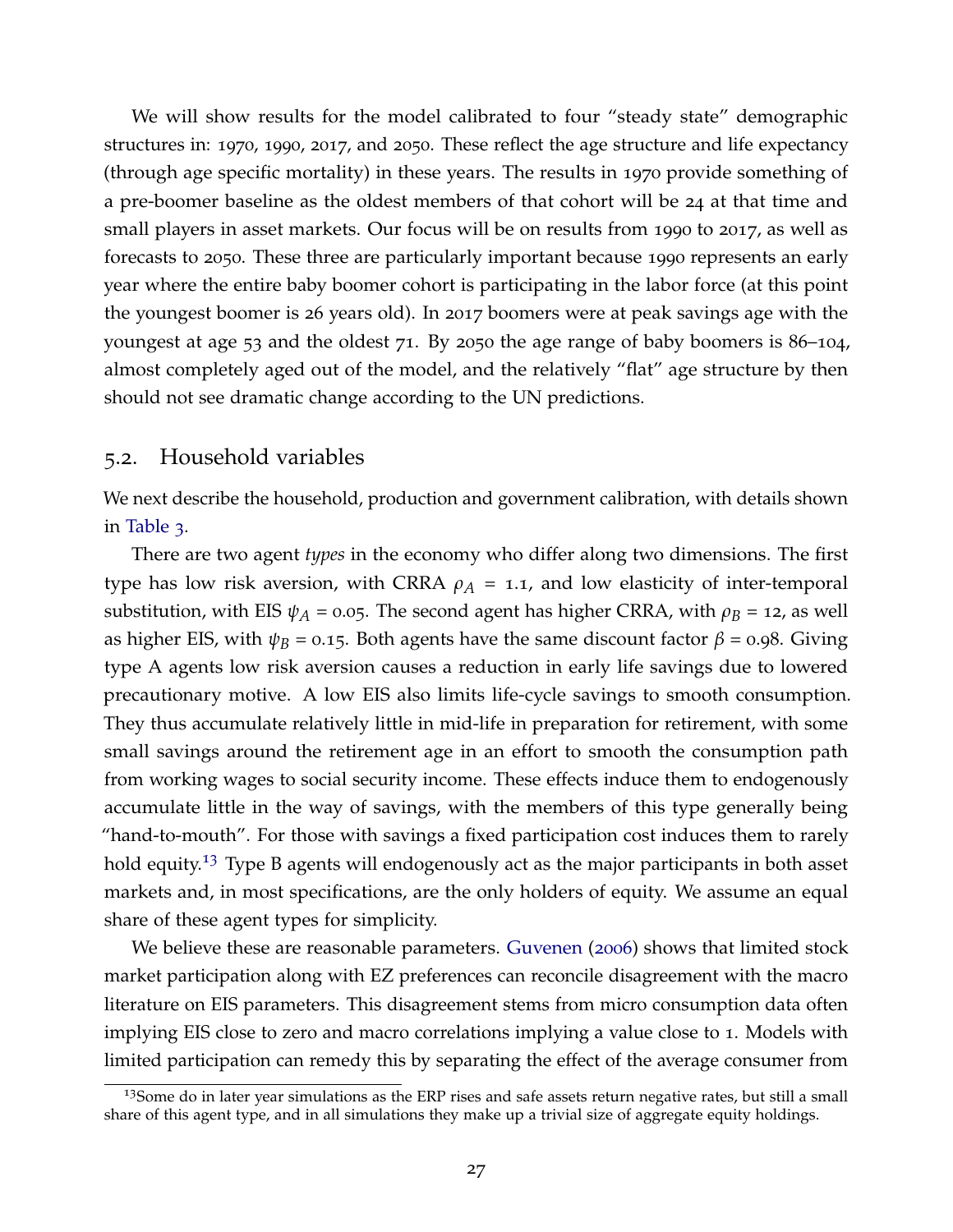We will show results for the model calibrated to four "steady state" demographic structures in: 1970, 1990, 2017, and 2050. These reflect the age structure and life expectancy (through age specific mortality) in these years. The results in 1970 provide something of a pre-boomer baseline as the oldest members of that cohort will be 24 at that time and small players in asset markets. Our focus will be on results from 1990 to 2017, as well as forecasts to 2050. These three are particularly important because 1990 represents an early year where the entire baby boomer cohort is participating in the labor force (at this point the youngest boomer is 26 years old). In 2017 boomers were at peak savings age with the youngest at age 53 and the oldest 71. By 2050 the age range of baby boomers is 86–104, almost completely aged out of the model, and the relatively "flat" age structure by then should not see dramatic change according to the UN predictions.

## 5.2. Household variables

We next describe the household, production and government calibration, with details shown in Table 3.

There are two agent *types* in the economy who differ along two dimensions. The first type has low risk aversion, with CRRA $\rho_A = 1.1$, and low elasticity of inter-temporal substitution, with EIS $\psi_A = 0.05$. The second agent has higher CRRA, with $\rho_B = 12$, as well as higher EIS, with $\psi_B = 0.15$. Both agents have the same discount factor $\beta = 0.98$. Giving type A agents low risk aversion causes a reduction in early life savings due to lowered precautionary motive. A low EIS also limits life-cycle savings to smooth consumption. They thus accumulate relatively little in mid-life in preparation for retirement, with some small savings around the retirement age in an effort to smooth the consumption path from working wages to social security income. These effects induce them to endogenously accumulate little in the way of savings, with the members of this type generally being "hand-to-mouth". For those with savings a fixed participation cost induces them to rarely hold equity.[13] Type B agents will endogenously act as the major participants in both asset markets and, in most specifications, are the only holders of equity. We assume an equal share of these agent types for simplicity.

We believe these are reasonable parameters. Guvenen (2006) shows that limited stock market participation along with EZ preferences can reconcile disagreement with the macro literature on EIS parameters. This disagreement stems from micro consumption data often implying EIS close to zero and macro correlations implying a value close to 1. Models with limited participation can remedy this by separating the effect of the average consumer from

[13] Some do in later year simulations as the ERP rises and safe assets return negative rates, but still a small share of this agent type, and in all simulations they make up a trivial size of aggregate equity holdings.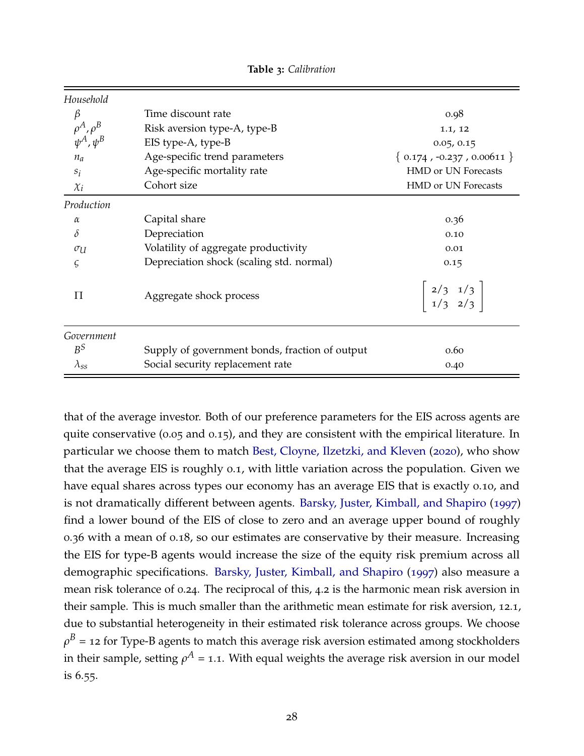**Table 3:** *Calibration*

| | | |
|---|---|---|
| *Household* | | |
| $\beta$ | Time discount rate | 0.98 |
| $\rho^A, \rho^B$ | Risk aversion type-A, type-B | 1.1, 12 |
| $\psi^A, \psi^B$ | EIS type-A, type-B | 0.05, 0.15 |
| $n_a$ | Age-specific trend parameters | { 0.174 , -0.237 , 0.00611 } |
| $s_i$ | Age-specific mortality rate | HMD or UN Forecasts |
| $\chi_i$ | Cohort size | HMD or UN Forecasts |
| *Production* | | |
| $\alpha$ | Capital share | 0.36 |
| $\delta$ | Depreciation | 0.10 |
| $\sigma_U$ | Volatility of aggregate productivity | 0.01 |
| $\varsigma$ | Depreciation shock (scaling std. normal) | 0.15 |
| $\Pi$ | Aggregate shock process | $\begin{bmatrix} 2/3 & 1/3 \\ 1/3 & 2/3 \end{bmatrix}$ |
| *Government* | | |
| $B^S$ | Supply of government bonds, fraction of output | 0.60 |
| $\lambda_{ss}$ | Social security replacement rate | 0.40 |

that of the average investor. Both of our preference parameters for the EIS across agents are quite conservative (0.05 and 0.15), and they are consistent with the empirical literature. In particular we choose them to match Best, Cloyne, Ilzetzki, and Kleven (2020), who show that the average EIS is roughly 0.1, with little variation across the population. Given we have equal shares across types our economy has an average EIS that is exactly 0.10, and is not dramatically different between agents. Barsky, Juster, Kimball, and Shapiro (1997) find a lower bound of the EIS of close to zero and an average upper bound of roughly 0.36 with a mean of 0.18, so our estimates are conservative by their measure. Increasing the EIS for type-B agents would increase the size of the equity risk premium across all demographic specifications. Barsky, Juster, Kimball, and Shapiro (1997) also measure a mean risk tolerance of 0.24. The reciprocal of this, 4.2 is the harmonic mean risk aversion in their sample. This is much smaller than the arithmetic mean estimate for risk aversion, 12.1, due to substantial heterogeneity in their estimated risk tolerance across groups. We choose $\rho^B = 12$ for Type-B agents to match this average risk aversion estimated among stockholders in their sample, setting $\rho^A = 1.1$. With equal weights the average risk aversion in our model is 6.55.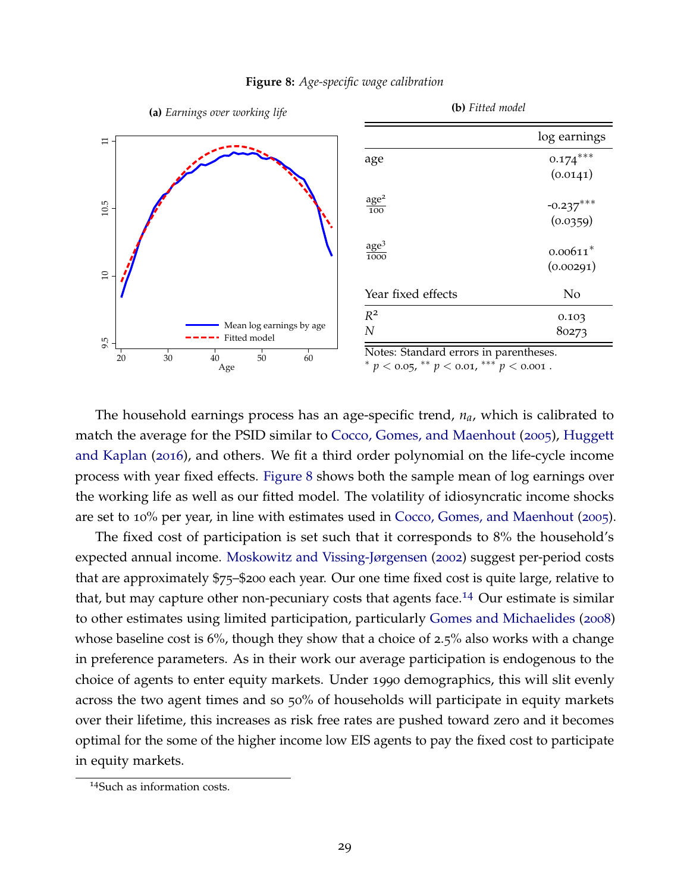**Figure 8:** *Age-specific wage calibration*

**(a)** *Earnings over working life*

**(b)** *Fitted model*

| | log earnings |
|---|---|
| age | 0.174*** |
| | (0.0141) |
| $\frac{\text{age}^2}{100}$ | -0.237*** |
| | (0.0359) |
| $\frac{\text{age}^3}{1000}$ | 0.00611* |
| | (0.00291) |
| Year fixed effects | No |
| $R^2$ | 0.103 |
| $N$ | 80273 |

Notes: Standard errors in parentheses.
* $p < 0.05$, ** $p < 0.01$, *** $p < 0.001$ .

The household earnings process has an age-specific trend, $n_a$, which is calibrated to match the average for the PSID similar to Cocco, Gomes, and Maenhout (2005), Huggett and Kaplan (2016), and others. We fit a third order polynomial on the life-cycle income process with year fixed effects. Figure 8 shows both the sample mean of log earnings over the working life as well as our fitted model. The volatility of idiosyncratic income shocks are set to 10% per year, in line with estimates used in Cocco, Gomes, and Maenhout (2005).

The fixed cost of participation is set such that it corresponds to 8% the household's expected annual income. Moskowitz and Vissing-Jørgensen (2002) suggest per-period costs that are approximately \$75–\$200 each year. Our one time fixed cost is quite large, relative to that, but may capture other non-pecuniary costs that agents face.[14] Our estimate is similar to other estimates using limited participation, particularly Gomes and Michaelides (2008) whose baseline cost is 6%, though they show that a choice of 2.5% also works with a change in preference parameters. As in their work our average participation is endogenous to the choice of agents to enter equity markets. Under 1990 demographics, this will slit evenly across the two agent times and so 50% of households will participate in equity markets over their lifetime, this increases as risk free rates are pushed toward zero and it becomes optimal for the some of the higher income low EIS agents to pay the fixed cost to participate in equity markets.

[14]Such as information costs.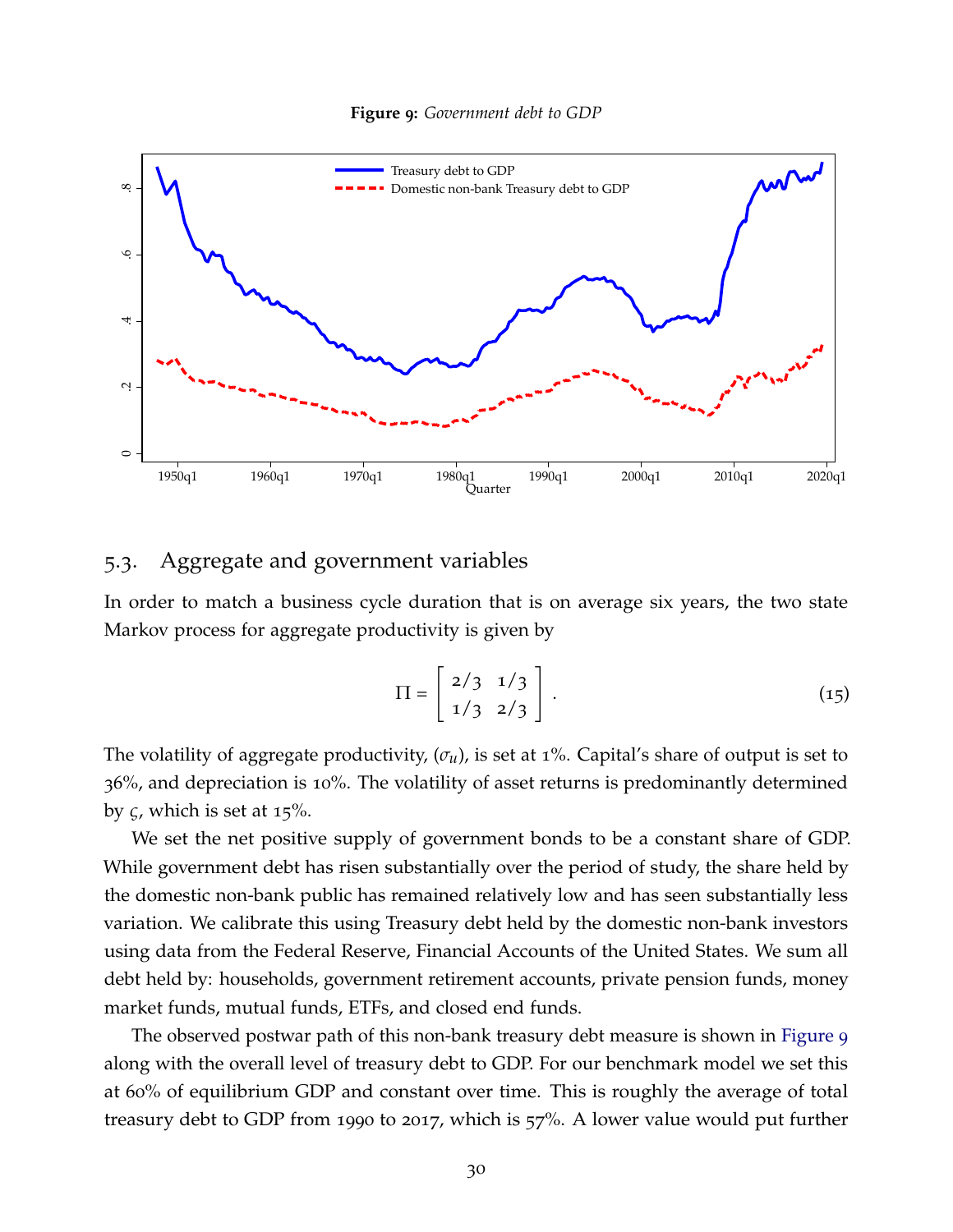**Figure 9:** *Government debt to GDP*

## 5.3. Aggregate and government variables

In order to match a business cycle duration that is on average six years, the two state Markov process for aggregate productivity is given by

$$\Pi = \begin{bmatrix} 2/3 & 1/3 \\ 1/3 & 2/3 \end{bmatrix}. \tag{15}$$

The volatility of aggregate productivity, ($\sigma_u$), is set at 1%. Capital's share of output is set to 36%, and depreciation is 10%. The volatility of asset returns is predominantly determined by $\varsigma$, which is set at 15%.

We set the net positive supply of government bonds to be a constant share of GDP. While government debt has risen substantially over the period of study, the share held by the domestic non-bank public has remained relatively low and has seen substantially less variation. We calibrate this using Treasury debt held by the domestic non-bank investors using data from the Federal Reserve, Financial Accounts of the United States. We sum all debt held by: households, government retirement accounts, private pension funds, money market funds, mutual funds, ETFs, and closed end funds.

The observed postwar path of this non-bank treasury debt measure is shown in Figure 9 along with the overall level of treasury debt to GDP. For our benchmark model we set this at 60% of equilibrium GDP and constant over time. This is roughly the average of total treasury debt to GDP from 1990 to 2017, which is 57%. A lower value would put further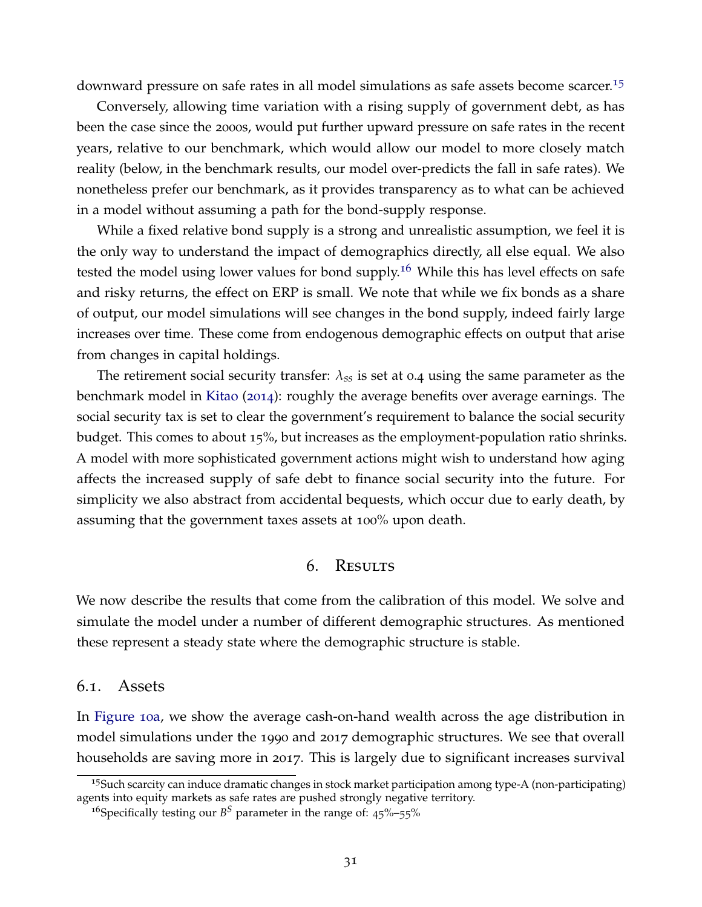downward pressure on safe rates in all model simulations as safe assets become scarcer.[15]

Conversely, allowing time variation with a rising supply of government debt, as has been the case since the 2000s, would put further upward pressure on safe rates in the recent years, relative to our benchmark, which would allow our model to more closely match reality (below, in the benchmark results, our model over-predicts the fall in safe rates). We nonetheless prefer our benchmark, as it provides transparency as to what can be achieved in a model without assuming a path for the bond-supply response.

While a fixed relative bond supply is a strong and unrealistic assumption, we feel it is the only way to understand the impact of demographics directly, all else equal. We also tested the model using lower values for bond supply.[16] While this has level effects on safe and risky returns, the effect on ERP is small. We note that while we fix bonds as a share of output, our model simulations will see changes in the bond supply, indeed fairly large increases over time. These come from endogenous demographic effects on output that arise from changes in capital holdings.

The retirement social security transfer: $\lambda_{ss}$ is set at 0.4 using the same parameter as the benchmark model in Kitao (2014): roughly the average benefits over average earnings. The social security tax is set to clear the government's requirement to balance the social security budget. This comes to about 15%, but increases as the employment-population ratio shrinks. A model with more sophisticated government actions might wish to understand how aging affects the increased supply of safe debt to finance social security into the future. For simplicity we also abstract from accidental bequests, which occur due to early death, by assuming that the government taxes assets at 100% upon death.

## 6. Results

We now describe the results that come from the calibration of this model. We solve and simulate the model under a number of different demographic structures. As mentioned these represent a steady state where the demographic structure is stable.

### 6.1. Assets

In Figure 10a, we show the average cash-on-hand wealth across the age distribution in model simulations under the 1990 and 2017 demographic structures. We see that overall households are saving more in 2017. This is largely due to significant increases survival

[15] Such scarcity can induce dramatic changes in stock market participation among type-A (non-participating) agents into equity markets as safe rates are pushed strongly negative territory.

[16] Specifically testing our $B^S$ parameter in the range of: 45%–55%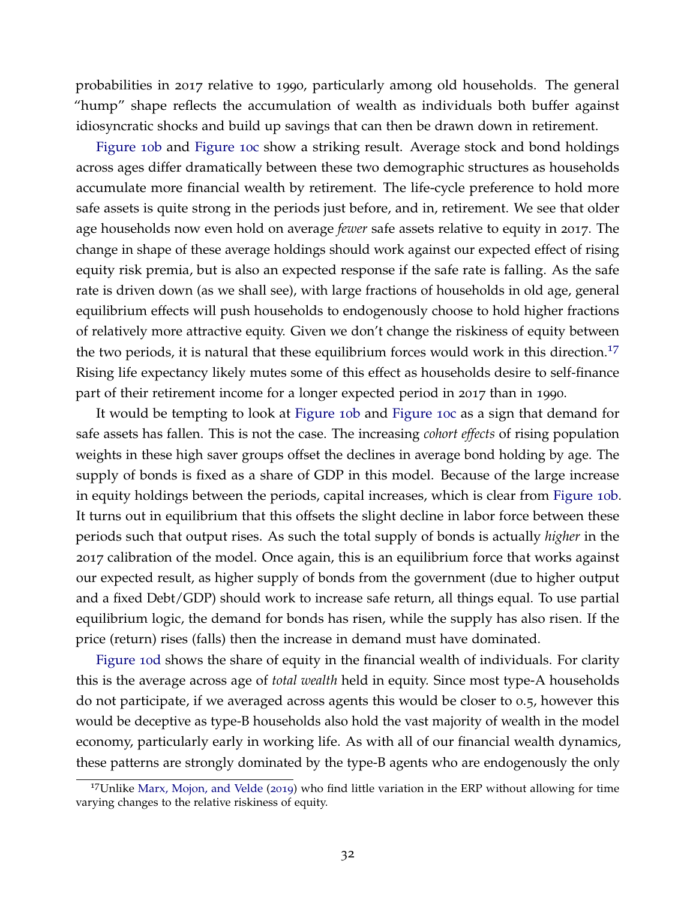probabilities in 2017 relative to 1990, particularly among old households. The general "hump" shape reflects the accumulation of wealth as individuals both buffer against idiosyncratic shocks and build up savings that can then be drawn down in retirement.

Figure 10b and Figure 10c show a striking result. Average stock and bond holdings across ages differ dramatically between these two demographic structures as households accumulate more financial wealth by retirement. The life-cycle preference to hold more safe assets is quite strong in the periods just before, and in, retirement. We see that older age households now even hold on average *fewer* safe assets relative to equity in 2017. The change in shape of these average holdings should work against our expected effect of rising equity risk premia, but is also an expected response if the safe rate is falling. As the safe rate is driven down (as we shall see), with large fractions of households in old age, general equilibrium effects will push households to endogenously choose to hold higher fractions of relatively more attractive equity. Given we don't change the riskiness of equity between the two periods, it is natural that these equilibrium forces would work in this direction.[17] Rising life expectancy likely mutes some of this effect as households desire to self-finance part of their retirement income for a longer expected period in 2017 than in 1990.

It would be tempting to look at Figure 10b and Figure 10c as a sign that demand for safe assets has fallen. This is not the case. The increasing *cohort effects* of rising population weights in these high saver groups offset the declines in average bond holding by age. The supply of bonds is fixed as a share of GDP in this model. Because of the large increase in equity holdings between the periods, capital increases, which is clear from Figure 10b. It turns out in equilibrium that this offsets the slight decline in labor force between these periods such that output rises. As such the total supply of bonds is actually *higher* in the 2017 calibration of the model. Once again, this is an equilibrium force that works against our expected result, as higher supply of bonds from the government (due to higher output and a fixed Debt/GDP) should work to increase safe return, all things equal. To use partial equilibrium logic, the demand for bonds has risen, while the supply has also risen. If the price (return) rises (falls) then the increase in demand must have dominated.

Figure 10d shows the share of equity in the financial wealth of individuals. For clarity this is the average across age of *total wealth* held in equity. Since most type-A households do not participate, if we averaged across agents this would be closer to 0.5, however this would be deceptive as type-B households also hold the vast majority of wealth in the model economy, particularly early in working life. As with all of our financial wealth dynamics, these patterns are strongly dominated by the type-B agents who are endogenously the only

[17] Unlike Marx, Mojon, and Velde (2019) who find little variation in the ERP without allowing for time varying changes to the relative riskiness of equity.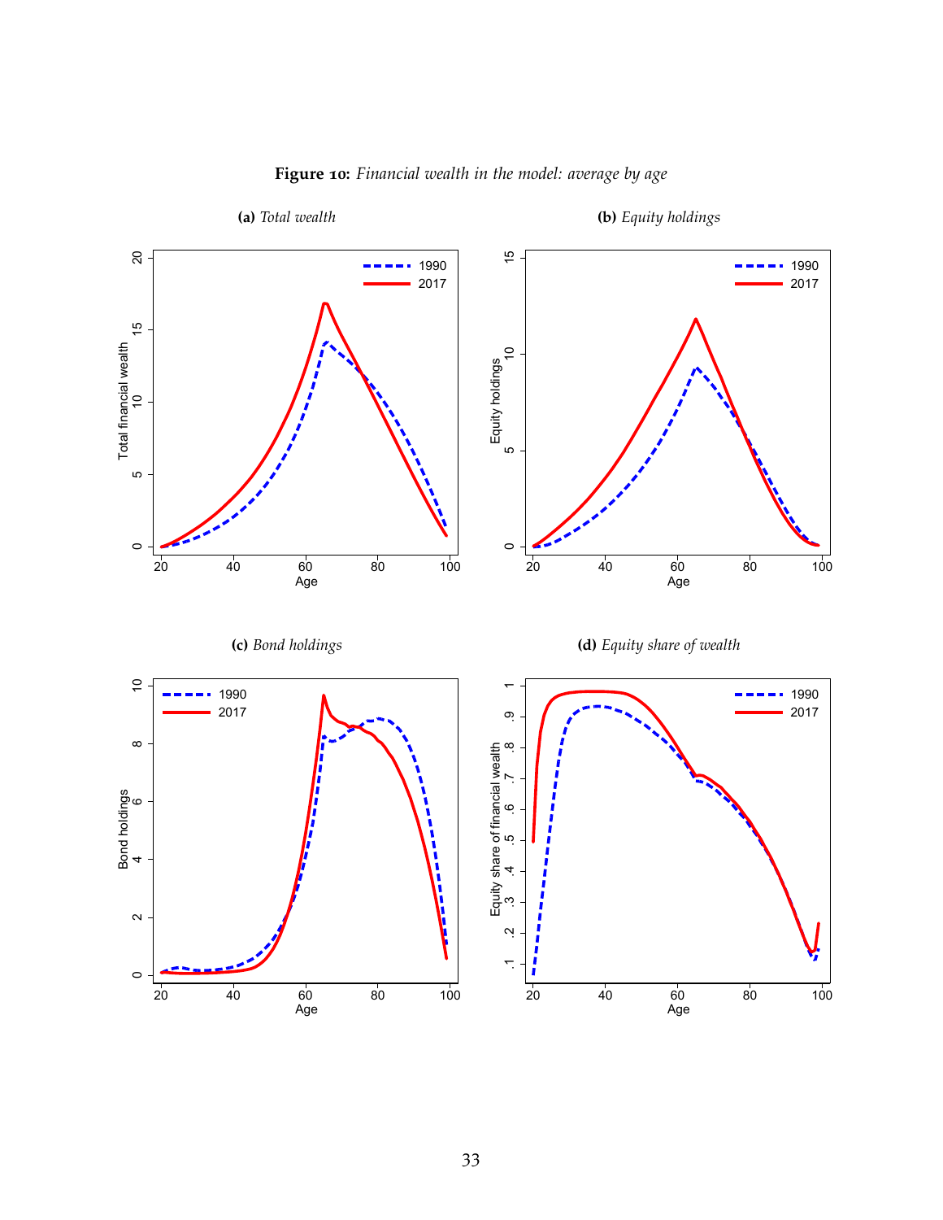**Figure 10:** *Financial wealth in the model: average by age*

**(a)** *Total wealth*

**(b)** *Equity holdings*

**(c)** *Bond holdings*

**(d)** *Equity share of wealth*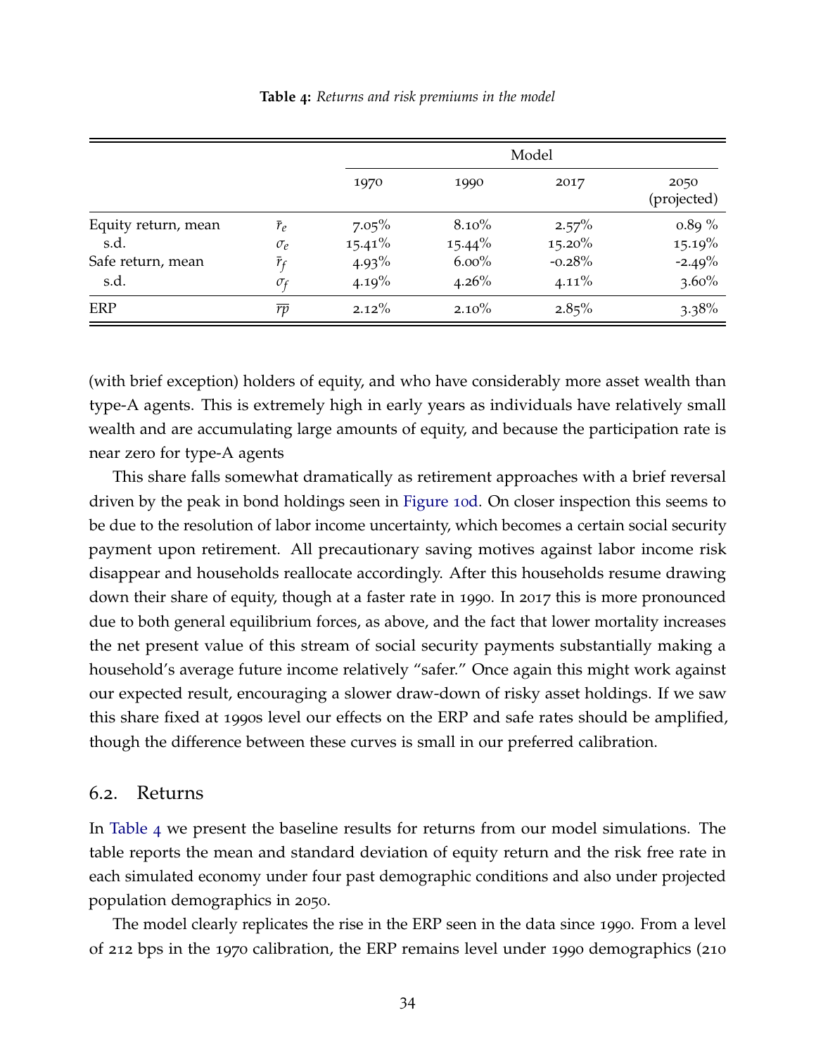**Table 4:** *Returns and risk premiums in the model*

| | | Model | | | |
|---|---|---|---|---|---|
| | | 1970 | 1990 | 2017 | 2050 (projected) |
| Equity return, mean | $\bar{r}_e$ | 7.05% | 8.10% | 2.57% | 0.89 % |
| s.d. | $\sigma_e$ | 15.41% | 15.44% | 15.20% | 15.19% |
| Safe return, mean | $\bar{r}_f$ | 4.93% | 6.00% | -0.28% | -2.49% |
| s.d. | $\sigma_f$ | 4.19% | 4.26% | 4.11% | 3.60% |
| ERP | $\overline{rp}$ | 2.12% | 2.10% | 2.85% | 3.38% |

(with brief exception) holders of equity, and who have considerably more asset wealth than type-A agents. This is extremely high in early years as individuals have relatively small wealth and are accumulating large amounts of equity, and because the participation rate is near zero for type-A agents

This share falls somewhat dramatically as retirement approaches with a brief reversal driven by the peak in bond holdings seen in Figure 10d. On closer inspection this seems to be due to the resolution of labor income uncertainty, which becomes a certain social security payment upon retirement. All precautionary saving motives against labor income risk disappear and households reallocate accordingly. After this households resume drawing down their share of equity, though at a faster rate in 1990. In 2017 this is more pronounced due to both general equilibrium forces, as above, and the fact that lower mortality increases the net present value of this stream of social security payments substantially making a household's average future income relatively "safer." Once again this might work against our expected result, encouraging a slower draw-down of risky asset holdings. If we saw this share fixed at 1990s level our effects on the ERP and safe rates should be amplified, though the difference between these curves is small in our preferred calibration.

## 6.2. Returns

In Table 4 we present the baseline results for returns from our model simulations. The table reports the mean and standard deviation of equity return and the risk free rate in each simulated economy under four past demographic conditions and also under projected population demographics in 2050.

The model clearly replicates the rise in the ERP seen in the data since 1990. From a level of 212 bps in the 1970 calibration, the ERP remains level under 1990 demographics (210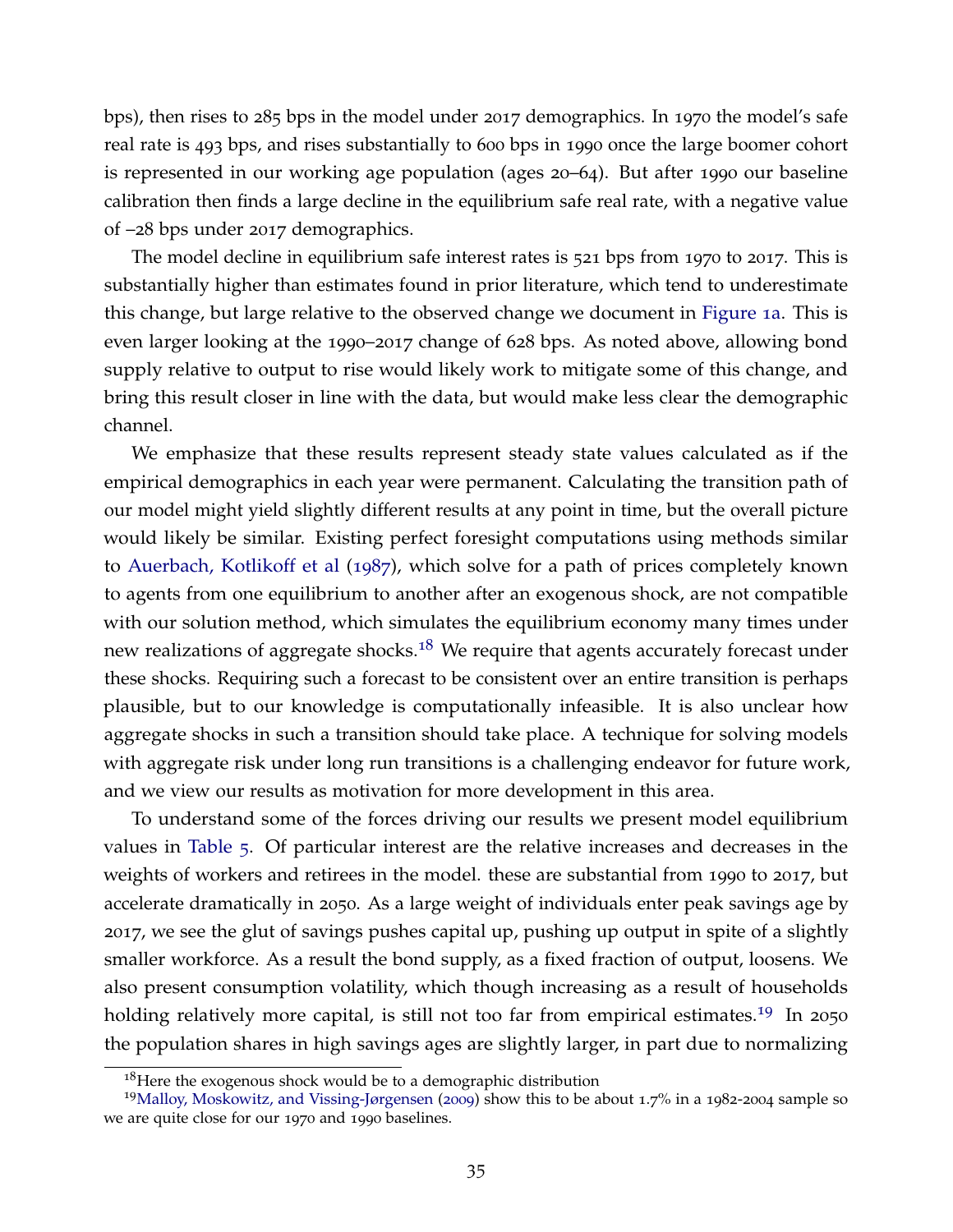bps), then rises to 285 bps in the model under 2017 demographics. In 1970 the model's safe real rate is 493 bps, and rises substantially to 600 bps in 1990 once the large boomer cohort is represented in our working age population (ages 20–64). But after 1990 our baseline calibration then finds a large decline in the equilibrium safe real rate, with a negative value of –28 bps under 2017 demographics.

The model decline in equilibrium safe interest rates is 521 bps from 1970 to 2017. This is substantially higher than estimates found in prior literature, which tend to underestimate this change, but large relative to the observed change we document in Figure 1a. This is even larger looking at the 1990–2017 change of 628 bps. As noted above, allowing bond supply relative to output to rise would likely work to mitigate some of this change, and bring this result closer in line with the data, but would make less clear the demographic channel.

We emphasize that these results represent steady state values calculated as if the empirical demographics in each year were permanent. Calculating the transition path of our model might yield slightly different results at any point in time, but the overall picture would likely be similar. Existing perfect foresight computations using methods similar to Auerbach, Kotlikoff et al (1987), which solve for a path of prices completely known to agents from one equilibrium to another after an exogenous shock, are not compatible with our solution method, which simulates the equilibrium economy many times under new realizations of aggregate shocks.[18] We require that agents accurately forecast under these shocks. Requiring such a forecast to be consistent over an entire transition is perhaps plausible, but to our knowledge is computationally infeasible. It is also unclear how aggregate shocks in such a transition should take place. A technique for solving models with aggregate risk under long run transitions is a challenging endeavor for future work, and we view our results as motivation for more development in this area.

To understand some of the forces driving our results we present model equilibrium values in Table 5. Of particular interest are the relative increases and decreases in the weights of workers and retirees in the model. these are substantial from 1990 to 2017, but accelerate dramatically in 2050. As a large weight of individuals enter peak savings age by 2017, we see the glut of savings pushes capital up, pushing up output in spite of a slightly smaller workforce. As a result the bond supply, as a fixed fraction of output, loosens. We also present consumption volatility, which though increasing as a result of households holding relatively more capital, is still not too far from empirical estimates.[19] In 2050 the population shares in high savings ages are slightly larger, in part due to normalizing

[18]Here the exogenous shock would be to a demographic distribution

[19]Malloy, Moskowitz, and Vissing-Jørgensen (2009) show this to be about 1.7% in a 1982-2004 sample so we are quite close for our 1970 and 1990 baselines.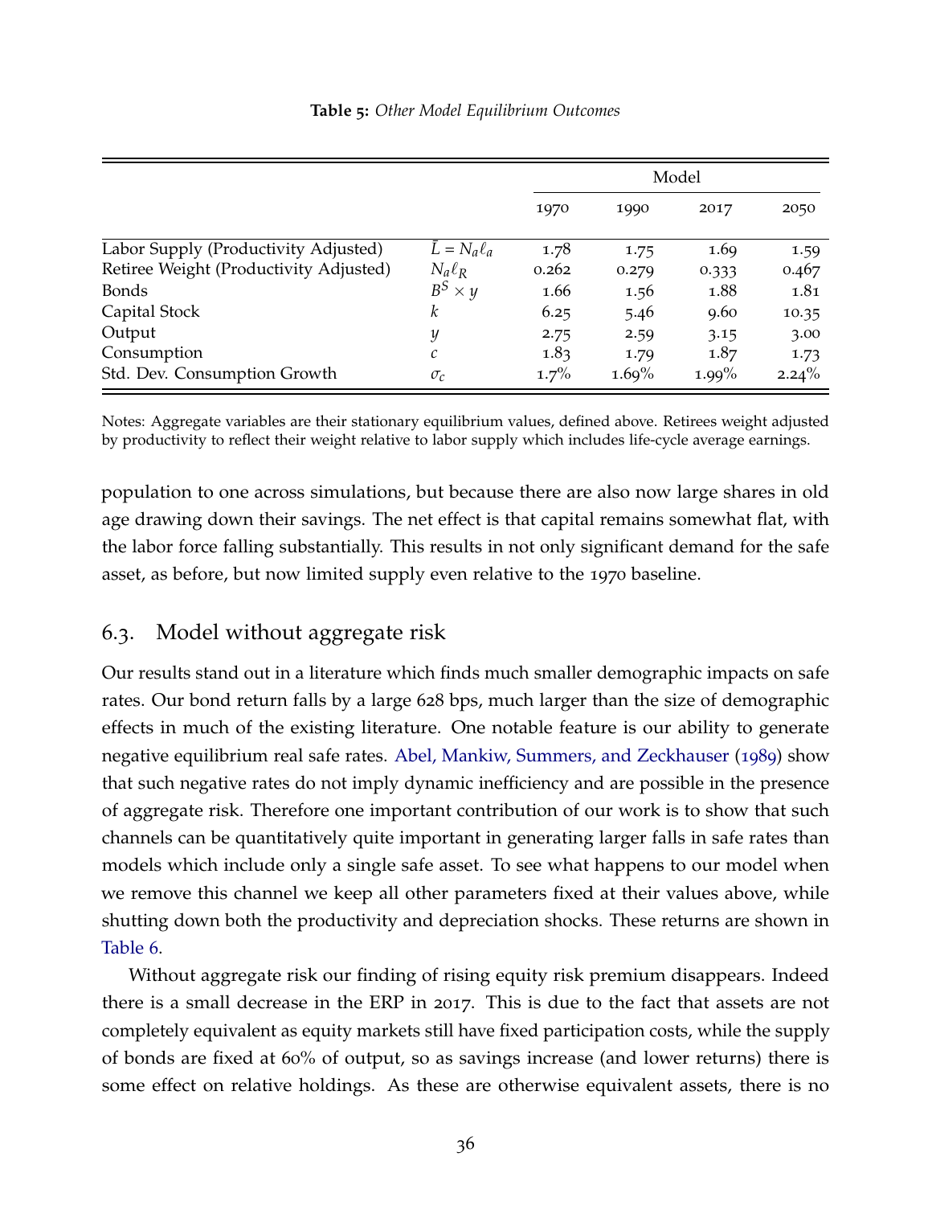**Table 5:** *Other Model Equilibrium Outcomes*

| | | Model | | | |
|---|---|---|---|---|---|
| | | 1970 | 1990 | 2017 | 2050 |
| Labor Supply (Productivity Adjusted) | $\bar{L} = N_a \ell_a$ | 1.78 | 1.75 | 1.69 | 1.59 |
| Retiree Weight (Productivity Adjusted) | $N_a \ell_R$ | 0.262 | 0.279 | 0.333 | 0.467 |
| Bonds | $B^S \times y$ | 1.66 | 1.56 | 1.88 | 1.81 |
| Capital Stock | $k$ | 6.25 | 5.46 | 9.60 | 10.35 |
| Output | $y$ | 2.75 | 2.59 | 3.15 | 3.00 |
| Consumption | $c$ | 1.83 | 1.79 | 1.87 | 1.73 |
| Std. Dev. Consumption Growth | $\sigma_c$ | 1.7% | 1.69% | 1.99% | 2.24% |

Notes: Aggregate variables are their stationary equilibrium values, defined above. Retirees weight adjusted by productivity to reflect their weight relative to labor supply which includes life-cycle average earnings.

population to one across simulations, but because there are also now large shares in old age drawing down their savings. The net effect is that capital remains somewhat flat, with the labor force falling substantially. This results in not only significant demand for the safe asset, as before, but now limited supply even relative to the 1970 baseline.

## 6.3. Model without aggregate risk

Our results stand out in a literature which finds much smaller demographic impacts on safe rates. Our bond return falls by a large 628 bps, much larger than the size of demographic effects in much of the existing literature. One notable feature is our ability to generate negative equilibrium real safe rates. Abel, Mankiw, Summers, and Zeckhauser (1989) show that such negative rates do not imply dynamic inefficiency and are possible in the presence of aggregate risk. Therefore one important contribution of our work is to show that such channels can be quantitatively quite important in generating larger falls in safe rates than models which include only a single safe asset. To see what happens to our model when we remove this channel we keep all other parameters fixed at their values above, while shutting down both the productivity and depreciation shocks. These returns are shown in Table 6.

Without aggregate risk our finding of rising equity risk premium disappears. Indeed there is a small decrease in the ERP in 2017. This is due to the fact that assets are not completely equivalent as equity markets still have fixed participation costs, while the supply of bonds are fixed at 60% of output, so as savings increase (and lower returns) there is some effect on relative holdings. As these are otherwise equivalent assets, there is no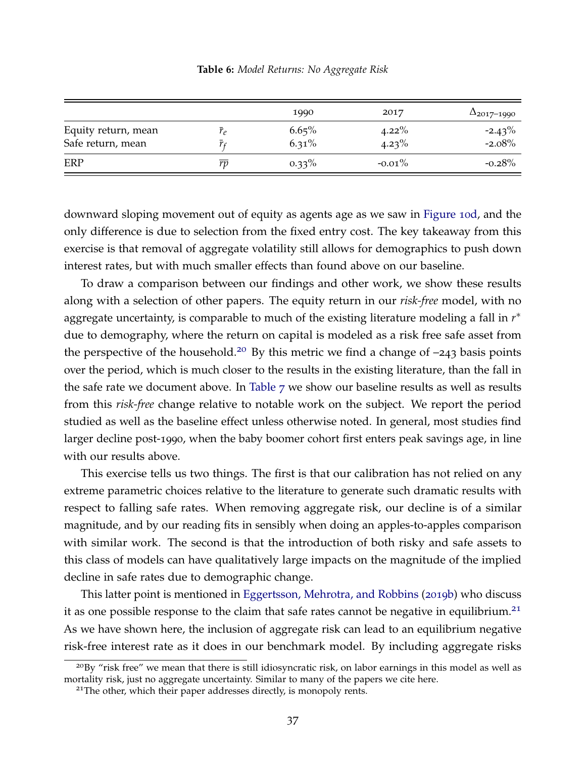**Table 6:** *Model Returns: No Aggregate Risk*

| | | 1990 | 2017 | $\Delta_{2017-1990}$ |
|---|---|---|---|---|
| Equity return, mean | $\bar{r}_e$ | 6.65% | 4.22% | -2.43% |
| Safe return, mean | $\bar{r}_f$ | 6.31% | 4.23% | -2.08% |
| ERP | $\overline{rp}$ | 0.33% | -0.01% | -0.28% |

downward sloping movement out of equity as agents age as we saw in Figure 10d, and the only difference is due to selection from the fixed entry cost. The key takeaway from this exercise is that removal of aggregate volatility still allows for demographics to push down interest rates, but with much smaller effects than found above on our baseline.

To draw a comparison between our findings and other work, we show these results along with a selection of other papers. The equity return in our *risk-free* model, with no aggregate uncertainty, is comparable to much of the existing literature modeling a fall in $r^*$ due to demography, where the return on capital is modeled as a risk free safe asset from the perspective of the household.[20] By this metric we find a change of −243 basis points over the period, which is much closer to the results in the existing literature, than the fall in the safe rate we document above. In Table 7 we show our baseline results as well as results from this *risk-free* change relative to notable work on the subject. We report the period studied as well as the baseline effect unless otherwise noted. In general, most studies find larger decline post-1990, when the baby boomer cohort first enters peak savings age, in line with our results above.

This exercise tells us two things. The first is that our calibration has not relied on any extreme parametric choices relative to the literature to generate such dramatic results with respect to falling safe rates. When removing aggregate risk, our decline is of a similar magnitude, and by our reading fits in sensibly when doing an apples-to-apples comparison with similar work. The second is that the introduction of both risky and safe assets to this class of models can have qualitatively large impacts on the magnitude of the implied decline in safe rates due to demographic change.

This latter point is mentioned in Eggertsson, Mehrotra, and Robbins (2019b) who discuss it as one possible response to the claim that safe rates cannot be negative in equilibrium.[21] As we have shown here, the inclusion of aggregate risk can lead to an equilibrium negative risk-free interest rate as it does in our benchmark model. By including aggregate risks

[20] By "risk free" we mean that there is still idiosyncratic risk, on labor earnings in this model as well as mortality risk, just no aggregate uncertainty. Similar to many of the papers we cite here.

[21] The other, which their paper addresses directly, is monopoly rents.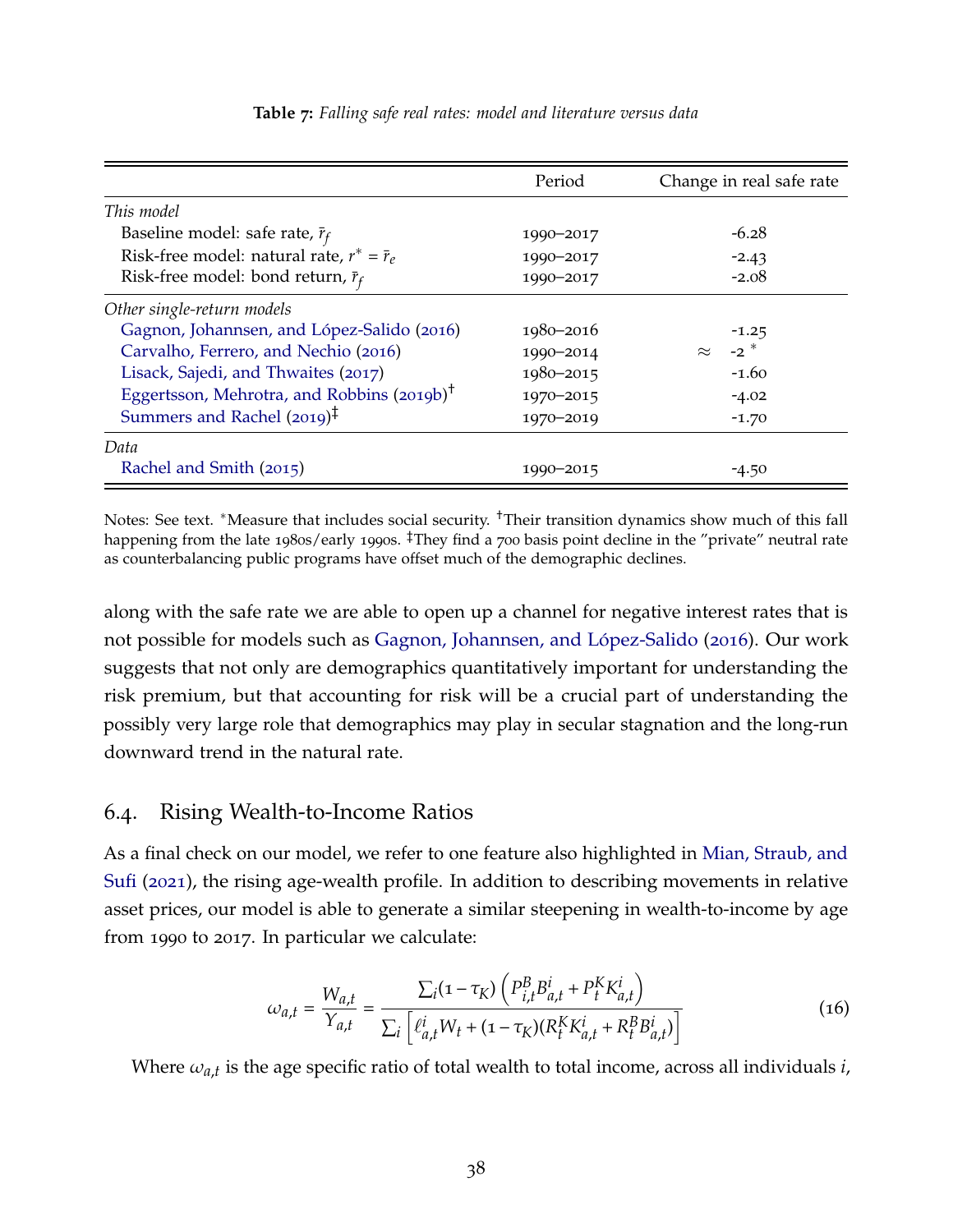**Table 7:** *Falling safe real rates: model and literature versus data*

| | Period | Change in real safe rate |
|---|---|---|
| *This model* | | |
| Baseline model: safe rate, $\bar{r}_f$ | 1990–2017 | -6.28 |
| Risk-free model: natural rate, $r^* = \bar{r}_e$ | 1990–2017 | -2.43 |
| Risk-free model: bond return, $\bar{r}_f$ | 1990–2017 | -2.08 |
| *Other single-return models* | | |
| Gagnon, Johannsen, and López-Salido (2016) | 1980–2016 | -1.25 |
| Carvalho, Ferrero, and Nechio (2016) | 1990–2014 | $\approx$ -2 * |
| Lisack, Sajedi, and Thwaites (2017) | 1980–2015 | -1.60 |
| Eggertsson, Mehrotra, and Robbins (2019b)† | 1970–2015 | -4.02 |
| Summers and Rachel (2019)‡ | 1970–2019 | -1.70 |
| *Data* | | |
| Rachel and Smith (2015) | 1990–2015 | -4.50 |

Notes: See text. *Measure that includes social security. †Their transition dynamics show much of this fall happening from the late 1980s/early 1990s. ‡They find a 700 basis point decline in the "private" neutral rate as counterbalancing public programs have offset much of the demographic declines.

along with the safe rate we are able to open up a channel for negative interest rates that is not possible for models such as Gagnon, Johannsen, and López-Salido (2016). Our work suggests that not only are demographics quantitatively important for understanding the risk premium, but that accounting for risk will be a crucial part of understanding the possibly very large role that demographics may play in secular stagnation and the long-run downward trend in the natural rate.

## 6.4. Rising Wealth-to-Income Ratios

As a final check on our model, we refer to one feature also highlighted in Mian, Straub, and Sufi (2021), the rising age-wealth profile. In addition to describing movements in relative asset prices, our model is able to generate a similar steepening in wealth-to-income by age from 1990 to 2017. In particular we calculate:

$$\omega_{a,t} = \frac{W_{a,t}}{Y_{a,t}} = \frac{\sum_i (1-\tau_K)\left(P^B_{i,t}B^i_{a,t} + P^K_t K^i_{a,t}\right)}{\sum_i \left[\ell^i_{a,t}W_t + (1-\tau_K)(R^K_t K^i_{a,t} + R^B_t B^i_{a,t})\right]} \tag{16}$$

Where $\omega_{a,t}$ is the age specific ratio of total wealth to total income, across all individuals $i$,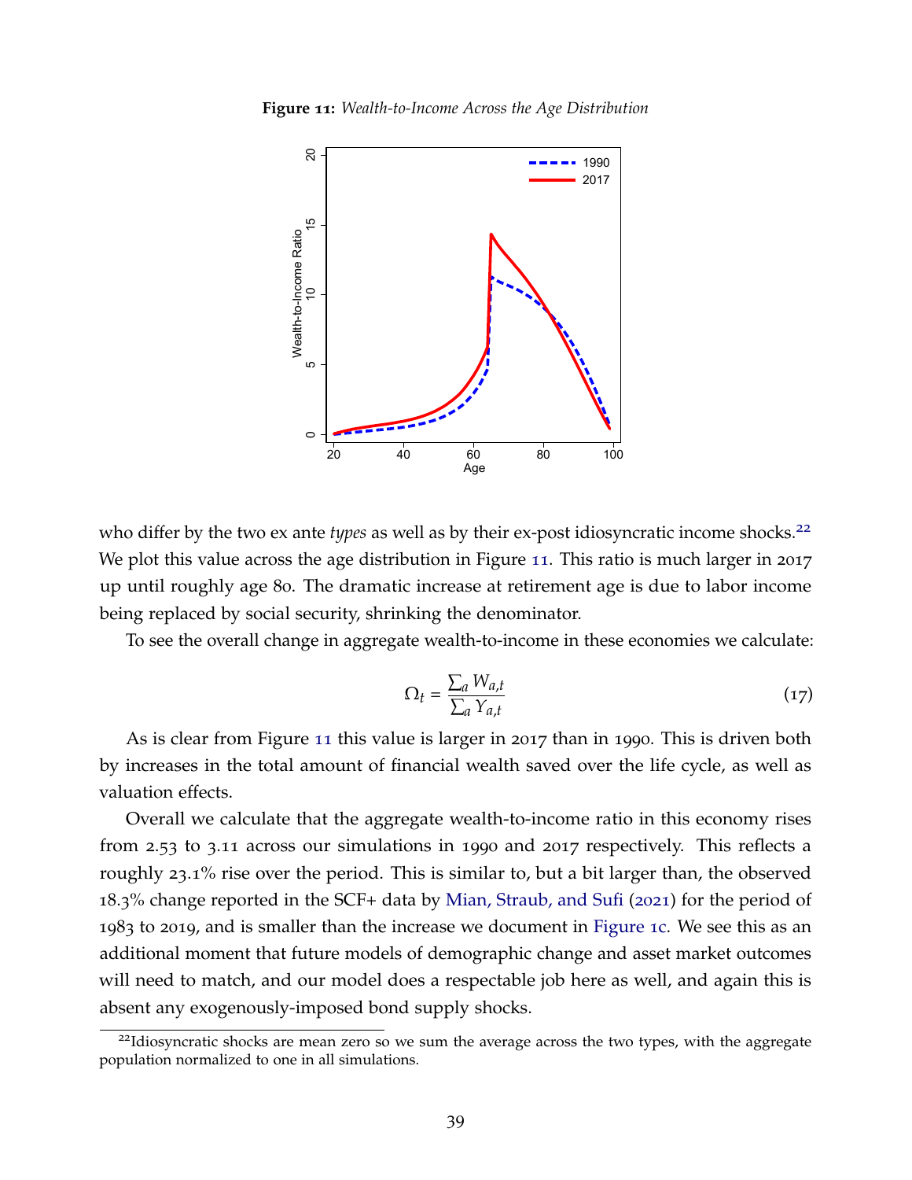**Figure 11:** *Wealth-to-Income Across the Age Distribution*

who differ by the two ex ante *types* as well as by their ex-post idiosyncratic income shocks.[22] We plot this value across the age distribution in Figure 11. This ratio is much larger in 2017 up until roughly age 80. The dramatic increase at retirement age is due to labor income being replaced by social security, shrinking the denominator.

To see the overall change in aggregate wealth-to-income in these economies we calculate:

$$\Omega_t = \frac{\sum_a W_{a,t}}{\sum_a Y_{a,t}} \tag{17}$$

As is clear from Figure 11 this value is larger in 2017 than in 1990. This is driven both by increases in the total amount of financial wealth saved over the life cycle, as well as valuation effects.

Overall we calculate that the aggregate wealth-to-income ratio in this economy rises from 2.53 to 3.11 across our simulations in 1990 and 2017 respectively. This reflects a roughly 23.1% rise over the period. This is similar to, but a bit larger than, the observed 18.3% change reported in the SCF+ data by Mian, Straub, and Sufi (2021) for the period of 1983 to 2019, and is smaller than the increase we document in Figure 1c. We see this as an additional moment that future models of demographic change and asset market outcomes will need to match, and our model does a respectable job here as well, and again this is absent any exogenously-imposed bond supply shocks.

[22] Idiosyncratic shocks are mean zero so we sum the average across the two types, with the aggregate population normalized to one in all simulations.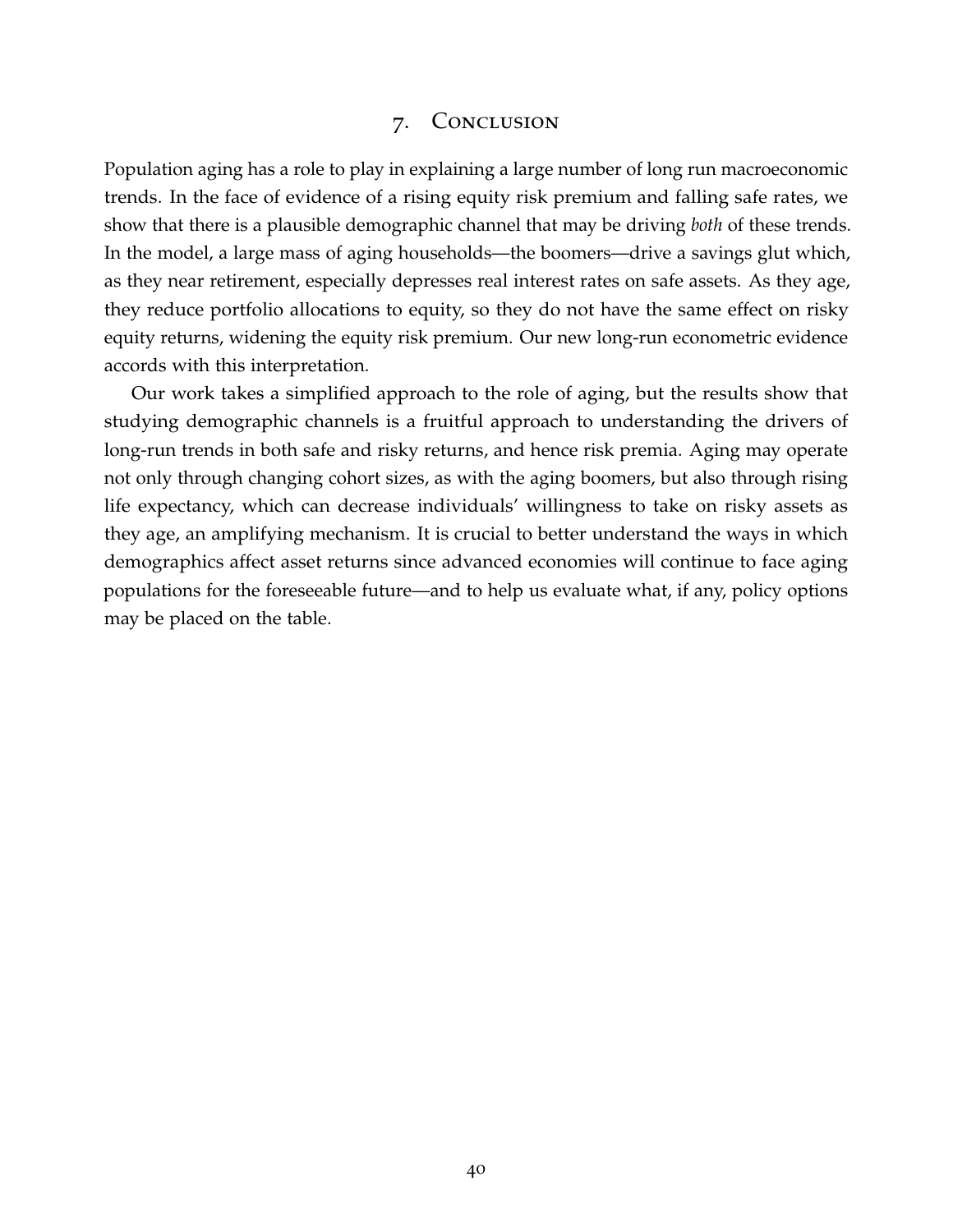## 7. Conclusion

Population aging has a role to play in explaining a large number of long run macroeconomic trends. In the face of evidence of a rising equity risk premium and falling safe rates, we show that there is a plausible demographic channel that may be driving *both* of these trends. In the model, a large mass of aging households—the boomers—drive a savings glut which, as they near retirement, especially depresses real interest rates on safe assets. As they age, they reduce portfolio allocations to equity, so they do not have the same effect on risky equity returns, widening the equity risk premium. Our new long-run econometric evidence accords with this interpretation.

Our work takes a simplified approach to the role of aging, but the results show that studying demographic channels is a fruitful approach to understanding the drivers of long-run trends in both safe and risky returns, and hence risk premia. Aging may operate not only through changing cohort sizes, as with the aging boomers, but also through rising life expectancy, which can decrease individuals' willingness to take on risky assets as they age, an amplifying mechanism. It is crucial to better understand the ways in which demographics affect asset returns since advanced economies will continue to face aging populations for the foreseeable future—and to help us evaluate what, if any, policy options may be placed on the table.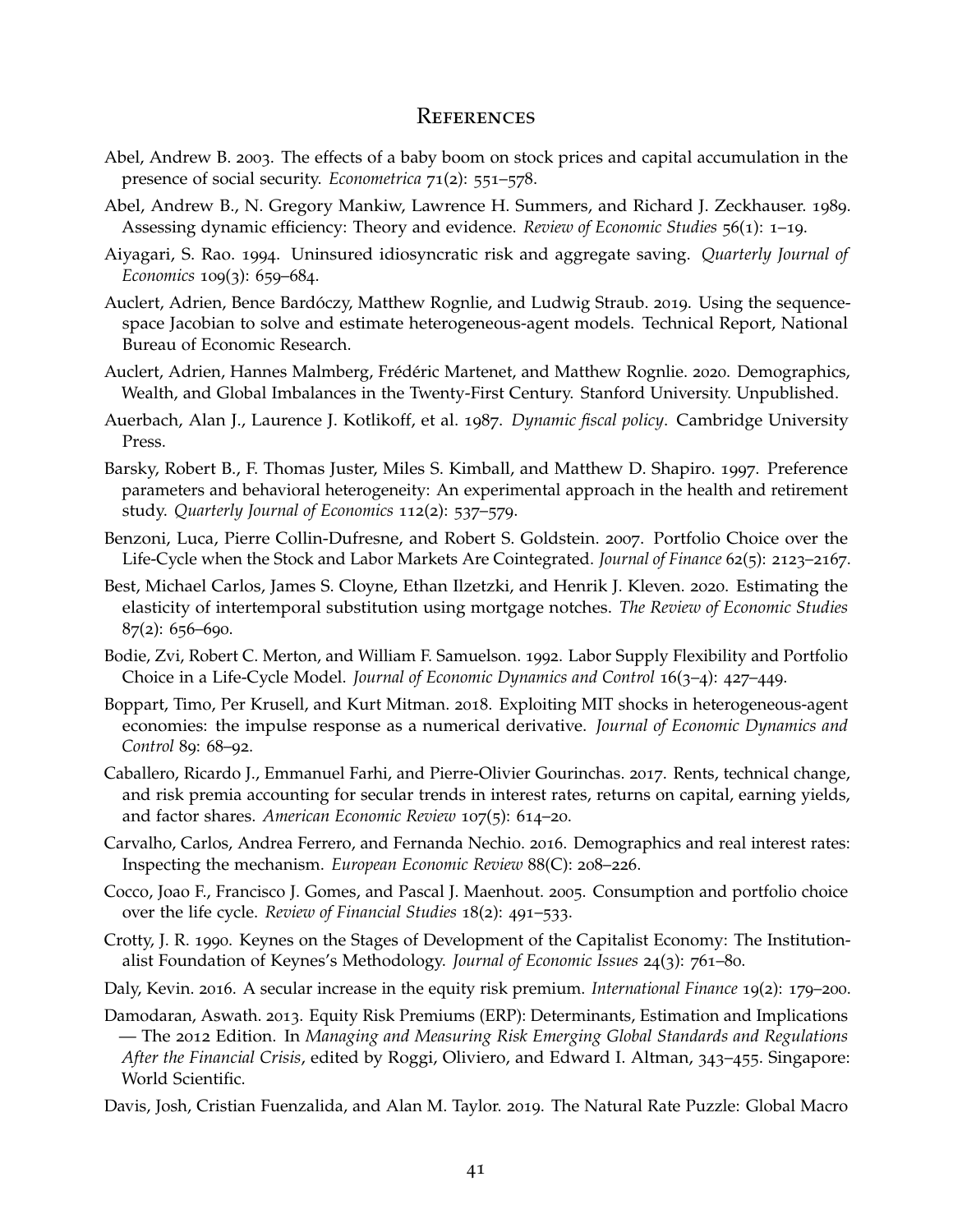# References

Abel, Andrew B. 2003. The effects of a baby boom on stock prices and capital accumulation in the presence of social security. *Econometrica* 71(2): 551–578.

Abel, Andrew B., N. Gregory Mankiw, Lawrence H. Summers, and Richard J. Zeckhauser. 1989. Assessing dynamic efficiency: Theory and evidence. *Review of Economic Studies* 56(1): 1–19.

Aiyagari, S. Rao. 1994. Uninsured idiosyncratic risk and aggregate saving. *Quarterly Journal of Economics* 109(3): 659–684.

Auclert, Adrien, Bence Bardóczy, Matthew Rognlie, and Ludwig Straub. 2019. Using the sequence-space Jacobian to solve and estimate heterogeneous-agent models. Technical Report, National Bureau of Economic Research.

Auclert, Adrien, Hannes Malmberg, Frédéric Martenet, and Matthew Rognlie. 2020. Demographics, Wealth, and Global Imbalances in the Twenty-First Century. Stanford University. Unpublished.

Auerbach, Alan J., Laurence J. Kotlikoff, et al. 1987. *Dynamic fiscal policy*. Cambridge University Press.

Barsky, Robert B., F. Thomas Juster, Miles S. Kimball, and Matthew D. Shapiro. 1997. Preference parameters and behavioral heterogeneity: An experimental approach in the health and retirement study. *Quarterly Journal of Economics* 112(2): 537–579.

Benzoni, Luca, Pierre Collin-Dufresne, and Robert S. Goldstein. 2007. Portfolio Choice over the Life-Cycle when the Stock and Labor Markets Are Cointegrated. *Journal of Finance* 62(5): 2123–2167.

Best, Michael Carlos, James S. Cloyne, Ethan Ilzetzki, and Henrik J. Kleven. 2020. Estimating the elasticity of intertemporal substitution using mortgage notches. *The Review of Economic Studies* 87(2): 656–690.

Bodie, Zvi, Robert C. Merton, and William F. Samuelson. 1992. Labor Supply Flexibility and Portfolio Choice in a Life-Cycle Model. *Journal of Economic Dynamics and Control* 16(3–4): 427–449.

Boppart, Timo, Per Krusell, and Kurt Mitman. 2018. Exploiting MIT shocks in heterogeneous-agent economies: the impulse response as a numerical derivative. *Journal of Economic Dynamics and Control* 89: 68–92.

Caballero, Ricardo J., Emmanuel Farhi, and Pierre-Olivier Gourinchas. 2017. Rents, technical change, and risk premia accounting for secular trends in interest rates, returns on capital, earning yields, and factor shares. *American Economic Review* 107(5): 614–20.

Carvalho, Carlos, Andrea Ferrero, and Fernanda Nechio. 2016. Demographics and real interest rates: Inspecting the mechanism. *European Economic Review* 88(C): 208–226.

Cocco, Joao F., Francisco J. Gomes, and Pascal J. Maenhout. 2005. Consumption and portfolio choice over the life cycle. *Review of Financial Studies* 18(2): 491–533.

Crotty, J. R. 1990. Keynes on the Stages of Development of the Capitalist Economy: The Institutionalist Foundation of Keynes's Methodology. *Journal of Economic Issues* 24(3): 761–80.

Daly, Kevin. 2016. A secular increase in the equity risk premium. *International Finance* 19(2): 179–200.

Damodaran, Aswath. 2013. Equity Risk Premiums (ERP): Determinants, Estimation and Implications — The 2012 Edition. In *Managing and Measuring Risk Emerging Global Standards and Regulations After the Financial Crisis*, edited by Roggi, Oliviero, and Edward I. Altman, 343–455. Singapore: World Scientific.

Davis, Josh, Cristian Fuenzalida, and Alan M. Taylor. 2019. The Natural Rate Puzzle: Global Macro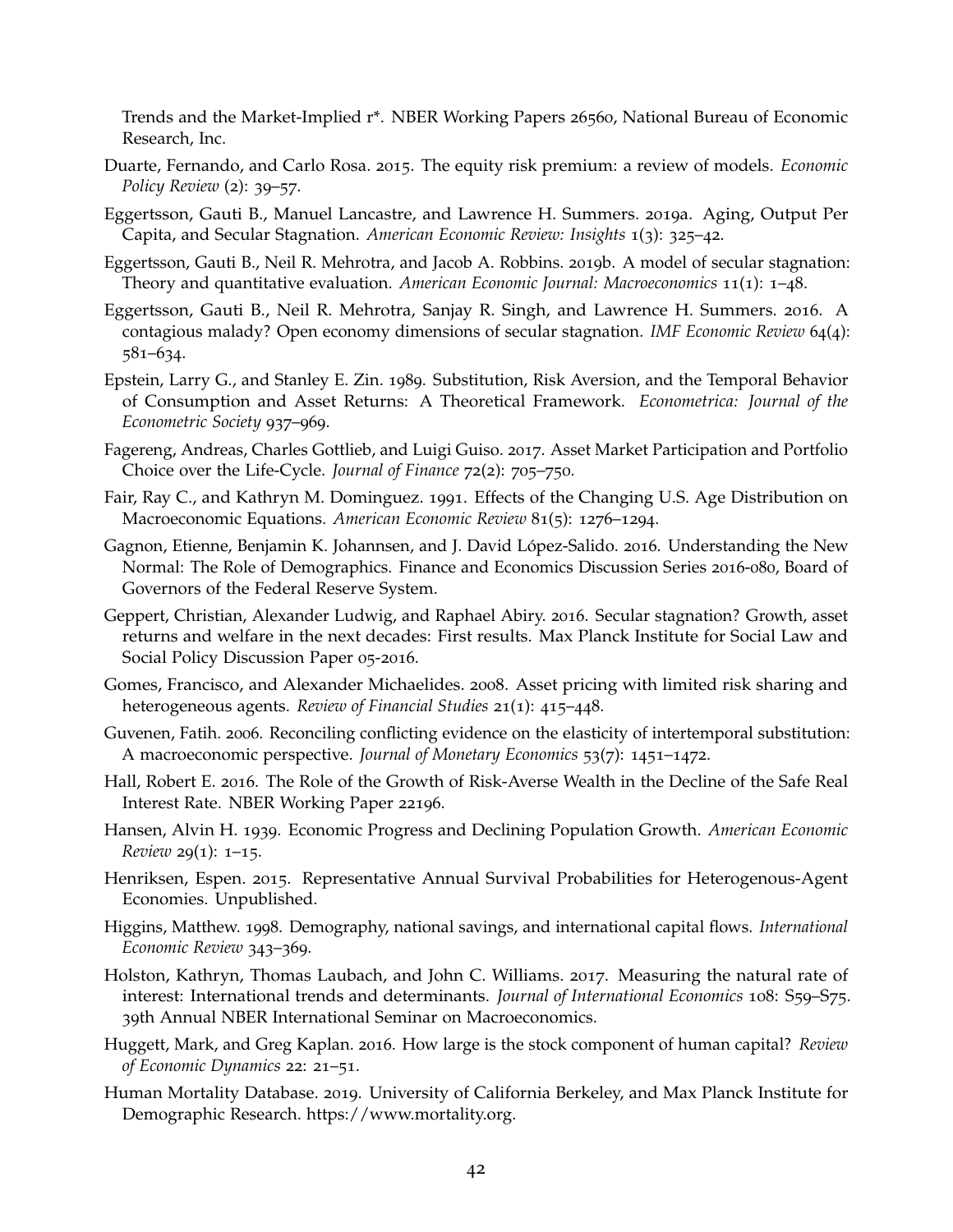Trends and the Market-Implied r*. NBER Working Papers 26560, National Bureau of Economic Research, Inc.

Duarte, Fernando, and Carlo Rosa. 2015. The equity risk premium: a review of models. *Economic Policy Review* (2): 39–57.

Eggertsson, Gauti B., Manuel Lancastre, and Lawrence H. Summers. 2019a. Aging, Output Per Capita, and Secular Stagnation. *American Economic Review: Insights* 1(3): 325–42.

Eggertsson, Gauti B., Neil R. Mehrotra, and Jacob A. Robbins. 2019b. A model of secular stagnation: Theory and quantitative evaluation. *American Economic Journal: Macroeconomics* 11(1): 1–48.

Eggertsson, Gauti B., Neil R. Mehrotra, Sanjay R. Singh, and Lawrence H. Summers. 2016. A contagious malady? Open economy dimensions of secular stagnation. *IMF Economic Review* 64(4): 581–634.

Epstein, Larry G., and Stanley E. Zin. 1989. Substitution, Risk Aversion, and the Temporal Behavior of Consumption and Asset Returns: A Theoretical Framework. *Econometrica: Journal of the Econometric Society* 937–969.

Fagereng, Andreas, Charles Gottlieb, and Luigi Guiso. 2017. Asset Market Participation and Portfolio Choice over the Life-Cycle. *Journal of Finance* 72(2): 705–750.

Fair, Ray C., and Kathryn M. Dominguez. 1991. Effects of the Changing U.S. Age Distribution on Macroeconomic Equations. *American Economic Review* 81(5): 1276–1294.

Gagnon, Etienne, Benjamin K. Johannsen, and J. David López-Salido. 2016. Understanding the New Normal: The Role of Demographics. Finance and Economics Discussion Series 2016-080, Board of Governors of the Federal Reserve System.

Geppert, Christian, Alexander Ludwig, and Raphael Abiry. 2016. Secular stagnation? Growth, asset returns and welfare in the next decades: First results. Max Planck Institute for Social Law and Social Policy Discussion Paper 05-2016.

Gomes, Francisco, and Alexander Michaelides. 2008. Asset pricing with limited risk sharing and heterogeneous agents. *Review of Financial Studies* 21(1): 415–448.

Guvenen, Fatih. 2006. Reconciling conflicting evidence on the elasticity of intertemporal substitution: A macroeconomic perspective. *Journal of Monetary Economics* 53(7): 1451–1472.

Hall, Robert E. 2016. The Role of the Growth of Risk-Averse Wealth in the Decline of the Safe Real Interest Rate. NBER Working Paper 22196.

Hansen, Alvin H. 1939. Economic Progress and Declining Population Growth. *American Economic Review* 29(1): 1–15.

Henriksen, Espen. 2015. Representative Annual Survival Probabilities for Heterogenous-Agent Economies. Unpublished.

Higgins, Matthew. 1998. Demography, national savings, and international capital flows. *International Economic Review* 343–369.

Holston, Kathryn, Thomas Laubach, and John C. Williams. 2017. Measuring the natural rate of interest: International trends and determinants. *Journal of International Economics* 108: S59–S75. 39th Annual NBER International Seminar on Macroeconomics.

Huggett, Mark, and Greg Kaplan. 2016. How large is the stock component of human capital? *Review of Economic Dynamics* 22: 21–51.

Human Mortality Database. 2019. University of California Berkeley, and Max Planck Institute for Demographic Research. https://www.mortality.org.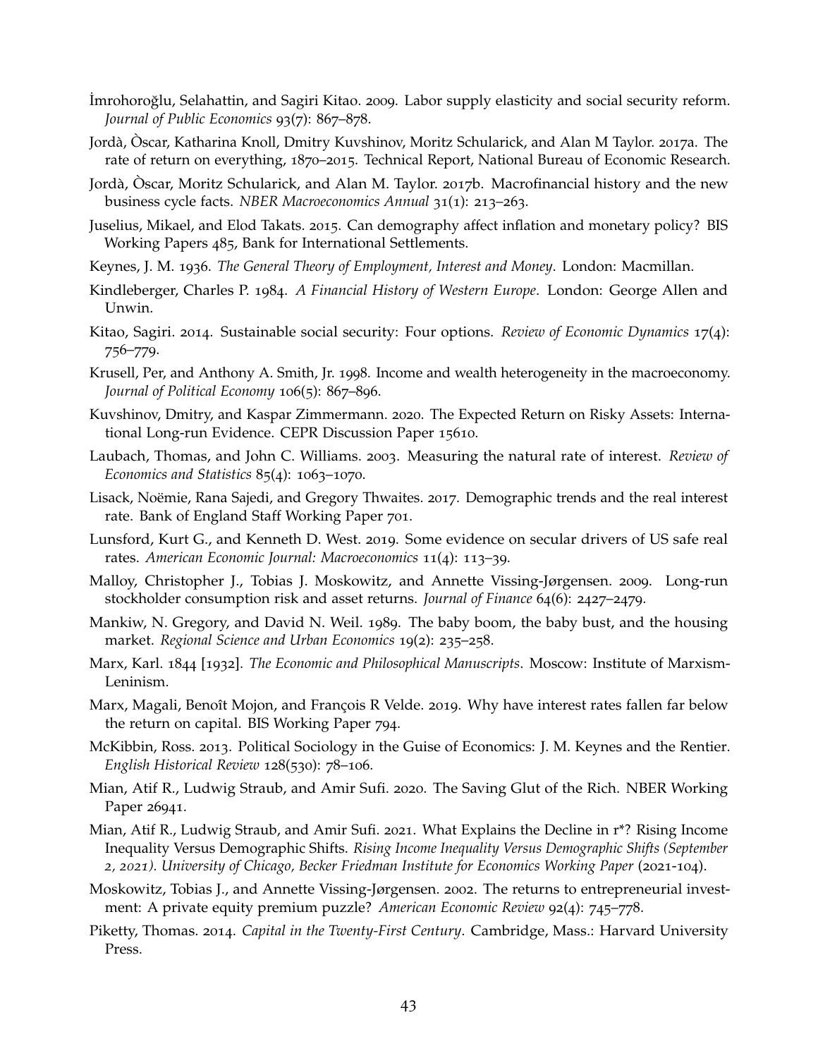İmrohoroğlu, Selahattin, and Sagiri Kitao. 2009. Labor supply elasticity and social security reform. *Journal of Public Economics* 93(7): 867–878.

Jordà, Òscar, Katharina Knoll, Dmitry Kuvshinov, Moritz Schularick, and Alan M Taylor. 2017a. The rate of return on everything, 1870–2015. Technical Report, National Bureau of Economic Research.

Jordà, Òscar, Moritz Schularick, and Alan M. Taylor. 2017b. Macrofinancial history and the new business cycle facts. *NBER Macroeconomics Annual* 31(1): 213–263.

Juselius, Mikael, and Elod Takats. 2015. Can demography affect inflation and monetary policy? BIS Working Papers 485, Bank for International Settlements.

Keynes, J. M. 1936. *The General Theory of Employment, Interest and Money*. London: Macmillan.

Kindleberger, Charles P. 1984. *A Financial History of Western Europe*. London: George Allen and Unwin.

Kitao, Sagiri. 2014. Sustainable social security: Four options. *Review of Economic Dynamics* 17(4): 756–779.

Krusell, Per, and Anthony A. Smith, Jr. 1998. Income and wealth heterogeneity in the macroeconomy. *Journal of Political Economy* 106(5): 867–896.

Kuvshinov, Dmitry, and Kaspar Zimmermann. 2020. The Expected Return on Risky Assets: International Long-run Evidence. CEPR Discussion Paper 15610.

Laubach, Thomas, and John C. Williams. 2003. Measuring the natural rate of interest. *Review of Economics and Statistics* 85(4): 1063–1070.

Lisack, Noëmie, Rana Sajedi, and Gregory Thwaites. 2017. Demographic trends and the real interest rate. Bank of England Staff Working Paper 701.

Lunsford, Kurt G., and Kenneth D. West. 2019. Some evidence on secular drivers of US safe real rates. *American Economic Journal: Macroeconomics* 11(4): 113–39.

Malloy, Christopher J., Tobias J. Moskowitz, and Annette Vissing-Jørgensen. 2009. Long-run stockholder consumption risk and asset returns. *Journal of Finance* 64(6): 2427–2479.

Mankiw, N. Gregory, and David N. Weil. 1989. The baby boom, the baby bust, and the housing market. *Regional Science and Urban Economics* 19(2): 235–258.

Marx, Karl. 1844 [1932]. *The Economic and Philosophical Manuscripts*. Moscow: Institute of Marxism-Leninism.

Marx, Magali, Benoît Mojon, and François R Velde. 2019. Why have interest rates fallen far below the return on capital. BIS Working Paper 794.

McKibbin, Ross. 2013. Political Sociology in the Guise of Economics: J. M. Keynes and the Rentier. *English Historical Review* 128(530): 78–106.

Mian, Atif R., Ludwig Straub, and Amir Sufi. 2020. The Saving Glut of the Rich. NBER Working Paper 26941.

Mian, Atif R., Ludwig Straub, and Amir Sufi. 2021. What Explains the Decline in r*? Rising Income Inequality Versus Demographic Shifts. *Rising Income Inequality Versus Demographic Shifts (September 2, 2021). University of Chicago, Becker Friedman Institute for Economics Working Paper* (2021-104).

Moskowitz, Tobias J., and Annette Vissing-Jørgensen. 2002. The returns to entrepreneurial investment: A private equity premium puzzle? *American Economic Review* 92(4): 745–778.

Piketty, Thomas. 2014. *Capital in the Twenty-First Century*. Cambridge, Mass.: Harvard University Press.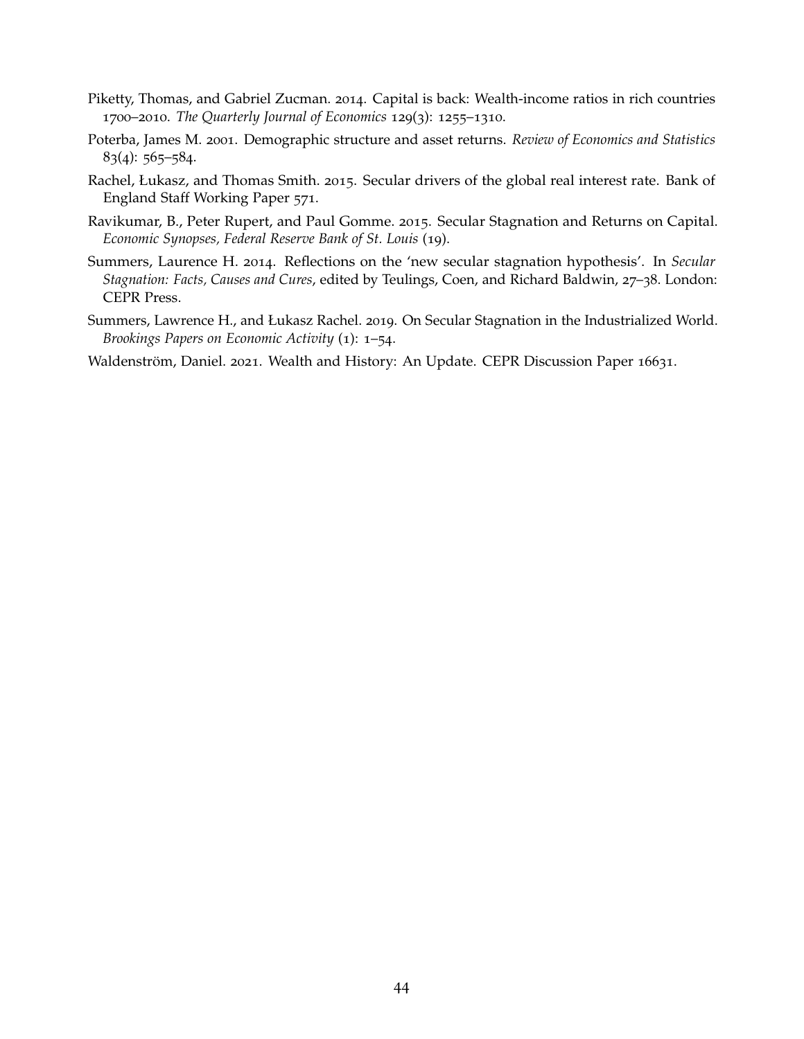Piketty, Thomas, and Gabriel Zucman. 2014. Capital is back: Wealth-income ratios in rich countries 1700–2010. *The Quarterly Journal of Economics* 129(3): 1255–1310.

Poterba, James M. 2001. Demographic structure and asset returns. *Review of Economics and Statistics* 83(4): 565–584.

Rachel, Łukasz, and Thomas Smith. 2015. Secular drivers of the global real interest rate. Bank of England Staff Working Paper 571.

Ravikumar, B., Peter Rupert, and Paul Gomme. 2015. Secular Stagnation and Returns on Capital. *Economic Synopses, Federal Reserve Bank of St. Louis* (19).

Summers, Laurence H. 2014. Reflections on the 'new secular stagnation hypothesis'. In *Secular Stagnation: Facts, Causes and Cures*, edited by Teulings, Coen, and Richard Baldwin, 27–38. London: CEPR Press.

Summers, Lawrence H., and Łukasz Rachel. 2019. On Secular Stagnation in the Industrialized World. *Brookings Papers on Economic Activity* (1): 1–54.

Waldenström, Daniel. 2021. Wealth and History: An Update. CEPR Discussion Paper 16631.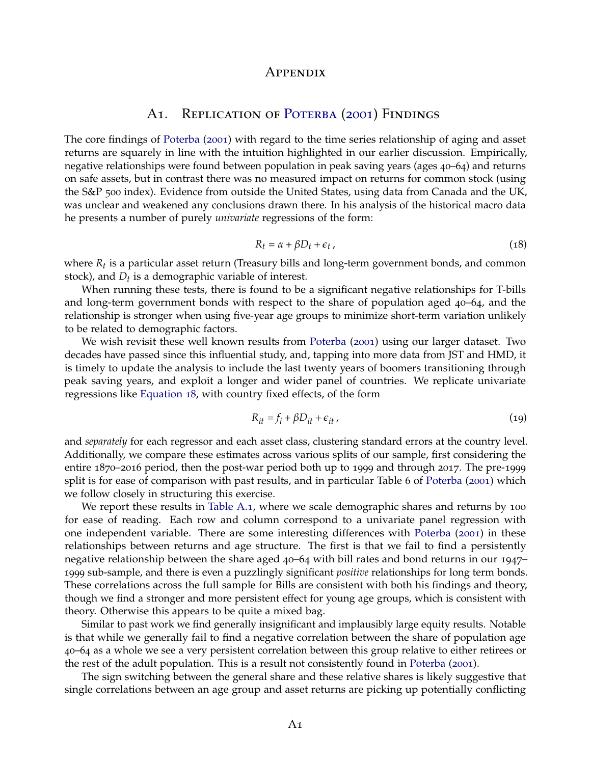# Appendix

## A1. Replication of Poterba (2001) Findings

The core findings of Poterba (2001) with regard to the time series relationship of aging and asset returns are squarely in line with the intuition highlighted in our earlier discussion. Empirically, negative relationships were found between population in peak saving years (ages 40–64) and returns on safe assets, but in contrast there was no measured impact on returns for common stock (using the S&P 500 index). Evidence from outside the United States, using data from Canada and the UK, was unclear and weakened any conclusions drawn there. In his analysis of the historical macro data he presents a number of purely *univariate* regressions of the form:

$$R_t = \alpha + \beta D_t + \epsilon_t \,, \tag{18}$$

where $R_t$ is a particular asset return (Treasury bills and long-term government bonds, and common stock), and $D_t$ is a demographic variable of interest.

When running these tests, there is found to be a significant negative relationships for T-bills and long-term government bonds with respect to the share of population aged 40–64, and the relationship is stronger when using five-year age groups to minimize short-term variation unlikely to be related to demographic factors.

We wish revisit these well known results from Poterba (2001) using our larger dataset. Two decades have passed since this influential study, and, tapping into more data from JST and HMD, it is timely to update the analysis to include the last twenty years of boomers transitioning through peak saving years, and exploit a longer and wider panel of countries. We replicate univariate regressions like Equation 18, with country fixed effects, of the form

$$R_{it} = f_i + \beta D_{it} + \epsilon_{it} \,, \tag{19}$$

and *separately* for each regressor and each asset class, clustering standard errors at the country level. Additionally, we compare these estimates across various splits of our sample, first considering the entire 1870–2016 period, then the post-war period both up to 1999 and through 2017. The pre-1999 split is for ease of comparison with past results, and in particular Table 6 of Poterba (2001) which we follow closely in structuring this exercise.

We report these results in Table A.1, where we scale demographic shares and returns by 100 for ease of reading. Each row and column correspond to a univariate panel regression with one independent variable. There are some interesting differences with Poterba (2001) in these relationships between returns and age structure. The first is that we fail to find a persistently negative relationship between the share aged 40–64 with bill rates and bond returns in our 1947–1999 sub-sample, and there is even a puzzlingly significant *positive* relationships for long term bonds. These correlations across the full sample for Bills are consistent with both his findings and theory, though we find a stronger and more persistent effect for young age groups, which is consistent with theory. Otherwise this appears to be quite a mixed bag.

Similar to past work we find generally insignificant and implausibly large equity results. Notable is that while we generally fail to find a negative correlation between the share of population age 40–64 as a whole we see a very persistent correlation between this group relative to either retirees or the rest of the adult population. This is a result not consistently found in Poterba (2001).

The sign switching between the general share and these relative shares is likely suggestive that single correlations between an age group and asset returns are picking up potentially conflicting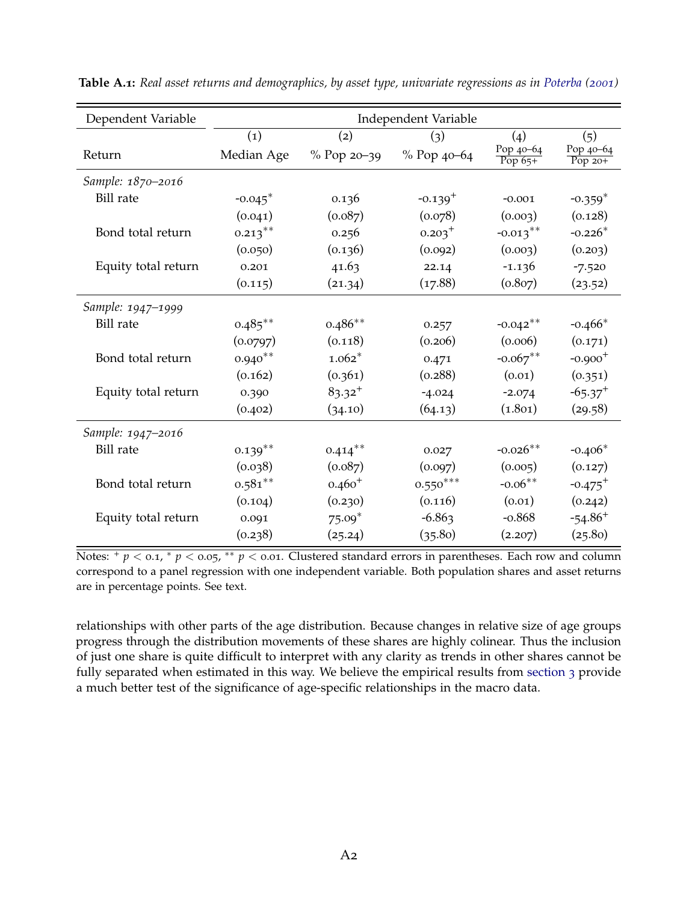**Table A.1:** *Real asset returns and demographics, by asset type, univariate regressions as in Poterba (2001)*

| Dependent Variable | Independent Variable | | | | |
|---|---|---|---|---|---|
| | (1) | (2) | (3) | (4) | (5) |
| Return | Median Age | % Pop 20–39 | % Pop 40–64 | $\frac{\text{Pop 40–64}}{\text{Pop 65+}}$ | $\frac{\text{Pop 40–64}}{\text{Pop 20+}}$ |
| *Sample: 1870–2016* | | | | | |
| Bill rate | -0.045$^{*}$ | 0.136 | -0.139$^{+}$ | -0.001 | -0.359$^{*}$ |
| | (0.041) | (0.087) | (0.078) | (0.003) | (0.128) |
| Bond total return | 0.213$^{**}$ | 0.256 | 0.203$^{+}$ | -0.013$^{**}$ | -0.226$^{*}$ |
| | (0.050) | (0.136) | (0.092) | (0.003) | (0.203) |
| Equity total return | 0.201 | 41.63 | 22.14 | -1.136 | -7.520 |
| | (0.115) | (21.34) | (17.88) | (0.807) | (23.52) |
| *Sample: 1947–1999* | | | | | |
| Bill rate | 0.485$^{**}$ | 0.486$^{**}$ | 0.257 | -0.042$^{**}$ | -0.466$^{*}$ |
| | (0.0797) | (0.118) | (0.206) | (0.006) | (0.171) |
| Bond total return | 0.940$^{**}$ | 1.062$^{*}$ | 0.471 | -0.067$^{**}$ | -0.900$^{+}$ |
| | (0.162) | (0.361) | (0.288) | (0.01) | (0.351) |
| Equity total return | 0.390 | 83.32$^{+}$ | -4.024 | -2.074 | -65.37$^{+}$ |
| | (0.402) | (34.10) | (64.13) | (1.801) | (29.58) |
| *Sample: 1947–2016* | | | | | |
| Bill rate | 0.139$^{**}$ | 0.414$^{**}$ | 0.027 | -0.026$^{**}$ | -0.406$^{*}$ |
| | (0.038) | (0.087) | (0.097) | (0.005) | (0.127) |
| Bond total return | 0.581$^{**}$ | 0.460$^{+}$ | 0.550$^{***}$ | -0.06$^{**}$ | -0.475$^{+}$ |
| | (0.104) | (0.230) | (0.116) | (0.01) | (0.242) |
| Equity total return | 0.091 | 75.09$^{*}$ | -6.863 | -0.868 | -54.86$^{+}$ |
| | (0.238) | (25.24) | (35.80) | (2.207) | (25.80) |

Notes: $^{+}$ $p < 0.1$, $^{*}$ $p < 0.05$, $^{**}$ $p < 0.01$. Clustered standard errors in parentheses. Each row and column correspond to a panel regression with one independent variable. Both population shares and asset returns are in percentage points. See text.

relationships with other parts of the age distribution. Because changes in relative size of age groups progress through the distribution movements of these shares are highly colinear. Thus the inclusion of just one share is quite difficult to interpret with any clarity as trends in other shares cannot be fully separated when estimated in this way. We believe the empirical results from section 3 provide a much better test of the significance of age-specific relationships in the macro data.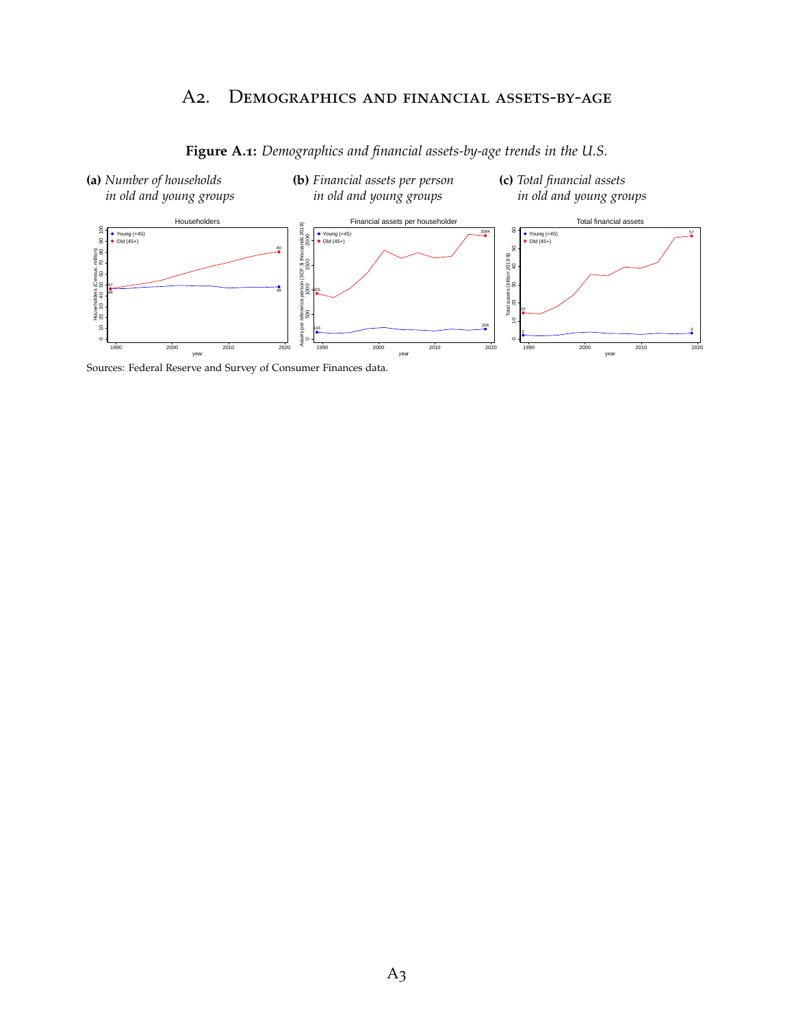## A2. Demographics and financial assets-by-age

**Figure A.1:** *Demographics and financial assets-by-age trends in the U.S.*

**(a)** *Number of households in old and young groups*

Householders

Householders (Census, million)

0 10 20 30 40 50 60 70 80 90 100

year

1990 2000 2010 2020

Young (<45)

Old (45+)

47

46

80

48

**(b)** *Financial assets per person in old and young groups*

Financial assets per householder

Assets per reference person (SCF, $ thousands 2019)

0 500 1000 1500 2000

year

1990 2000 2010 2020

Young (<45)

Old (45+)

925

143

2094

206

**(c)** *Total financial assets in old and young groups*

Total financial assets

Total assets (trillion 2019 $)

0 10 20 30 40 50 60

year

1990 2000 2010 2020

Young (<45)

Old (45+)

15

2

57

3

Sources: Federal Reserve and Survey of Consumer Finances data.